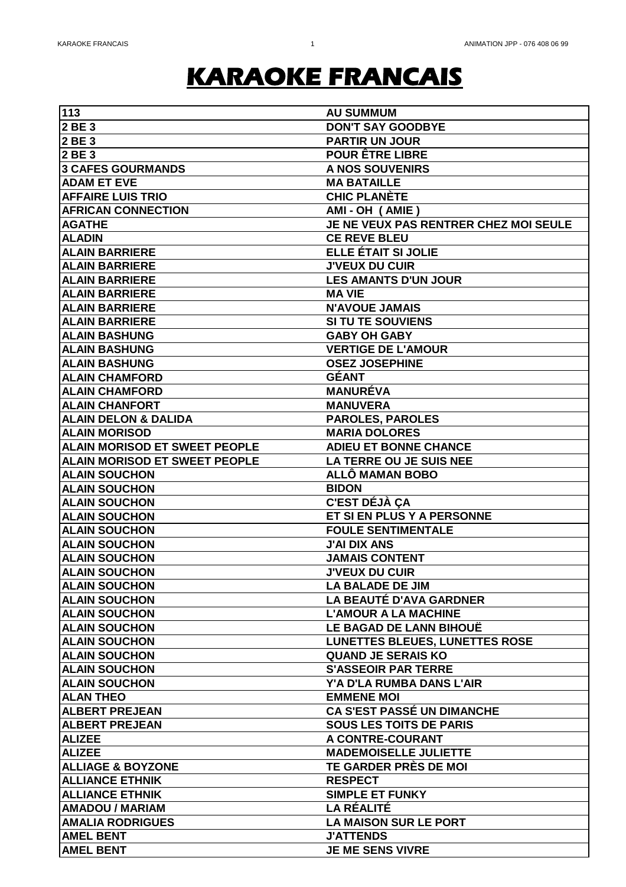# KARAOKE FRANCAIS

| | |
|---|---|
| 113 | AU SUMMUM |
| 2 BE 3 | DON'T SAY GOODBYE |
| 2 BE 3 | PARTIR UN JOUR |
| 2 BE 3 | POUR ÊTRE LIBRE |
| 3 CAFES GOURMANDS | A NOS SOUVENIRS |
| ADAM ET EVE | MA BATAILLE |
| AFFAIRE LUIS TRIO | CHIC PLANÈTE |
| AFRICAN CONNECTION | AMI - OH ( AMIE ) |
| AGATHE | JE NE VEUX PAS RENTRER CHEZ MOI SEULE |
| ALADIN | CE REVE BLEU |
| ALAIN BARRIERE | ELLE ÉTAIT SI JOLIE |
| ALAIN BARRIERE | J'VEUX DU CUIR |
| ALAIN BARRIERE | LES AMANTS D'UN JOUR |
| ALAIN BARRIERE | MA VIE |
| ALAIN BARRIERE | N'AVOUE JAMAIS |
| ALAIN BARRIERE | SI TU TE SOUVIENS |
| ALAIN BASHUNG | GABY OH GABY |
| ALAIN BASHUNG | VERTIGE DE L'AMOUR |
| ALAIN BASHUNG | OSEZ JOSEPHINE |
| ALAIN CHAMFORD | GÉANT |
| ALAIN CHAMFORD | MANURÉVA |
| ALAIN CHANFORT | MANUVERA |
| ALAIN DELON & DALIDA | PAROLES, PAROLES |
| ALAIN MORISOD | MARIA DOLORES |
| ALAIN MORISOD ET SWEET PEOPLE | ADIEU ET BONNE CHANCE |
| ALAIN MORISOD ET SWEET PEOPLE | LA TERRE OU JE SUIS NEE |
| ALAIN SOUCHON | ALLÔ MAMAN BOBO |
| ALAIN SOUCHON | BIDON |
| ALAIN SOUCHON | C'EST DÉJÀ ÇA |
| ALAIN SOUCHON | ET SI EN PLUS Y A PERSONNE |
| ALAIN SOUCHON | FOULE SENTIMENTALE |
| ALAIN SOUCHON | J'AI DIX ANS |
| ALAIN SOUCHON | JAMAIS CONTENT |
| ALAIN SOUCHON | J'VEUX DU CUIR |
| ALAIN SOUCHON | LA BALADE DE JIM |
| ALAIN SOUCHON | LA BEAUTÉ D'AVA GARDNER |
| ALAIN SOUCHON | L'AMOUR A LA MACHINE |
| ALAIN SOUCHON | LE BAGAD DE LANN BIHOUË |
| ALAIN SOUCHON | LUNETTES BLEUES, LUNETTES ROSE |
| ALAIN SOUCHON | QUAND JE SERAIS KO |
| ALAIN SOUCHON | S'ASSEOIR PAR TERRE |
| ALAIN SOUCHON | Y'A D'LA RUMBA DANS L'AIR |
| ALAN THEO | EMMENE MOI |
| ALBERT PREJEAN | CA S'EST PASSÉ UN DIMANCHE |
| ALBERT PREJEAN | SOUS LES TOITS DE PARIS |
| ALIZEE | A CONTRE-COURANT |
| ALIZEE | MADEMOISELLE JULIETTE |
| ALLIAGE & BOYZONE | TE GARDER PRÈS DE MOI |
| ALLIANCE ETHNIK | RESPECT |
| ALLIANCE ETHNIK | SIMPLE ET FUNKY |
| AMADOU / MARIAM | LA RÉALITÉ |
| AMALIA RODRIGUES | LA MAISON SUR LE PORT |
| AMEL BENT | J'ATTENDS |
| AMEL BENT | JE ME SENS VIVRE |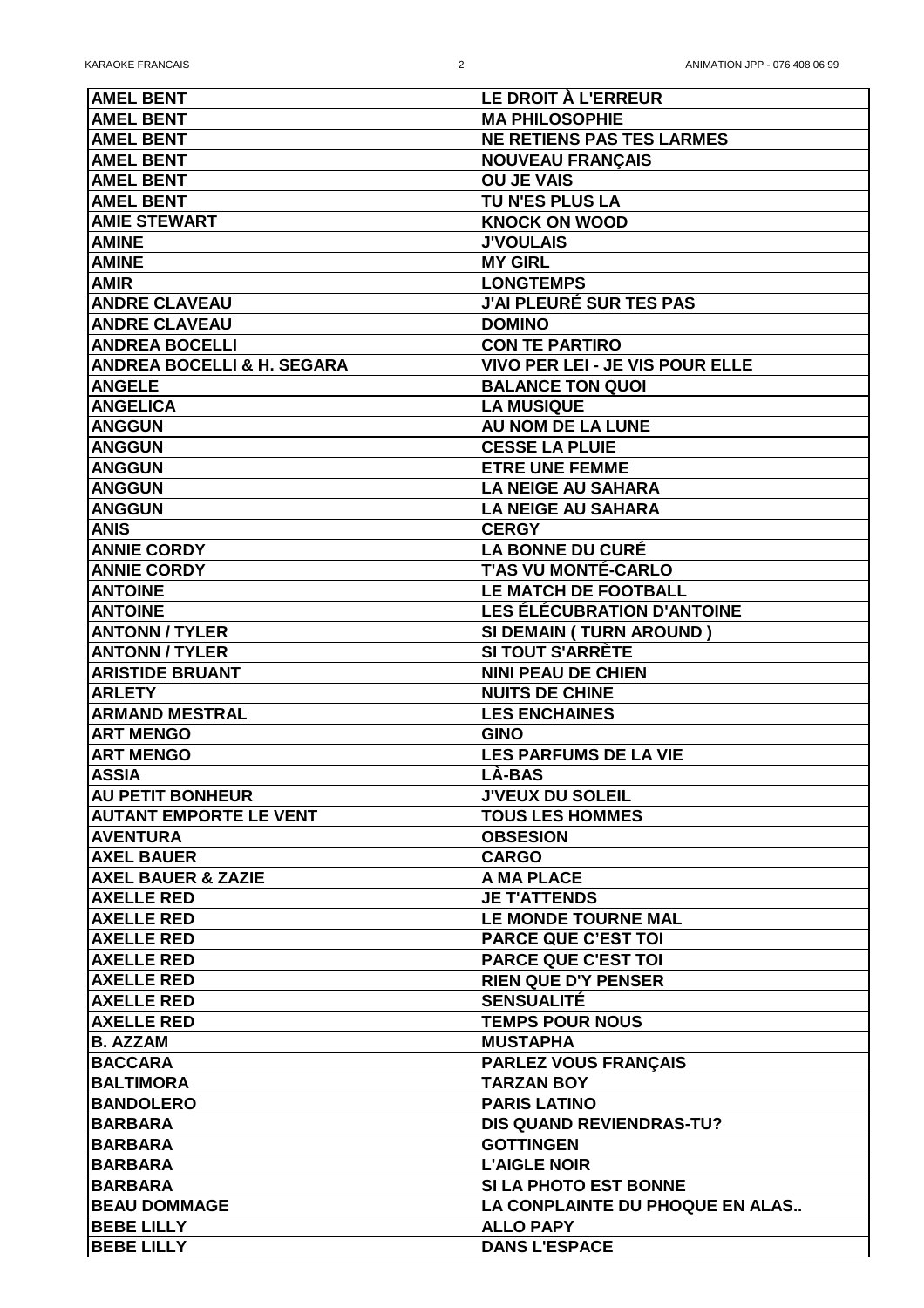| | |
|---|---|
| **AMEL BENT** | **LE DROIT À L'ERREUR** |
| **AMEL BENT** | **MA PHILOSOPHIE** |
| **AMEL BENT** | **NE RETIENS PAS TES LARMES** |
| **AMEL BENT** | **NOUVEAU FRANÇAIS** |
| **AMEL BENT** | **OU JE VAIS** |
| **AMEL BENT** | **TU N'ES PLUS LA** |
| **AMIE STEWART** | **KNOCK ON WOOD** |
| **AMINE** | **J'VOULAIS** |
| **AMINE** | **MY GIRL** |
| **AMIR** | **LONGTEMPS** |
| **ANDRE CLAVEAU** | **J'AI PLEURÉ SUR TES PAS** |
| **ANDRE CLAVEAU** | **DOMINO** |
| **ANDREA BOCELLI** | **CON TE PARTIRO** |
| **ANDREA BOCELLI & H. SEGARA** | **VIVO PER LEI - JE VIS POUR ELLE** |
| **ANGELE** | **BALANCE TON QUOI** |
| **ANGELICA** | **LA MUSIQUE** |
| **ANGGUN** | **AU NOM DE LA LUNE** |
| **ANGGUN** | **CESSE LA PLUIE** |
| **ANGGUN** | **ETRE UNE FEMME** |
| **ANGGUN** | **LA NEIGE AU SAHARA** |
| **ANGGUN** | **LA NEIGE AU SAHARA** |
| **ANIS** | **CERGY** |
| **ANNIE CORDY** | **LA BONNE DU CURÉ** |
| **ANNIE CORDY** | **T'AS VU MONTÉ-CARLO** |
| **ANTOINE** | **LE MATCH DE FOOTBALL** |
| **ANTOINE** | **LES ÉLÉCUBRATION D'ANTOINE** |
| **ANTONN / TYLER** | **SI DEMAIN ( TURN AROUND )** |
| **ANTONN / TYLER** | **SI TOUT S'ARRÈTE** |
| **ARISTIDE BRUANT** | **NINI PEAU DE CHIEN** |
| **ARLETY** | **NUITS DE CHINE** |
| **ARMAND MESTRAL** | **LES ENCHAINES** |
| **ART MENGO** | **GINO** |
| **ART MENGO** | **LES PARFUMS DE LA VIE** |
| **ASSIA** | **LÀ-BAS** |
| **AU PETIT BONHEUR** | **J'VEUX DU SOLEIL** |
| **AUTANT EMPORTE LE VENT** | **TOUS LES HOMMES** |
| **AVENTURA** | **OBSESION** |
| **AXEL BAUER** | **CARGO** |
| **AXEL BAUER & ZAZIE** | **A MA PLACE** |
| **AXELLE RED** | **JE T'ATTENDS** |
| **AXELLE RED** | **LE MONDE TOURNE MAL** |
| **AXELLE RED** | **PARCE QUE C'EST TOI** |
| **AXELLE RED** | **PARCE QUE C'EST TOI** |
| **AXELLE RED** | **RIEN QUE D'Y PENSER** |
| **AXELLE RED** | **SENSUALITÉ** |
| **AXELLE RED** | **TEMPS POUR NOUS** |
| **B. AZZAM** | **MUSTAPHA** |
| **BACCARA** | **PARLEZ VOUS FRANÇAIS** |
| **BALTIMORA** | **TARZAN BOY** |
| **BANDOLERO** | **PARIS LATINO** |
| **BARBARA** | **DIS QUAND REVIENDRAS-TU?** |
| **BARBARA** | **GOTTINGEN** |
| **BARBARA** | **L'AIGLE NOIR** |
| **BARBARA** | **SI LA PHOTO EST BONNE** |
| **BEAU DOMMAGE** | **LA CONPLAINTE DU PHOQUE EN ALAS..** |
| **BEBE LILLY** | **ALLO PAPY** |
| **BEBE LILLY** | **DANS L'ESPACE** |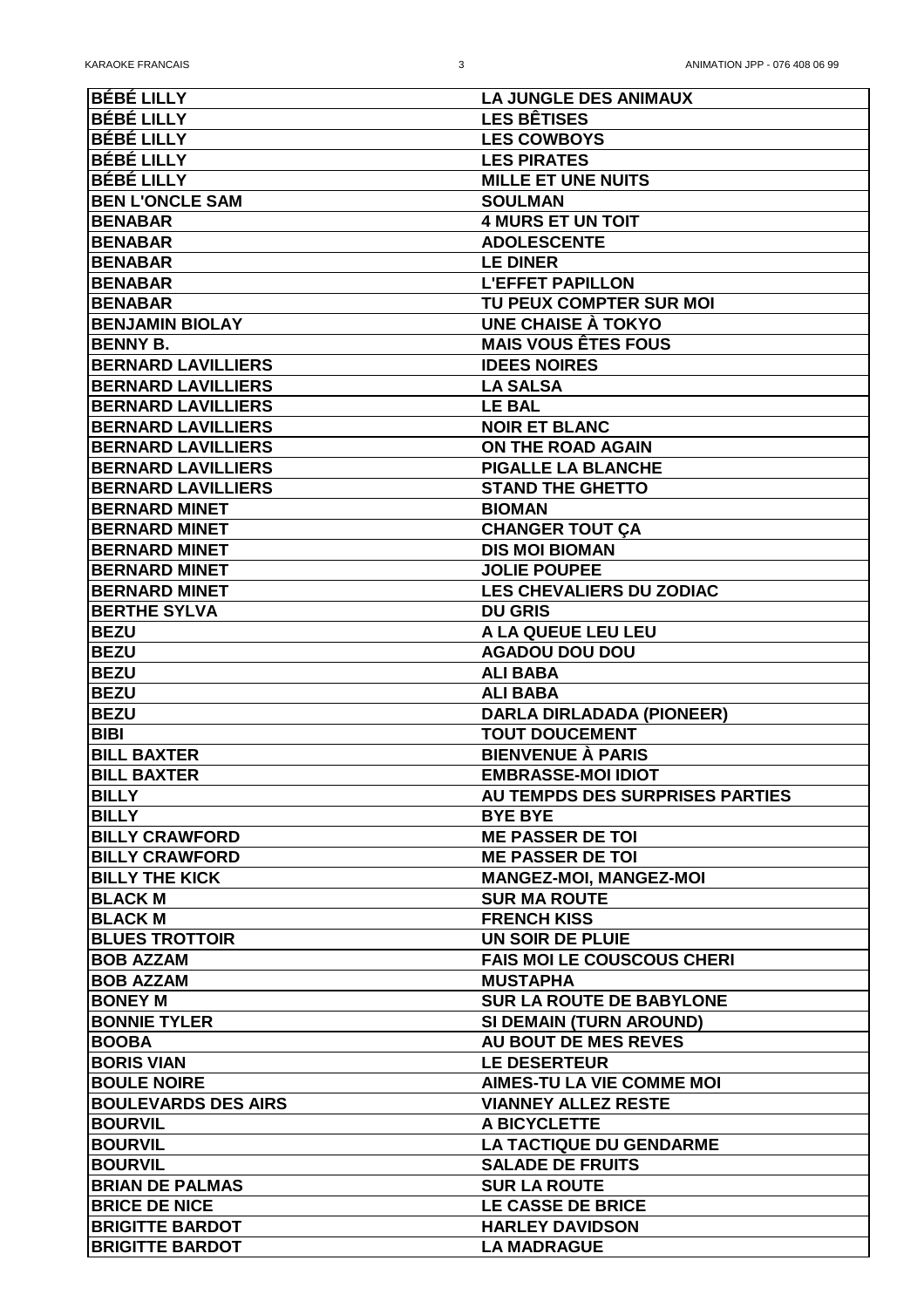| | |
|---|---|
| BÉBÉ LILLY | LA JUNGLE DES ANIMAUX |
| BÉBÉ LILLY | LES BÊTISES |
| BÉBÉ LILLY | LES COWBOYS |
| BÉBÉ LILLY | LES PIRATES |
| BÉBÉ LILLY | MILLE ET UNE NUITS |
| BEN L'ONCLE SAM | SOULMAN |
| BENABAR | 4 MURS ET UN TOIT |
| BENABAR | ADOLESCENTE |
| BENABAR | LE DINER |
| BENABAR | L'EFFET PAPILLON |
| BENABAR | TU PEUX COMPTER SUR MOI |
| BENJAMIN BIOLAY | UNE CHAISE À TOKYO |
| BENNY B. | MAIS VOUS ÊTES FOUS |
| BERNARD LAVILLIERS | IDEES NOIRES |
| BERNARD LAVILLIERS | LA SALSA |
| BERNARD LAVILLIERS | LE BAL |
| BERNARD LAVILLIERS | NOIR ET BLANC |
| BERNARD LAVILLIERS | ON THE ROAD AGAIN |
| BERNARD LAVILLIERS | PIGALLE LA BLANCHE |
| BERNARD LAVILLIERS | STAND THE GHETTO |
| BERNARD MINET | BIOMAN |
| BERNARD MINET | CHANGER TOUT ÇA |
| BERNARD MINET | DIS MOI BIOMAN |
| BERNARD MINET | JOLIE POUPEE |
| BERNARD MINET | LES CHEVALIERS DU ZODIAC |
| BERTHE SYLVA | DU GRIS |
| BEZU | A LA QUEUE LEU LEU |
| BEZU | AGADOU DOU DOU |
| BEZU | ALI BABA |
| BEZU | ALI BABA |
| BEZU | DARLA DIRLADADA (PIONEER) |
| BIBI | TOUT DOUCEMENT |
| BILL BAXTER | BIENVENUE À PARIS |
| BILL BAXTER | EMBRASSE-MOI IDIOT |
| BILLY | AU TEMPDS DES SURPRISES PARTIES |
| BILLY | BYE BYE |
| BILLY CRAWFORD | ME PASSER DE TOI |
| BILLY CRAWFORD | ME PASSER DE TOI |
| BILLY THE KICK | MANGEZ-MOI, MANGEZ-MOI |
| BLACK M | SUR MA ROUTE |
| BLACK M | FRENCH KISS |
| BLUES TROTTOIR | UN SOIR DE PLUIE |
| BOB AZZAM | FAIS MOI LE COUSCOUS CHERI |
| BOB AZZAM | MUSTAPHA |
| BONEY M | SUR LA ROUTE DE BABYLONE |
| BONNIE TYLER | SI DEMAIN (TURN AROUND) |
| BOOBA | AU BOUT DE MES REVES |
| BORIS VIAN | LE DESERTEUR |
| BOULE NOIRE | AIMES-TU LA VIE COMME MOI |
| BOULEVARDS DES AIRS | VIANNEY ALLEZ RESTE |
| BOURVIL | A BICYCLETTE |
| BOURVIL | LA TACTIQUE DU GENDARME |
| BOURVIL | SALADE DE FRUITS |
| BRIAN DE PALMAS | SUR LA ROUTE |
| BRICE DE NICE | LE CASSE DE BRICE |
| BRIGITTE BARDOT | HARLEY DAVIDSON |
| BRIGITTE BARDOT | LA MADRAGUE |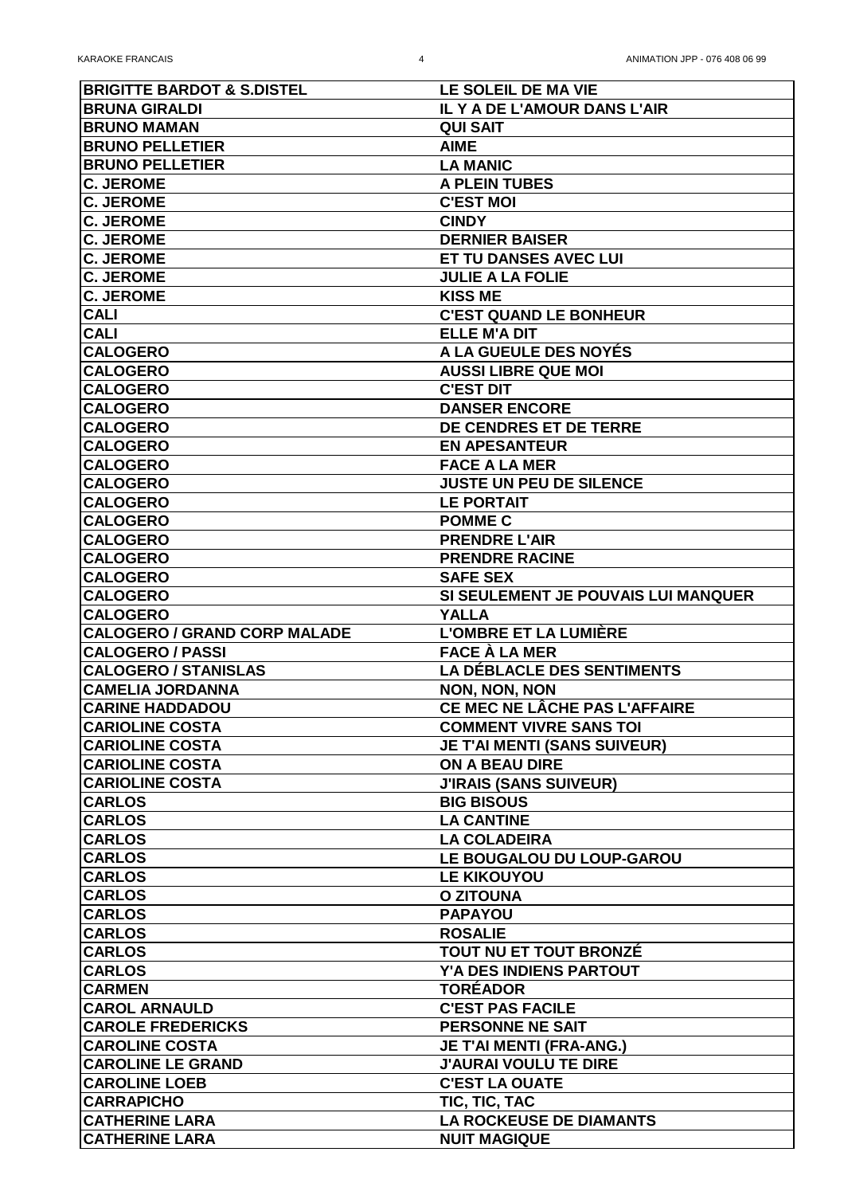| | |
|---|---|
| BRIGITTE BARDOT & S.DISTEL | LE SOLEIL DE MA VIE |
| BRUNA GIRALDI | IL Y A DE L'AMOUR DANS L'AIR |
| BRUNO MAMAN | QUI SAIT |
| BRUNO PELLETIER | AIME |
| BRUNO PELLETIER | LA MANIC |
| C. JEROME | A PLEIN TUBES |
| C. JEROME | C'EST MOI |
| C. JEROME | CINDY |
| C. JEROME | DERNIER BAISER |
| C. JEROME | ET TU DANSES AVEC LUI |
| C. JEROME | JULIE A LA FOLIE |
| C. JEROME | KISS ME |
| CALI | C'EST QUAND LE BONHEUR |
| CALI | ELLE M'A DIT |
| CALOGERO | A LA GUEULE DES NOYÉS |
| CALOGERO | AUSSI LIBRE QUE MOI |
| CALOGERO | C'EST DIT |
| CALOGERO | DANSER ENCORE |
| CALOGERO | DE CENDRES ET DE TERRE |
| CALOGERO | EN APESANTEUR |
| CALOGERO | FACE A LA MER |
| CALOGERO | JUSTE UN PEU DE SILENCE |
| CALOGERO | LE PORTAIT |
| CALOGERO | POMME C |
| CALOGERO | PRENDRE L'AIR |
| CALOGERO | PRENDRE RACINE |
| CALOGERO | SAFE SEX |
| CALOGERO | SI SEULEMENT JE POUVAIS LUI MANQUER |
| CALOGERO | YALLA |
| CALOGERO / GRAND CORP MALADE | L'OMBRE ET LA LUMIÈRE |
| CALOGERO / PASSI | FACE À LA MER |
| CALOGERO / STANISLAS | LA DÉBLACLE DES SENTIMENTS |
| CAMELIA JORDANNA | NON, NON, NON |
| CARINE HADDADOU | CE MEC NE LÂCHE PAS L'AFFAIRE |
| CARIOLINE COSTA | COMMENT VIVRE SANS TOI |
| CARIOLINE COSTA | JE T'AI MENTI (SANS SUIVEUR) |
| CARIOLINE COSTA | ON A BEAU DIRE |
| CARIOLINE COSTA | J'IRAIS (SANS SUIVEUR) |
| CARLOS | BIG BISOUS |
| CARLOS | LA CANTINE |
| CARLOS | LA COLADEIRA |
| CARLOS | LE BOUGALOU DU LOUP-GAROU |
| CARLOS | LE KIKOUYOU |
| CARLOS | O ZITOUNA |
| CARLOS | PAPAYOU |
| CARLOS | ROSALIE |
| CARLOS | TOUT NU ET TOUT BRONZÉ |
| CARLOS | Y'A DES INDIENS PARTOUT |
| CARMEN | TORÉADOR |
| CAROL ARNAULD | C'EST PAS FACILE |
| CAROLE FREDERICKS | PERSONNE NE SAIT |
| CAROLINE COSTA | JE T'AI MENTI (FRA-ANG.) |
| CAROLINE LE GRAND | J'AURAI VOULU TE DIRE |
| CAROLINE LOEB | C'EST LA OUATE |
| CARRAPICHO | TIC, TIC, TAC |
| CATHERINE LARA | LA ROCKEUSE DE DIAMANTS |
| CATHERINE LARA | NUIT MAGIQUE |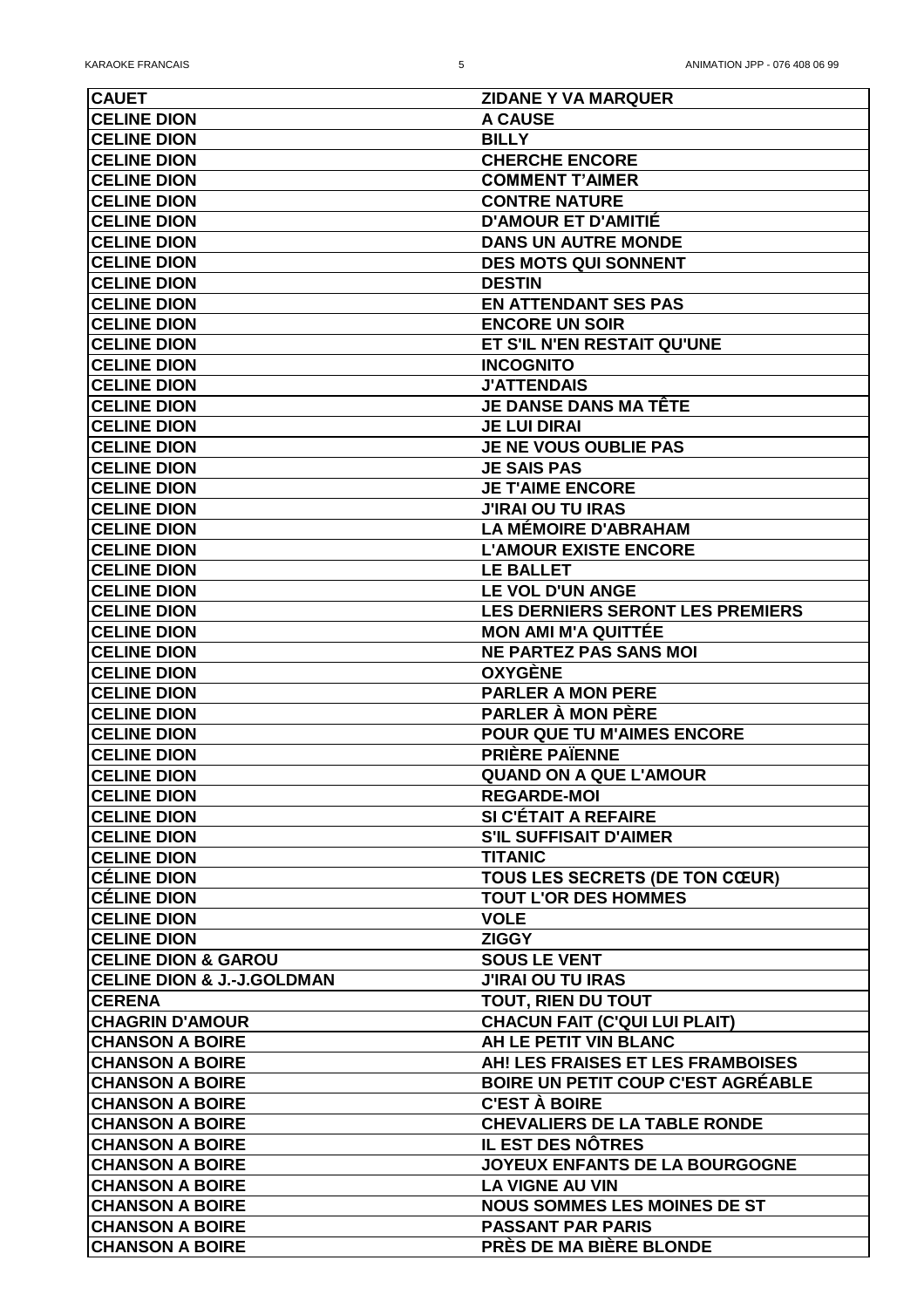| | |
|---|---|
| **CAUET** | **ZIDANE Y VA MARQUER** |
| **CELINE DION** | **A CAUSE** |
| **CELINE DION** | **BILLY** |
| **CELINE DION** | **CHERCHE ENCORE** |
| **CELINE DION** | **COMMENT T'AIMER** |
| **CELINE DION** | **CONTRE NATURE** |
| **CELINE DION** | **D'AMOUR ET D'AMITIÉ** |
| **CELINE DION** | **DANS UN AUTRE MONDE** |
| **CELINE DION** | **DES MOTS QUI SONNENT** |
| **CELINE DION** | **DESTIN** |
| **CELINE DION** | **EN ATTENDANT SES PAS** |
| **CELINE DION** | **ENCORE UN SOIR** |
| **CELINE DION** | **ET S'IL N'EN RESTAIT QU'UNE** |
| **CELINE DION** | **INCOGNITO** |
| **CELINE DION** | **J'ATTENDAIS** |
| **CELINE DION** | **JE DANSE DANS MA TÊTE** |
| **CELINE DION** | **JE LUI DIRAI** |
| **CELINE DION** | **JE NE VOUS OUBLIE PAS** |
| **CELINE DION** | **JE SAIS PAS** |
| **CELINE DION** | **JE T'AIME ENCORE** |
| **CELINE DION** | **J'IRAI OU TU IRAS** |
| **CELINE DION** | **LA MÉMOIRE D'ABRAHAM** |
| **CELINE DION** | **L'AMOUR EXISTE ENCORE** |
| **CELINE DION** | **LE BALLET** |
| **CELINE DION** | **LE VOL D'UN ANGE** |
| **CELINE DION** | **LES DERNIERS SERONT LES PREMIERS** |
| **CELINE DION** | **MON AMI M'A QUITTÉE** |
| **CELINE DION** | **NE PARTEZ PAS SANS MOI** |
| **CELINE DION** | **OXYGÈNE** |
| **CELINE DION** | **PARLER A MON PERE** |
| **CELINE DION** | **PARLER À MON PÈRE** |
| **CELINE DION** | **POUR QUE TU M'AIMES ENCORE** |
| **CELINE DION** | **PRIÈRE PAÏENNE** |
| **CELINE DION** | **QUAND ON A QUE L'AMOUR** |
| **CELINE DION** | **REGARDE-MOI** |
| **CELINE DION** | **SI C'ÉTAIT A REFAIRE** |
| **CELINE DION** | **S'IL SUFFISAIT D'AIMER** |
| **CELINE DION** | **TITANIC** |
| **CÉLINE DION** | **TOUS LES SECRETS (DE TON CŒUR)** |
| **CÉLINE DION** | **TOUT L'OR DES HOMMES** |
| **CELINE DION** | **VOLE** |
| **CELINE DION** | **ZIGGY** |
| **CELINE DION & GAROU** | **SOUS LE VENT** |
| **CELINE DION & J.-J.GOLDMAN** | **J'IRAI OU TU IRAS** |
| **CERENA** | **TOUT, RIEN DU TOUT** |
| **CHAGRIN D'AMOUR** | **CHACUN FAIT (C'QUI LUI PLAIT)** |
| **CHANSON A BOIRE** | **AH LE PETIT VIN BLANC** |
| **CHANSON A BOIRE** | **AH! LES FRAISES ET LES FRAMBOISES** |
| **CHANSON A BOIRE** | **BOIRE UN PETIT COUP C'EST AGRÉABLE** |
| **CHANSON A BOIRE** | **C'EST À BOIRE** |
| **CHANSON A BOIRE** | **CHEVALIERS DE LA TABLE RONDE** |
| **CHANSON A BOIRE** | **IL EST DES NÔTRES** |
| **CHANSON A BOIRE** | **JOYEUX ENFANTS DE LA BOURGOGNE** |
| **CHANSON A BOIRE** | **LA VIGNE AU VIN** |
| **CHANSON A BOIRE** | **NOUS SOMMES LES MOINES DE ST** |
| **CHANSON A BOIRE** | **PASSANT PAR PARIS** |
| **CHANSON A BOIRE** | **PRÈS DE MA BIÈRE BLONDE** |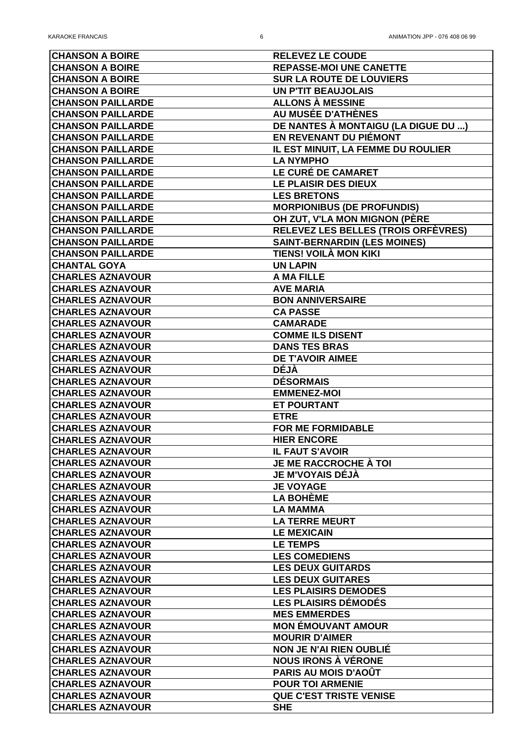| | |
|---|---|
| CHANSON A BOIRE | RELEVEZ LE COUDE |
| CHANSON A BOIRE | REPASSE-MOI UNE CANETTE |
| CHANSON A BOIRE | SUR LA ROUTE DE LOUVIERS |
| CHANSON A BOIRE | UN P'TIT BEAUJOLAIS |
| CHANSON PAILLARDE | ALLONS À MESSINE |
| CHANSON PAILLARDE | AU MUSÉE D'ATHÈNES |
| CHANSON PAILLARDE | DE NANTES À MONTAIGU (LA DIGUE DU ...) |
| CHANSON PAILLARDE | EN REVENANT DU PIÉMONT |
| CHANSON PAILLARDE | IL EST MINUIT, LA FEMME DU ROULIER |
| CHANSON PAILLARDE | LA NYMPHO |
| CHANSON PAILLARDE | LE CURÉ DE CAMARET |
| CHANSON PAILLARDE | LE PLAISIR DES DIEUX |
| CHANSON PAILLARDE | LES BRETONS |
| CHANSON PAILLARDE | MORPIONIBUS (DE PROFUNDIS) |
| CHANSON PAILLARDE | OH ZUT, V'LA MON MIGNON (PÈRE |
| CHANSON PAILLARDE | RELEVEZ LES BELLES (TROIS ORFÈVRES) |
| CHANSON PAILLARDE | SAINT-BERNARDIN (LES MOINES) |
| CHANSON PAILLARDE | TIENS! VOILÀ MON KIKI |
| CHANTAL GOYA | UN LAPIN |
| CHARLES AZNAVOUR | A MA FILLE |
| CHARLES AZNAVOUR | AVE MARIA |
| CHARLES AZNAVOUR | BON ANNIVERSAIRE |
| CHARLES AZNAVOUR | CA PASSE |
| CHARLES AZNAVOUR | CAMARADE |
| CHARLES AZNAVOUR | COMME ILS DISENT |
| CHARLES AZNAVOUR | DANS TES BRAS |
| CHARLES AZNAVOUR | DE T'AVOIR AIMEE |
| CHARLES AZNAVOUR | DÉJÀ |
| CHARLES AZNAVOUR | DÉSORMAIS |
| CHARLES AZNAVOUR | EMMENEZ-MOI |
| CHARLES AZNAVOUR | ET POURTANT |
| CHARLES AZNAVOUR | ETRE |
| CHARLES AZNAVOUR | FOR ME FORMIDABLE |
| CHARLES AZNAVOUR | HIER ENCORE |
| CHARLES AZNAVOUR | IL FAUT S'AVOIR |
| CHARLES AZNAVOUR | JE ME RACCROCHE À TOI |
| CHARLES AZNAVOUR | JE M'VOYAIS DÉJÀ |
| CHARLES AZNAVOUR | JE VOYAGE |
| CHARLES AZNAVOUR | LA BOHÈME |
| CHARLES AZNAVOUR | LA MAMMA |
| CHARLES AZNAVOUR | LA TERRE MEURT |
| CHARLES AZNAVOUR | LE MEXICAIN |
| CHARLES AZNAVOUR | LE TEMPS |
| CHARLES AZNAVOUR | LES COMEDIENS |
| CHARLES AZNAVOUR | LES DEUX GUITARDS |
| CHARLES AZNAVOUR | LES DEUX GUITARES |
| CHARLES AZNAVOUR | LES PLAISIRS DEMODES |
| CHARLES AZNAVOUR | LES PLAISIRS DÉMODÉS |
| CHARLES AZNAVOUR | MES EMMERDES |
| CHARLES AZNAVOUR | MON ÉMOUVANT AMOUR |
| CHARLES AZNAVOUR | MOURIR D'AIMER |
| CHARLES AZNAVOUR | NON JE N'AI RIEN OUBLIÉ |
| CHARLES AZNAVOUR | NOUS IRONS À VÉRONE |
| CHARLES AZNAVOUR | PARIS AU MOIS D'AOÛT |
| CHARLES AZNAVOUR | POUR TOI ARMENIE |
| CHARLES AZNAVOUR | QUE C'EST TRISTE VENISE |
| CHARLES AZNAVOUR | SHE |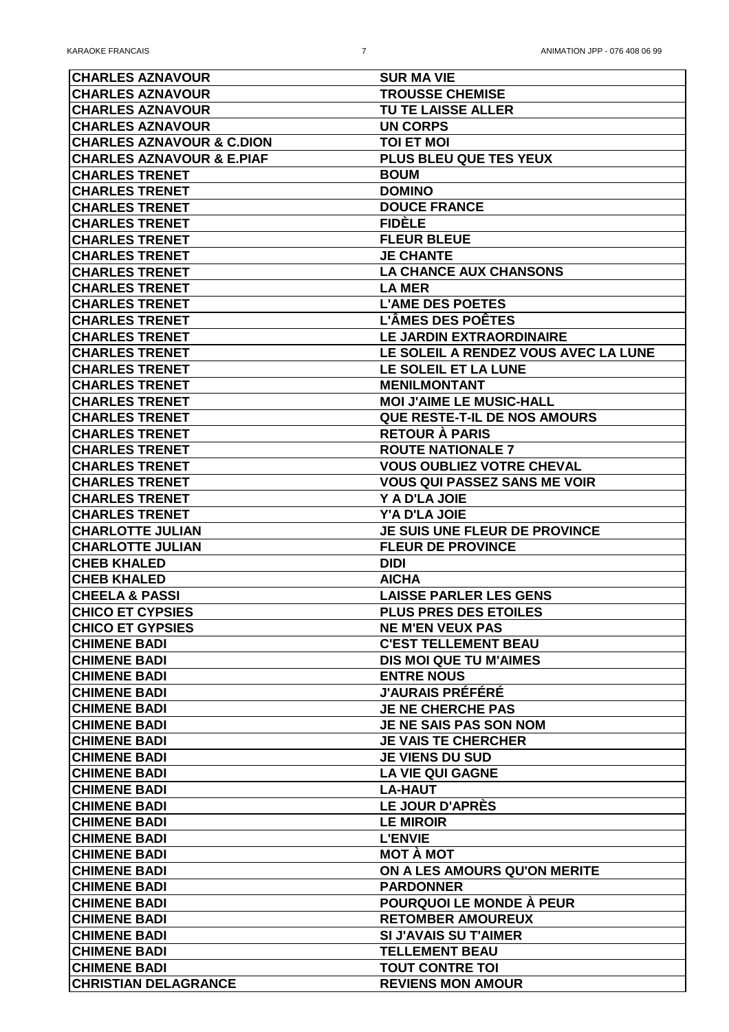| | |
|---|---|
| CHARLES AZNAVOUR | SUR MA VIE |
| CHARLES AZNAVOUR | TROUSSE CHEMISE |
| CHARLES AZNAVOUR | TU TE LAISSE ALLER |
| CHARLES AZNAVOUR | UN CORPS |
| CHARLES AZNAVOUR & C.DION | TOI ET MOI |
| CHARLES AZNAVOUR & E.PIAF | PLUS BLEU QUE TES YEUX |
| CHARLES TRENET | BOUM |
| CHARLES TRENET | DOMINO |
| CHARLES TRENET | DOUCE FRANCE |
| CHARLES TRENET | FIDÈLE |
| CHARLES TRENET | FLEUR BLEUE |
| CHARLES TRENET | JE CHANTE |
| CHARLES TRENET | LA CHANCE AUX CHANSONS |
| CHARLES TRENET | LA MER |
| CHARLES TRENET | L'AME DES POETES |
| CHARLES TRENET | L'ÂMES DES POÊTES |
| CHARLES TRENET | LE JARDIN EXTRAORDINAIRE |
| CHARLES TRENET | LE SOLEIL A RENDEZ VOUS AVEC LA LUNE |
| CHARLES TRENET | LE SOLEIL ET LA LUNE |
| CHARLES TRENET | MENILMONTANT |
| CHARLES TRENET | MOI J'AIME LE MUSIC-HALL |
| CHARLES TRENET | QUE RESTE-T-IL DE NOS AMOURS |
| CHARLES TRENET | RETOUR À PARIS |
| CHARLES TRENET | ROUTE NATIONALE 7 |
| CHARLES TRENET | VOUS OUBLIEZ VOTRE CHEVAL |
| CHARLES TRENET | VOUS QUI PASSEZ SANS ME VOIR |
| CHARLES TRENET | Y A D'LA JOIE |
| CHARLES TRENET | Y'A D'LA JOIE |
| CHARLOTTE JULIAN | JE SUIS UNE FLEUR DE PROVINCE |
| CHARLOTTE JULIAN | FLEUR DE PROVINCE |
| CHEB KHALED | DIDI |
| CHEB KHALED | AICHA |
| CHEELA & PASSI | LAISSE PARLER LES GENS |
| CHICO ET CYPSIES | PLUS PRES DES ETOILES |
| CHICO ET GYPSIES | NE M'EN VEUX PAS |
| CHIMENE BADI | C'EST TELLEMENT BEAU |
| CHIMENE BADI | DIS MOI QUE TU M'AIMES |
| CHIMENE BADI | ENTRE NOUS |
| CHIMENE BADI | J'AURAIS PRÉFÉRÉ |
| CHIMENE BADI | JE NE CHERCHE PAS |
| CHIMENE BADI | JE NE SAIS PAS SON NOM |
| CHIMENE BADI | JE VAIS TE CHERCHER |
| CHIMENE BADI | JE VIENS DU SUD |
| CHIMENE BADI | LA VIE QUI GAGNE |
| CHIMENE BADI | LA-HAUT |
| CHIMENE BADI | LE JOUR D'APRÈS |
| CHIMENE BADI | LE MIROIR |
| CHIMENE BADI | L'ENVIE |
| CHIMENE BADI | MOT À MOT |
| CHIMENE BADI | ON A LES AMOURS QU'ON MERITE |
| CHIMENE BADI | PARDONNER |
| CHIMENE BADI | POURQUOI LE MONDE À PEUR |
| CHIMENE BADI | RETOMBER AMOUREUX |
| CHIMENE BADI | SI J'AVAIS SU T'AIMER |
| CHIMENE BADI | TELLEMENT BEAU |
| CHIMENE BADI | TOUT CONTRE TOI |
| CHRISTIAN DELAGRANCE | REVIENS MON AMOUR |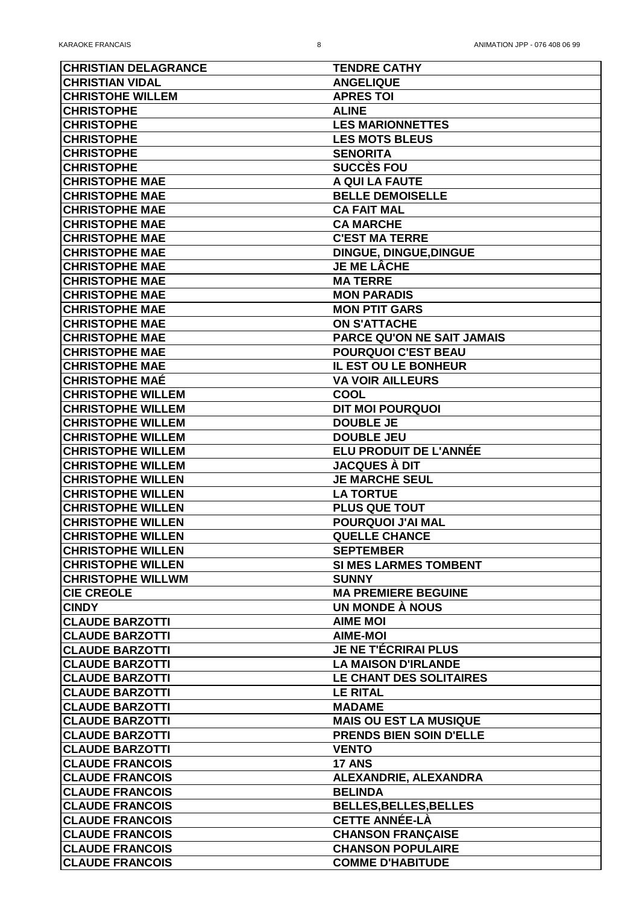| | |
|---|---|
| CHRISTIAN DELAGRANCE | TENDRE CATHY |
| CHRISTIAN VIDAL | ANGELIQUE |
| CHRISTOHE WILLEM | APRES TOI |
| CHRISTOPHE | ALINE |
| CHRISTOPHE | LES MARIONNETTES |
| CHRISTOPHE | LES MOTS BLEUS |
| CHRISTOPHE | SENORITA |
| CHRISTOPHE | SUCCÈS FOU |
| CHRISTOPHE MAE | A QUI LA FAUTE |
| CHRISTOPHE MAE | BELLE DEMOISELLE |
| CHRISTOPHE MAE | CA FAIT MAL |
| CHRISTOPHE MAE | CA MARCHE |
| CHRISTOPHE MAE | C'EST MA TERRE |
| CHRISTOPHE MAE | DINGUE, DINGUE,DINGUE |
| CHRISTOPHE MAE | JE ME LÂCHE |
| CHRISTOPHE MAE | MA TERRE |
| CHRISTOPHE MAE | MON PARADIS |
| CHRISTOPHE MAE | MON PTIT GARS |
| CHRISTOPHE MAE | ON S'ATTACHE |
| CHRISTOPHE MAE | PARCE QU'ON NE SAIT JAMAIS |
| CHRISTOPHE MAE | POURQUOI C'EST BEAU |
| CHRISTOPHE MAE | IL EST OU LE BONHEUR |
| CHRISTOPHE MAÉ | VA VOIR AILLEURS |
| CHRISTOPHE WILLEM | COOL |
| CHRISTOPHE WILLEM | DIT MOI POURQUOI |
| CHRISTOPHE WILLEM | DOUBLE JE |
| CHRISTOPHE WILLEM | DOUBLE JEU |
| CHRISTOPHE WILLEM | ELU PRODUIT DE L'ANNÉE |
| CHRISTOPHE WILLEM | JACQUES À DIT |
| CHRISTOPHE WILLEN | JE MARCHE SEUL |
| CHRISTOPHE WILLEN | LA TORTUE |
| CHRISTOPHE WILLEN | PLUS QUE TOUT |
| CHRISTOPHE WILLEN | POURQUOI J'AI MAL |
| CHRISTOPHE WILLEN | QUELLE CHANCE |
| CHRISTOPHE WILLEN | SEPTEMBER |
| CHRISTOPHE WILLEN | SI MES LARMES TOMBENT |
| CHRISTOPHE WILLWM | SUNNY |
| CIE CREOLE | MA PREMIERE BEGUINE |
| CINDY | UN MONDE À NOUS |
| CLAUDE BARZOTTI | AIME MOI |
| CLAUDE BARZOTTI | AIME-MOI |
| CLAUDE BARZOTTI | JE NE T'ÉCRIRAI PLUS |
| CLAUDE BARZOTTI | LA MAISON D'IRLANDE |
| CLAUDE BARZOTTI | LE CHANT DES SOLITAIRES |
| CLAUDE BARZOTTI | LE RITAL |
| CLAUDE BARZOTTI | MADAME |
| CLAUDE BARZOTTI | MAIS OU EST LA MUSIQUE |
| CLAUDE BARZOTTI | PRENDS BIEN SOIN D'ELLE |
| CLAUDE BARZOTTI | VENTO |
| CLAUDE FRANCOIS | 17 ANS |
| CLAUDE FRANCOIS | ALEXANDRIE, ALEXANDRA |
| CLAUDE FRANCOIS | BELINDA |
| CLAUDE FRANCOIS | BELLES,BELLES,BELLES |
| CLAUDE FRANCOIS | CETTE ANNÉE-LÀ |
| CLAUDE FRANCOIS | CHANSON FRANÇAISE |
| CLAUDE FRANCOIS | CHANSON POPULAIRE |
| CLAUDE FRANCOIS | COMME D'HABITUDE |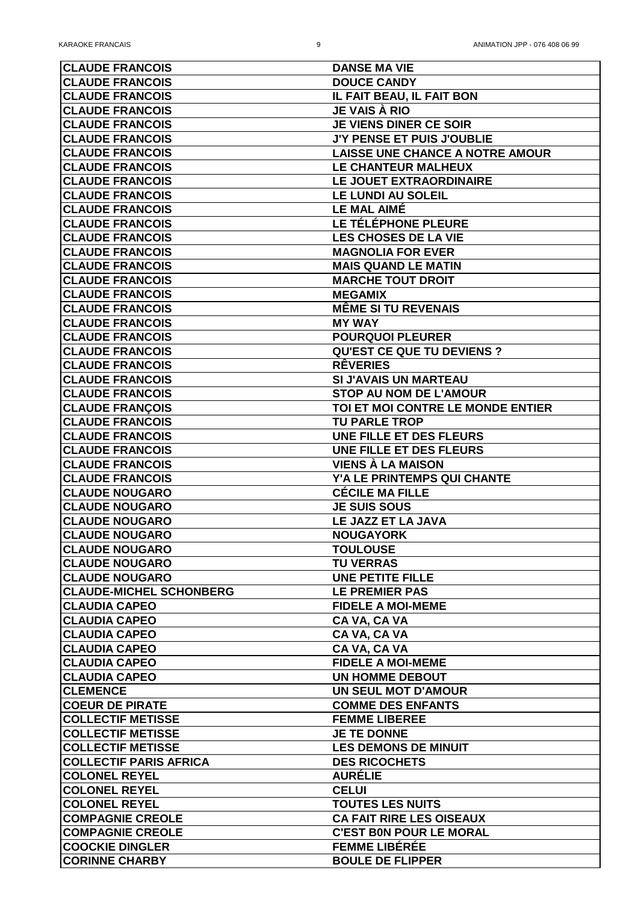| | |
|---|---|
| **CLAUDE FRANCOIS** | **DANSE MA VIE** |
| **CLAUDE FRANCOIS** | **DOUCE CANDY** |
| **CLAUDE FRANCOIS** | **IL FAIT BEAU, IL FAIT BON** |
| **CLAUDE FRANCOIS** | **JE VAIS À RIO** |
| **CLAUDE FRANCOIS** | **JE VIENS DINER CE SOIR** |
| **CLAUDE FRANCOIS** | **J'Y PENSE ET PUIS J'OUBLIE** |
| **CLAUDE FRANCOIS** | **LAISSE UNE CHANCE A NOTRE AMOUR** |
| **CLAUDE FRANCOIS** | **LE CHANTEUR MALHEUX** |
| **CLAUDE FRANCOIS** | **LE JOUET EXTRAORDINAIRE** |
| **CLAUDE FRANCOIS** | **LE LUNDI AU SOLEIL** |
| **CLAUDE FRANCOIS** | **LE MAL AIMÉ** |
| **CLAUDE FRANCOIS** | **LE TÉLÉPHONE PLEURE** |
| **CLAUDE FRANCOIS** | **LES CHOSES DE LA VIE** |
| **CLAUDE FRANCOIS** | **MAGNOLIA FOR EVER** |
| **CLAUDE FRANCOIS** | **MAIS QUAND LE MATIN** |
| **CLAUDE FRANCOIS** | **MARCHE TOUT DROIT** |
| **CLAUDE FRANCOIS** | **MEGAMIX** |
| **CLAUDE FRANCOIS** | **MÊME SI TU REVENAIS** |
| **CLAUDE FRANCOIS** | **MY WAY** |
| **CLAUDE FRANCOIS** | **POURQUOI PLEURER** |
| **CLAUDE FRANCOIS** | **QU'EST CE QUE TU DEVIENS ?** |
| **CLAUDE FRANCOIS** | **RÊVERIES** |
| **CLAUDE FRANCOIS** | **SI J'AVAIS UN MARTEAU** |
| **CLAUDE FRANCOIS** | **STOP AU NOM DE L'AMOUR** |
| **CLAUDE FRANÇOIS** | **TOI ET MOI CONTRE LE MONDE ENTIER** |
| **CLAUDE FRANCOIS** | **TU PARLE TROP** |
| **CLAUDE FRANCOIS** | **UNE FILLE ET DES FLEURS** |
| **CLAUDE FRANCOIS** | **UNE FILLE ET DES FLEURS** |
| **CLAUDE FRANCOIS** | **VIENS À LA MAISON** |
| **CLAUDE FRANCOIS** | **Y'A LE PRINTEMPS QUI CHANTE** |
| **CLAUDE NOUGARO** | **CÉCILE MA FILLE** |
| **CLAUDE NOUGARO** | **JE SUIS SOUS** |
| **CLAUDE NOUGARO** | **LE JAZZ ET LA JAVA** |
| **CLAUDE NOUGARO** | **NOUGAYORK** |
| **CLAUDE NOUGARO** | **TOULOUSE** |
| **CLAUDE NOUGARO** | **TU VERRAS** |
| **CLAUDE NOUGARO** | **UNE PETITE FILLE** |
| **CLAUDE-MICHEL SCHONBERG** | **LE PREMIER PAS** |
| **CLAUDIA CAPEO** | **FIDELE A MOI-MEME** |
| **CLAUDIA CAPEO** | **CA VA, CA VA** |
| **CLAUDIA CAPEO** | **CA VA, CA VA** |
| **CLAUDIA CAPEO** | **CA VA, CA VA** |
| **CLAUDIA CAPEO** | **FIDELE A MOI-MEME** |
| **CLAUDIA CAPEO** | **UN HOMME DEBOUT** |
| **CLEMENCE** | **UN SEUL MOT D'AMOUR** |
| **COEUR DE PIRATE** | **COMME DES ENFANTS** |
| **COLLECTIF METISSE** | **FEMME LIBEREE** |
| **COLLECTIF METISSE** | **JE TE DONNE** |
| **COLLECTIF METISSE** | **LES DEMONS DE MINUIT** |
| **COLLECTIF PARIS AFRICA** | **DES RICOCHETS** |
| **COLONEL REYEL** | **AURÉLIE** |
| **COLONEL REYEL** | **CELUI** |
| **COLONEL REYEL** | **TOUTES LES NUITS** |
| **COMPAGNIE CREOLE** | **CA FAIT RIRE LES OISEAUX** |
| **COMPAGNIE CREOLE** | **C'EST B0N POUR LE MORAL** |
| **COOCKIE DINGLER** | **FEMME LIBÉRÉE** |
| **CORINNE CHARBY** | **BOULE DE FLIPPER** |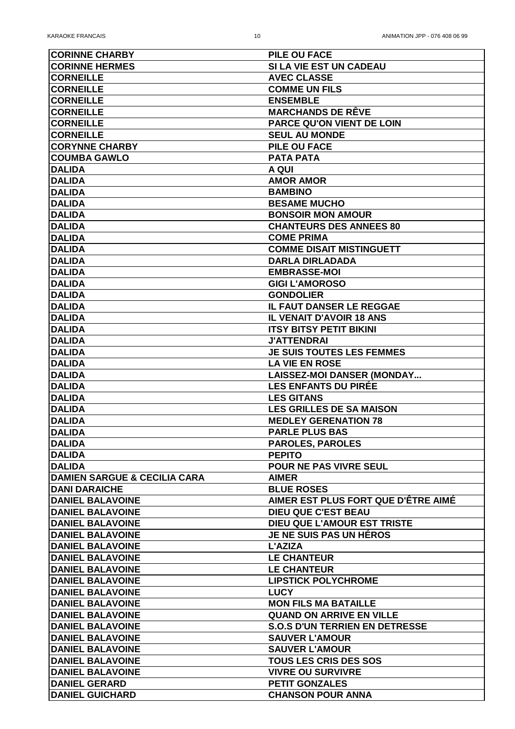| | |
|---|---|
| **CORINNE CHARBY** | **PILE OU FACE** |
| **CORINNE HERMES** | **SI LA VIE EST UN CADEAU** |
| **CORNEILLE** | **AVEC CLASSE** |
| **CORNEILLE** | **COMME UN FILS** |
| **CORNEILLE** | **ENSEMBLE** |
| **CORNEILLE** | **MARCHANDS DE RÊVE** |
| **CORNEILLE** | **PARCE QU'ON VIENT DE LOIN** |
| **CORNEILLE** | **SEUL AU MONDE** |
| **CORYNNE CHARBY** | **PILE OU FACE** |
| **COUMBA GAWLO** | **PATA PATA** |
| **DALIDA** | **A QUI** |
| **DALIDA** | **AMOR AMOR** |
| **DALIDA** | **BAMBINO** |
| **DALIDA** | **BESAME MUCHO** |
| **DALIDA** | **BONSOIR MON AMOUR** |
| **DALIDA** | **CHANTEURS DES ANNEES 80** |
| **DALIDA** | **COME PRIMA** |
| **DALIDA** | **COMME DISAIT MISTINGUETT** |
| **DALIDA** | **DARLA DIRLADADA** |
| **DALIDA** | **EMBRASSE-MOI** |
| **DALIDA** | **GIGI L'AMOROSO** |
| **DALIDA** | **GONDOLIER** |
| **DALIDA** | **IL FAUT DANSER LE REGGAE** |
| **DALIDA** | **IL VENAIT D'AVOIR 18 ANS** |
| **DALIDA** | **ITSY BITSY PETIT BIKINI** |
| **DALIDA** | **J'ATTENDRAI** |
| **DALIDA** | **JE SUIS TOUTES LES FEMMES** |
| **DALIDA** | **LA VIE EN ROSE** |
| **DALIDA** | **LAISSEZ-MOI DANSER (MONDAY...** |
| **DALIDA** | **LES ENFANTS DU PIRÉE** |
| **DALIDA** | **LES GITANS** |
| **DALIDA** | **LES GRILLES DE SA MAISON** |
| **DALIDA** | **MEDLEY GERENATION 78** |
| **DALIDA** | **PARLE PLUS BAS** |
| **DALIDA** | **PAROLES, PAROLES** |
| **DALIDA** | **PEPITO** |
| **DALIDA** | **POUR NE PAS VIVRE SEUL** |
| **DAMIEN SARGUE & CECILIA CARA** | **AIMER** |
| **DANI DARAICHE** | **BLUE ROSES** |
| **DANIEL BALAVOINE** | **AIMER EST PLUS FORT QUE D'ÊTRE AIMÉ** |
| **DANIEL BALAVOINE** | **DIEU QUE C'EST BEAU** |
| **DANIEL BALAVOINE** | **DIEU QUE L'AMOUR EST TRISTE** |
| **DANIEL BALAVOINE** | **JE NE SUIS PAS UN HÉROS** |
| **DANIEL BALAVOINE** | **L'AZIZA** |
| **DANIEL BALAVOINE** | **LE CHANTEUR** |
| **DANIEL BALAVOINE** | **LE CHANTEUR** |
| **DANIEL BALAVOINE** | **LIPSTICK POLYCHROME** |
| **DANIEL BALAVOINE** | **LUCY** |
| **DANIEL BALAVOINE** | **MON FILS MA BATAILLE** |
| **DANIEL BALAVOINE** | **QUAND ON ARRIVE EN VILLE** |
| **DANIEL BALAVOINE** | **S.O.S D'UN TERRIEN EN DETRESSE** |
| **DANIEL BALAVOINE** | **SAUVER L'AMOUR** |
| **DANIEL BALAVOINE** | **SAUVER L'AMOUR** |
| **DANIEL BALAVOINE** | **TOUS LES CRIS DES SOS** |
| **DANIEL BALAVOINE** | **VIVRE OU SURVIVRE** |
| **DANIEL GERARD** | **PETIT GONZALES** |
| **DANIEL GUICHARD** | **CHANSON POUR ANNA** |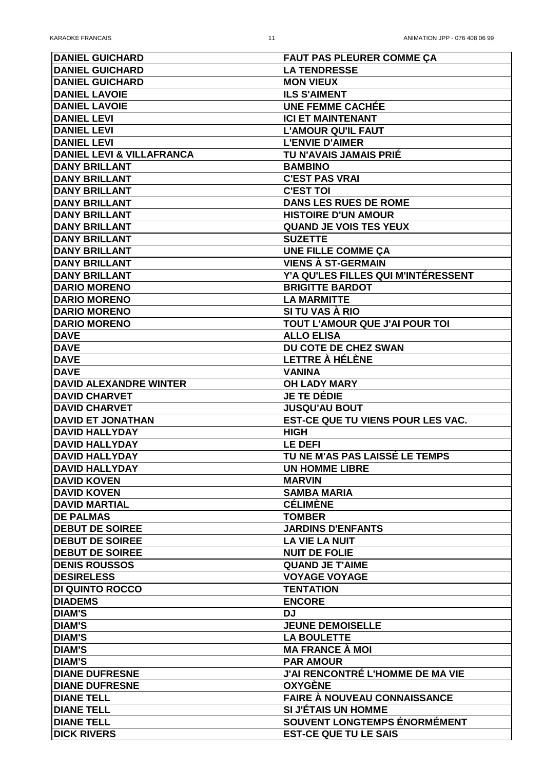| | |
|---|---|
| DANIEL GUICHARD | FAUT PAS PLEURER COMME ÇA |
| DANIEL GUICHARD | LA TENDRESSE |
| DANIEL GUICHARD | MON VIEUX |
| DANIEL LAVOIE | ILS S'AIMENT |
| DANIEL LAVOIE | UNE FEMME CACHÉE |
| DANIEL LEVI | ICI ET MAINTENANT |
| DANIEL LEVI | L'AMOUR QU'IL FAUT |
| DANIEL LEVI | L'ENVIE D'AIMER |
| DANIEL LEVI & VILLAFRANCA | TU N'AVAIS JAMAIS PRIÉ |
| DANY BRILLANT | BAMBINO |
| DANY BRILLANT | C'EST PAS VRAI |
| DANY BRILLANT | C'EST TOI |
| DANY BRILLANT | DANS LES RUES DE ROME |
| DANY BRILLANT | HISTOIRE D'UN AMOUR |
| DANY BRILLANT | QUAND JE VOIS TES YEUX |
| DANY BRILLANT | SUZETTE |
| DANY BRILLANT | UNE FILLE COMME ÇA |
| DANY BRILLANT | VIENS À ST-GERMAIN |
| DANY BRILLANT | Y'A QU'LES FILLES QUI M'INTÉRESSENT |
| DARIO MORENO | BRIGITTE BARDOT |
| DARIO MORENO | LA MARMITTE |
| DARIO MORENO | SI TU VAS À RIO |
| DARIO MORENO | TOUT L'AMOUR QUE J'AI POUR TOI |
| DAVE | ALLO ELISA |
| DAVE | DU COTE DE CHEZ SWAN |
| DAVE | LETTRE À HÉLÈNE |
| DAVE | VANINA |
| DAVID ALEXANDRE WINTER | OH LADY MARY |
| DAVID CHARVET | JE TE DÉDIE |
| DAVID CHARVET | JUSQU'AU BOUT |
| DAVID ET JONATHAN | EST-CE QUE TU VIENS POUR LES VAC. |
| DAVID HALLYDAY | HIGH |
| DAVID HALLYDAY | LE DEFI |
| DAVID HALLYDAY | TU NE M'AS PAS LAISSÉ LE TEMPS |
| DAVID HALLYDAY | UN HOMME LIBRE |
| DAVID KOVEN | MARVIN |
| DAVID KOVEN | SAMBA MARIA |
| DAVID MARTIAL | CÉLIMÈNE |
| DE PALMAS | TOMBER |
| DEBUT DE SOIREE | JARDINS D'ENFANTS |
| DEBUT DE SOIREE | LA VIE LA NUIT |
| DEBUT DE SOIREE | NUIT DE FOLIE |
| DENIS ROUSSOS | QUAND JE T'AIME |
| DESIRELESS | VOYAGE VOYAGE |
| DI QUINTO ROCCO | TENTATION |
| DIADEMS | ENCORE |
| DIAM'S | DJ |
| DIAM'S | JEUNE DEMOISELLE |
| DIAM'S | LA BOULETTE |
| DIAM'S | MA FRANCE À MOI |
| DIAM'S | PAR AMOUR |
| DIANE DUFRESNE | J'AI RENCONTRÉ L'HOMME DE MA VIE |
| DIANE DUFRESNE | OXYGÈNE |
| DIANE TELL | FAIRE À NOUVEAU CONNAISSANCE |
| DIANE TELL | SI J'ÉTAIS UN HOMME |
| DIANE TELL | SOUVENT LONGTEMPS ÉNORMÉMENT |
| DICK RIVERS | EST-CE QUE TU LE SAIS |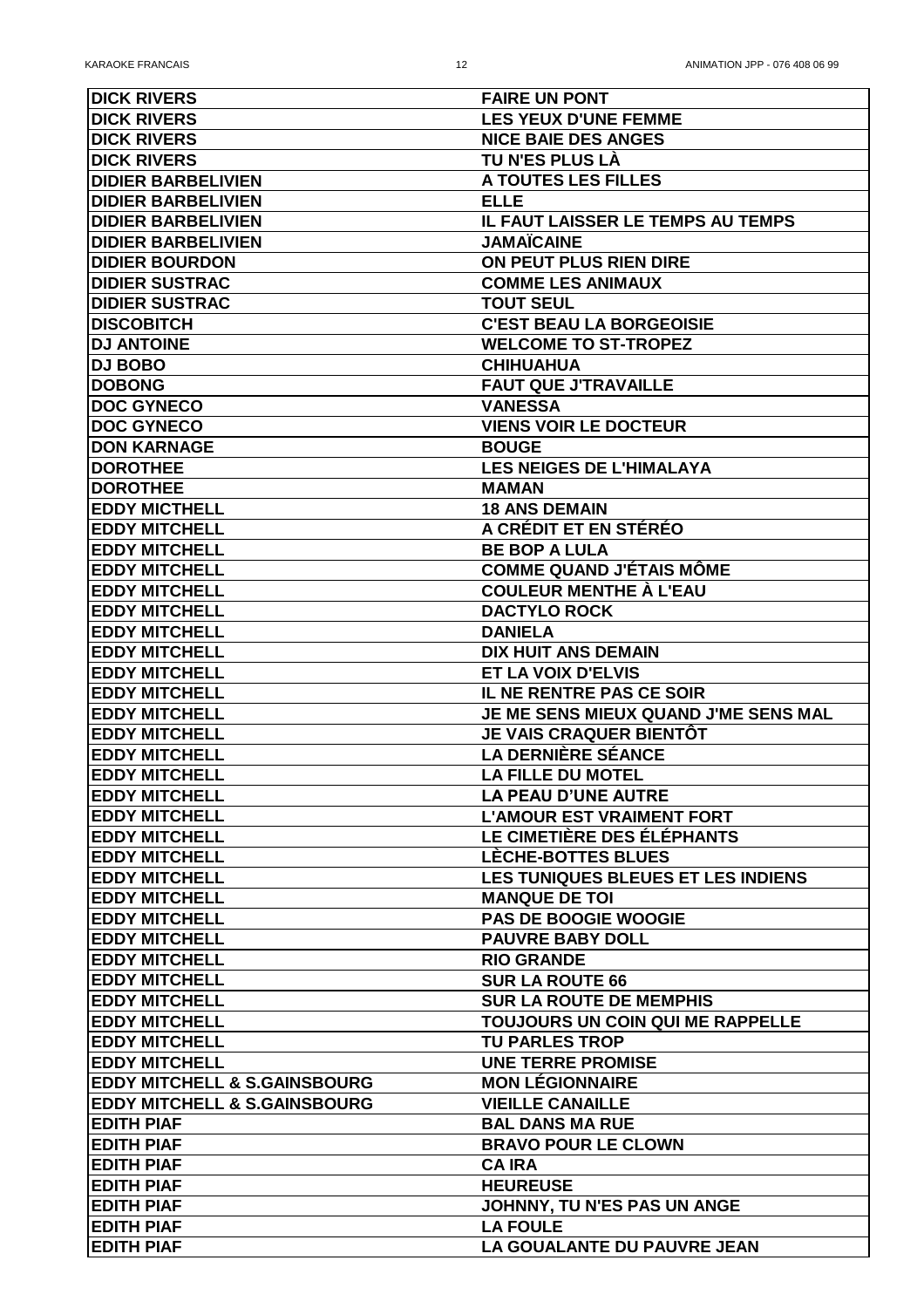| | |
|---|---|
| **DICK RIVERS** | **FAIRE UN PONT** |
| **DICK RIVERS** | **LES YEUX D'UNE FEMME** |
| **DICK RIVERS** | **NICE BAIE DES ANGES** |
| **DICK RIVERS** | **TU N'ES PLUS LÀ** |
| **DIDIER BARBELIVIEN** | **A TOUTES LES FILLES** |
| **DIDIER BARBELIVIEN** | **ELLE** |
| **DIDIER BARBELIVIEN** | **IL FAUT LAISSER LE TEMPS AU TEMPS** |
| **DIDIER BARBELIVIEN** | **JAMAÏCAINE** |
| **DIDIER BOURDON** | **ON PEUT PLUS RIEN DIRE** |
| **DIDIER SUSTRAC** | **COMME LES ANIMAUX** |
| **DIDIER SUSTRAC** | **TOUT SEUL** |
| **DISCOBITCH** | **C'EST BEAU LA BORGEOISIE** |
| **DJ ANTOINE** | **WELCOME TO ST-TROPEZ** |
| **DJ BOBO** | **CHIHUAHUA** |
| **DOBONG** | **FAUT QUE J'TRAVAILLE** |
| **DOC GYNECO** | **VANESSA** |
| **DOC GYNECO** | **VIENS VOIR LE DOCTEUR** |
| **DON KARNAGE** | **BOUGE** |
| **DOROTHEE** | **LES NEIGES DE L'HIMALAYA** |
| **DOROTHEE** | **MAMAN** |
| **EDDY MICTHELL** | **18 ANS DEMAIN** |
| **EDDY MITCHELL** | **A CRÉDIT ET EN STÉRÉO** |
| **EDDY MITCHELL** | **BE BOP A LULA** |
| **EDDY MITCHELL** | **COMME QUAND J'ÉTAIS MÔME** |
| **EDDY MITCHELL** | **COULEUR MENTHE À L'EAU** |
| **EDDY MITCHELL** | **DACTYLO ROCK** |
| **EDDY MITCHELL** | **DANIELA** |
| **EDDY MITCHELL** | **DIX HUIT ANS DEMAIN** |
| **EDDY MITCHELL** | **ET LA VOIX D'ELVIS** |
| **EDDY MITCHELL** | **IL NE RENTRE PAS CE SOIR** |
| **EDDY MITCHELL** | **JE ME SENS MIEUX QUAND J'ME SENS MAL** |
| **EDDY MITCHELL** | **JE VAIS CRAQUER BIENTÔT** |
| **EDDY MITCHELL** | **LA DERNIÈRE SÉANCE** |
| **EDDY MITCHELL** | **LA FILLE DU MOTEL** |
| **EDDY MITCHELL** | **LA PEAU D'UNE AUTRE** |
| **EDDY MITCHELL** | **L'AMOUR EST VRAIMENT FORT** |
| **EDDY MITCHELL** | **LE CIMETIÈRE DES ÉLÉPHANTS** |
| **EDDY MITCHELL** | **LÈCHE-BOTTES BLUES** |
| **EDDY MITCHELL** | **LES TUNIQUES BLEUES ET LES INDIENS** |
| **EDDY MITCHELL** | **MANQUE DE TOI** |
| **EDDY MITCHELL** | **PAS DE BOOGIE WOOGIE** |
| **EDDY MITCHELL** | **PAUVRE BABY DOLL** |
| **EDDY MITCHELL** | **RIO GRANDE** |
| **EDDY MITCHELL** | **SUR LA ROUTE 66** |
| **EDDY MITCHELL** | **SUR LA ROUTE DE MEMPHIS** |
| **EDDY MITCHELL** | **TOUJOURS UN COIN QUI ME RAPPELLE** |
| **EDDY MITCHELL** | **TU PARLES TROP** |
| **EDDY MITCHELL** | **UNE TERRE PROMISE** |
| **EDDY MITCHELL & S.GAINSBOURG** | **MON LÉGIONNAIRE** |
| **EDDY MITCHELL & S.GAINSBOURG** | **VIEILLE CANAILLE** |
| **EDITH PIAF** | **BAL DANS MA RUE** |
| **EDITH PIAF** | **BRAVO POUR LE CLOWN** |
| **EDITH PIAF** | **CA IRA** |
| **EDITH PIAF** | **HEUREUSE** |
| **EDITH PIAF** | **JOHNNY, TU N'ES PAS UN ANGE** |
| **EDITH PIAF** | **LA FOULE** |
| **EDITH PIAF** | **LA GOUALANTE DU PAUVRE JEAN** |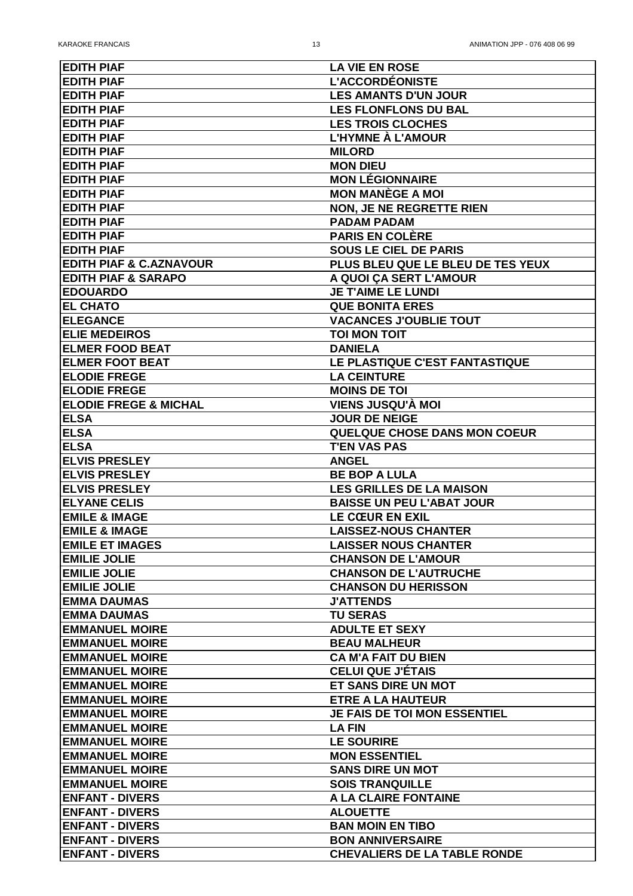| | |
|---|---|
| EDITH PIAF | LA VIE EN ROSE |
| EDITH PIAF | L'ACCORDÉONISTE |
| EDITH PIAF | LES AMANTS D'UN JOUR |
| EDITH PIAF | LES FLONFLONS DU BAL |
| EDITH PIAF | LES TROIS CLOCHES |
| EDITH PIAF | L'HYMNE À L'AMOUR |
| EDITH PIAF | MILORD |
| EDITH PIAF | MON DIEU |
| EDITH PIAF | MON LÉGIONNAIRE |
| EDITH PIAF | MON MANÈGE A MOI |
| EDITH PIAF | NON, JE NE REGRETTE RIEN |
| EDITH PIAF | PADAM PADAM |
| EDITH PIAF | PARIS EN COLÈRE |
| EDITH PIAF | SOUS LE CIEL DE PARIS |
| EDITH PIAF & C.AZNAVOUR | PLUS BLEU QUE LE BLEU DE TES YEUX |
| EDITH PIAF & SARAPO | A QUOI ÇA SERT L'AMOUR |
| EDOUARDO | JE T'AIME LE LUNDI |
| EL CHATO | QUE BONITA ERES |
| ELEGANCE | VACANCES J'OUBLIE TOUT |
| ELIE MEDEIROS | TOI MON TOIT |
| ELMER FOOD BEAT | DANIELA |
| ELMER FOOT BEAT | LE PLASTIQUE C'EST FANTASTIQUE |
| ELODIE FREGE | LA CEINTURE |
| ELODIE FREGE | MOINS DE TOI |
| ELODIE FREGE & MICHAL | VIENS JUSQU'À MOI |
| ELSA | JOUR DE NEIGE |
| ELSA | QUELQUE CHOSE DANS MON COEUR |
| ELSA | T'EN VAS PAS |
| ELVIS PRESLEY | ANGEL |
| ELVIS PRESLEY | BE BOP A LULA |
| ELVIS PRESLEY | LES GRILLES DE LA MAISON |
| ELYANE CELIS | BAISSE UN PEU L'ABAT JOUR |
| EMILE & IMAGE | LE CŒUR EN EXIL |
| EMILE & IMAGE | LAISSEZ-NOUS CHANTER |
| EMILE ET IMAGES | LAISSER NOUS CHANTER |
| EMILIE JOLIE | CHANSON DE L'AMOUR |
| EMILIE JOLIE | CHANSON DE L'AUTRUCHE |
| EMILIE JOLIE | CHANSON DU HERISSON |
| EMMA DAUMAS | J'ATTENDS |
| EMMA DAUMAS | TU SERAS |
| EMMANUEL MOIRE | ADULTE ET SEXY |
| EMMANUEL MOIRE | BEAU MALHEUR |
| EMMANUEL MOIRE | CA M'A FAIT DU BIEN |
| EMMANUEL MOIRE | CELUI QUE J'ÉTAIS |
| EMMANUEL MOIRE | ET SANS DIRE UN MOT |
| EMMANUEL MOIRE | ETRE A LA HAUTEUR |
| EMMANUEL MOIRE | JE FAIS DE TOI MON ESSENTIEL |
| EMMANUEL MOIRE | LA FIN |
| EMMANUEL MOIRE | LE SOURIRE |
| EMMANUEL MOIRE | MON ESSENTIEL |
| EMMANUEL MOIRE | SANS DIRE UN MOT |
| EMMANUEL MOIRE | SOIS TRANQUILLE |
| ENFANT - DIVERS | A LA CLAIRE FONTAINE |
| ENFANT - DIVERS | ALOUETTE |
| ENFANT - DIVERS | BAN MOIN EN TIBO |
| ENFANT - DIVERS | BON ANNIVERSAIRE |
| ENFANT - DIVERS | CHEVALIERS DE LA TABLE RONDE |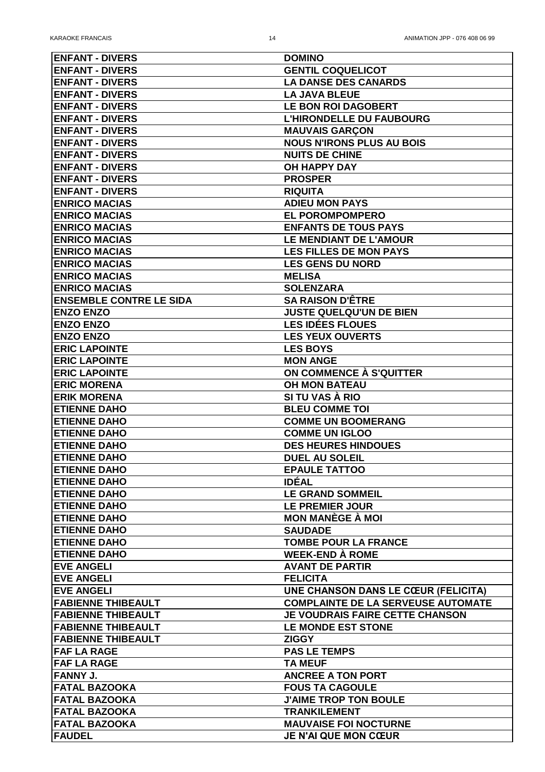| | |
|---|---|
| **ENFANT - DIVERS** | **DOMINO** |
| **ENFANT - DIVERS** | **GENTIL COQUELICOT** |
| **ENFANT - DIVERS** | **LA DANSE DES CANARDS** |
| **ENFANT - DIVERS** | **LA JAVA BLEUE** |
| **ENFANT - DIVERS** | **LE BON ROI DAGOBERT** |
| **ENFANT - DIVERS** | **L'HIRONDELLE DU FAUBOURG** |
| **ENFANT - DIVERS** | **MAUVAIS GARÇON** |
| **ENFANT - DIVERS** | **NOUS N'IRONS PLUS AU BOIS** |
| **ENFANT - DIVERS** | **NUITS DE CHINE** |
| **ENFANT - DIVERS** | **OH HAPPY DAY** |
| **ENFANT - DIVERS** | **PROSPER** |
| **ENFANT - DIVERS** | **RIQUITA** |
| **ENRICO MACIAS** | **ADIEU MON PAYS** |
| **ENRICO MACIAS** | **EL POROMPOMPERO** |
| **ENRICO MACIAS** | **ENFANTS DE TOUS PAYS** |
| **ENRICO MACIAS** | **LE MENDIANT DE L'AMOUR** |
| **ENRICO MACIAS** | **LES FILLES DE MON PAYS** |
| **ENRICO MACIAS** | **LES GENS DU NORD** |
| **ENRICO MACIAS** | **MELISA** |
| **ENRICO MACIAS** | **SOLENZARA** |
| **ENSEMBLE CONTRE LE SIDA** | **SA RAISON D'ÊTRE** |
| **ENZO ENZO** | **JUSTE QUELQU'UN DE BIEN** |
| **ENZO ENZO** | **LES IDÉES FLOUES** |
| **ENZO ENZO** | **LES YEUX OUVERTS** |
| **ERIC LAPOINTE** | **LES BOYS** |
| **ERIC LAPOINTE** | **MON ANGE** |
| **ERIC LAPOINTE** | **ON COMMENCE À S'QUITTER** |
| **ERIC MORENA** | **OH MON BATEAU** |
| **ERIK MORENA** | **SI TU VAS À RIO** |
| **ETIENNE DAHO** | **BLEU COMME TOI** |
| **ETIENNE DAHO** | **COMME UN BOOMERANG** |
| **ETIENNE DAHO** | **COMME UN IGLOO** |
| **ETIENNE DAHO** | **DES HEURES HINDOUES** |
| **ETIENNE DAHO** | **DUEL AU SOLEIL** |
| **ETIENNE DAHO** | **EPAULE TATTOO** |
| **ETIENNE DAHO** | **IDÉAL** |
| **ETIENNE DAHO** | **LE GRAND SOMMEIL** |
| **ETIENNE DAHO** | **LE PREMIER JOUR** |
| **ETIENNE DAHO** | **MON MANÈGE À MOI** |
| **ETIENNE DAHO** | **SAUDADE** |
| **ETIENNE DAHO** | **TOMBE POUR LA FRANCE** |
| **ETIENNE DAHO** | **WEEK-END À ROME** |
| **EVE ANGELI** | **AVANT DE PARTIR** |
| **EVE ANGELI** | **FELICITA** |
| **EVE ANGELI** | **UNE CHANSON DANS LE CŒUR (FELICITA)** |
| **FABIENNE THIBEAULT** | **COMPLAINTE DE LA SERVEUSE AUTOMATE** |
| **FABIENNE THIBEAULT** | **JE VOUDRAIS FAIRE CETTE CHANSON** |
| **FABIENNE THIBEAULT** | **LE MONDE EST STONE** |
| **FABIENNE THIBEAULT** | **ZIGGY** |
| **FAF LA RAGE** | **PAS LE TEMPS** |
| **FAF LA RAGE** | **TA MEUF** |
| **FANNY J.** | **ANCREE A TON PORT** |
| **FATAL BAZOOKA** | **FOUS TA CAGOULE** |
| **FATAL BAZOOKA** | **J'AIME TROP TON BOULE** |
| **FATAL BAZOOKA** | **TRANKILEMENT** |
| **FATAL BAZOOKA** | **MAUVAISE FOI NOCTURNE** |
| **FAUDEL** | **JE N'AI QUE MON CŒUR** |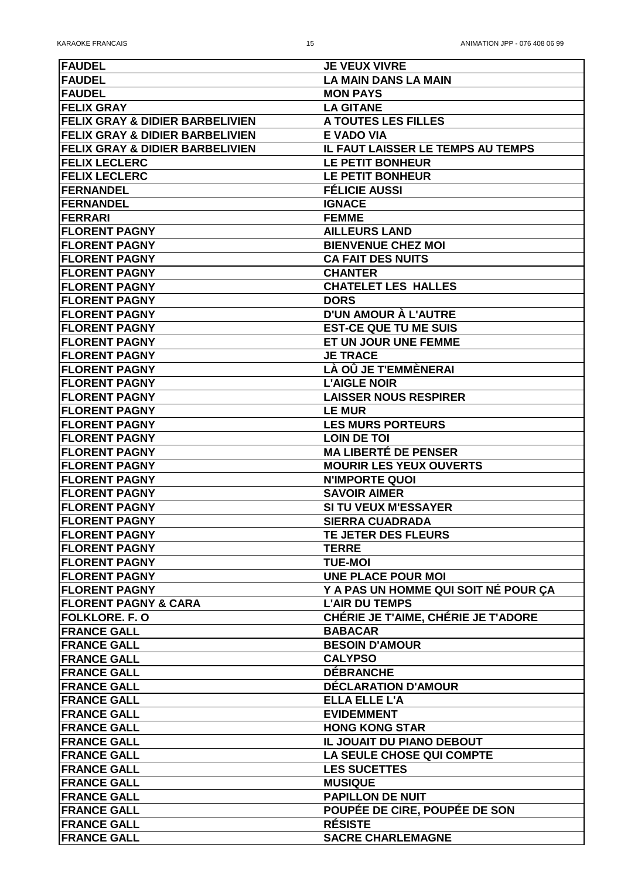| | |
|---|---|
| **FAUDEL** | **JE VEUX VIVRE** |
| **FAUDEL** | **LA MAIN DANS LA MAIN** |
| **FAUDEL** | **MON PAYS** |
| **FELIX GRAY** | **LA GITANE** |
| **FELIX GRAY & DIDIER BARBELIVIEN** | **A TOUTES LES FILLES** |
| **FELIX GRAY & DIDIER BARBELIVIEN** | **E VADO VIA** |
| **FELIX GRAY & DIDIER BARBELIVIEN** | **IL FAUT LAISSER LE TEMPS AU TEMPS** |
| **FELIX LECLERC** | **LE PETIT BONHEUR** |
| **FELIX LECLERC** | **LE PETIT BONHEUR** |
| **FERNANDEL** | **FÉLICIE AUSSI** |
| **FERNANDEL** | **IGNACE** |
| **FERRARI** | **FEMME** |
| **FLORENT PAGNY** | **AILLEURS LAND** |
| **FLORENT PAGNY** | **BIENVENUE CHEZ MOI** |
| **FLORENT PAGNY** | **CA FAIT DES NUITS** |
| **FLORENT PAGNY** | **CHANTER** |
| **FLORENT PAGNY** | **CHATELET LES HALLES** |
| **FLORENT PAGNY** | **DORS** |
| **FLORENT PAGNY** | **D'UN AMOUR À L'AUTRE** |
| **FLORENT PAGNY** | **EST-CE QUE TU ME SUIS** |
| **FLORENT PAGNY** | **ET UN JOUR UNE FEMME** |
| **FLORENT PAGNY** | **JE TRACE** |
| **FLORENT PAGNY** | **LÀ OÛ JE T'EMMÈNERAI** |
| **FLORENT PAGNY** | **L'AIGLE NOIR** |
| **FLORENT PAGNY** | **LAISSER NOUS RESPIRER** |
| **FLORENT PAGNY** | **LE MUR** |
| **FLORENT PAGNY** | **LES MURS PORTEURS** |
| **FLORENT PAGNY** | **LOIN DE TOI** |
| **FLORENT PAGNY** | **MA LIBERTÉ DE PENSER** |
| **FLORENT PAGNY** | **MOURIR LES YEUX OUVERTS** |
| **FLORENT PAGNY** | **N'IMPORTE QUOI** |
| **FLORENT PAGNY** | **SAVOIR AIMER** |
| **FLORENT PAGNY** | **SI TU VEUX M'ESSAYER** |
| **FLORENT PAGNY** | **SIERRA CUADRADA** |
| **FLORENT PAGNY** | **TE JETER DES FLEURS** |
| **FLORENT PAGNY** | **TERRE** |
| **FLORENT PAGNY** | **TUE-MOI** |
| **FLORENT PAGNY** | **UNE PLACE POUR MOI** |
| **FLORENT PAGNY** | **Y A PAS UN HOMME QUI SOIT NÉ POUR ÇA** |
| **FLORENT PAGNY & CARA** | **L'AIR DU TEMPS** |
| **FOLKLORE. F. O** | **CHÉRIE JE T'AIME, CHÉRIE JE T'ADORE** |
| **FRANCE GALL** | **BABACAR** |
| **FRANCE GALL** | **BESOIN D'AMOUR** |
| **FRANCE GALL** | **CALYPSO** |
| **FRANCE GALL** | **DÉBRANCHE** |
| **FRANCE GALL** | **DÉCLARATION D'AMOUR** |
| **FRANCE GALL** | **ELLA ELLE L'A** |
| **FRANCE GALL** | **EVIDEMMENT** |
| **FRANCE GALL** | **HONG KONG STAR** |
| **FRANCE GALL** | **IL JOUAIT DU PIANO DEBOUT** |
| **FRANCE GALL** | **LA SEULE CHOSE QUI COMPTE** |
| **FRANCE GALL** | **LES SUCETTES** |
| **FRANCE GALL** | **MUSIQUE** |
| **FRANCE GALL** | **PAPILLON DE NUIT** |
| **FRANCE GALL** | **POUPÉE DE CIRE, POUPÉE DE SON** |
| **FRANCE GALL** | **RÉSISTE** |
| **FRANCE GALL** | **SACRE CHARLEMAGNE** |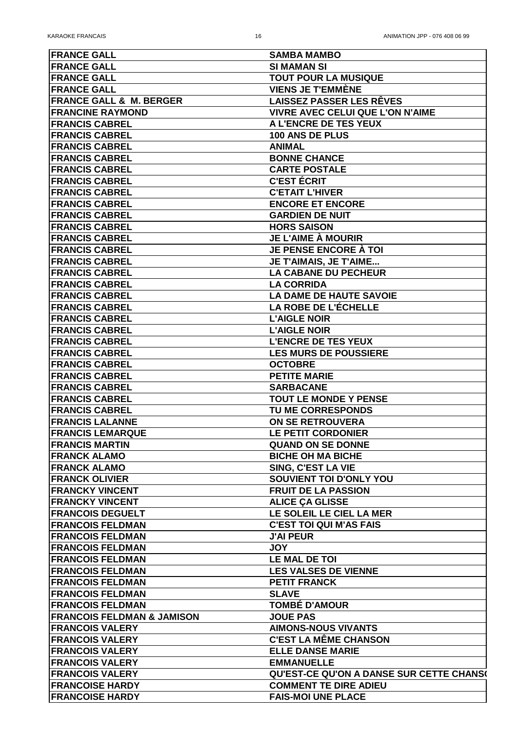| | |
|---|---|
| **FRANCE GALL** | **SAMBA MAMBO** |
| **FRANCE GALL** | **SI MAMAN SI** |
| **FRANCE GALL** | **TOUT POUR LA MUSIQUE** |
| **FRANCE GALL** | **VIENS JE T'EMMÈNE** |
| **FRANCE GALL & M. BERGER** | **LAISSEZ PASSER LES RÊVES** |
| **FRANCINE RAYMOND** | **VIVRE AVEC CELUI QUE L'ON N'AIME** |
| **FRANCIS CABREL** | **A L'ENCRE DE TES YEUX** |
| **FRANCIS CABREL** | **100 ANS DE PLUS** |
| **FRANCIS CABREL** | **ANIMAL** |
| **FRANCIS CABREL** | **BONNE CHANCE** |
| **FRANCIS CABREL** | **CARTE POSTALE** |
| **FRANCIS CABREL** | **C'EST ÉCRIT** |
| **FRANCIS CABREL** | **C'ETAIT L'HIVER** |
| **FRANCIS CABREL** | **ENCORE ET ENCORE** |
| **FRANCIS CABREL** | **GARDIEN DE NUIT** |
| **FRANCIS CABREL** | **HORS SAISON** |
| **FRANCIS CABREL** | **JE L'AIME À MOURIR** |
| **FRANCIS CABREL** | **JE PENSE ENCORE À TOI** |
| **FRANCIS CABREL** | **JE T'AIMAIS, JE T'AIME...** |
| **FRANCIS CABREL** | **LA CABANE DU PECHEUR** |
| **FRANCIS CABREL** | **LA CORRIDA** |
| **FRANCIS CABREL** | **LA DAME DE HAUTE SAVOIE** |
| **FRANCIS CABREL** | **LA ROBE DE L'ÉCHELLE** |
| **FRANCIS CABREL** | **L'AIGLE NOIR** |
| **FRANCIS CABREL** | **L'AIGLE NOIR** |
| **FRANCIS CABREL** | **L'ENCRE DE TES YEUX** |
| **FRANCIS CABREL** | **LES MURS DE POUSSIERE** |
| **FRANCIS CABREL** | **OCTOBRE** |
| **FRANCIS CABREL** | **PETITE MARIE** |
| **FRANCIS CABREL** | **SARBACANE** |
| **FRANCIS CABREL** | **TOUT LE MONDE Y PENSE** |
| **FRANCIS CABREL** | **TU ME CORRESPONDS** |
| **FRANCIS LALANNE** | **ON SE RETROUVERA** |
| **FRANCIS LEMARQUE** | **LE PETIT CORDONIER** |
| **FRANCIS MARTIN** | **QUAND ON SE DONNE** |
| **FRANCK ALAMO** | **BICHE OH MA BICHE** |
| **FRANCK ALAMO** | **SING, C'EST LA VIE** |
| **FRANCK OLIVIER** | **SOUVIENT TOI D'ONLY YOU** |
| **FRANCKY VINCENT** | **FRUIT DE LA PASSION** |
| **FRANCKY VINCENT** | **ALICE ÇA GLISSE** |
| **FRANCOIS DEGUELT** | **LE SOLEIL LE CIEL LA MER** |
| **FRANCOIS FELDMAN** | **C'EST TOI QUI M'AS FAIS** |
| **FRANCOIS FELDMAN** | **J'AI PEUR** |
| **FRANCOIS FELDMAN** | **JOY** |
| **FRANCOIS FELDMAN** | **LE MAL DE TOI** |
| **FRANCOIS FELDMAN** | **LES VALSES DE VIENNE** |
| **FRANCOIS FELDMAN** | **PETIT FRANCK** |
| **FRANCOIS FELDMAN** | **SLAVE** |
| **FRANCOIS FELDMAN** | **TOMBÉ D'AMOUR** |
| **FRANCOIS FELDMAN & JAMISON** | **JOUE PAS** |
| **FRANCOIS VALERY** | **AIMONS-NOUS VIVANTS** |
| **FRANCOIS VALERY** | **C'EST LA MÊME CHANSON** |
| **FRANCOIS VALERY** | **ELLE DANSE MARIE** |
| **FRANCOIS VALERY** | **EMMANUELLE** |
| **FRANCOIS VALERY** | **QU'EST-CE QU'ON A DANSE SUR CETTE CHANS(** |
| **FRANCOISE HARDY** | **COMMENT TE DIRE ADIEU** |
| **FRANCOISE HARDY** | **FAIS-MOI UNE PLACE** |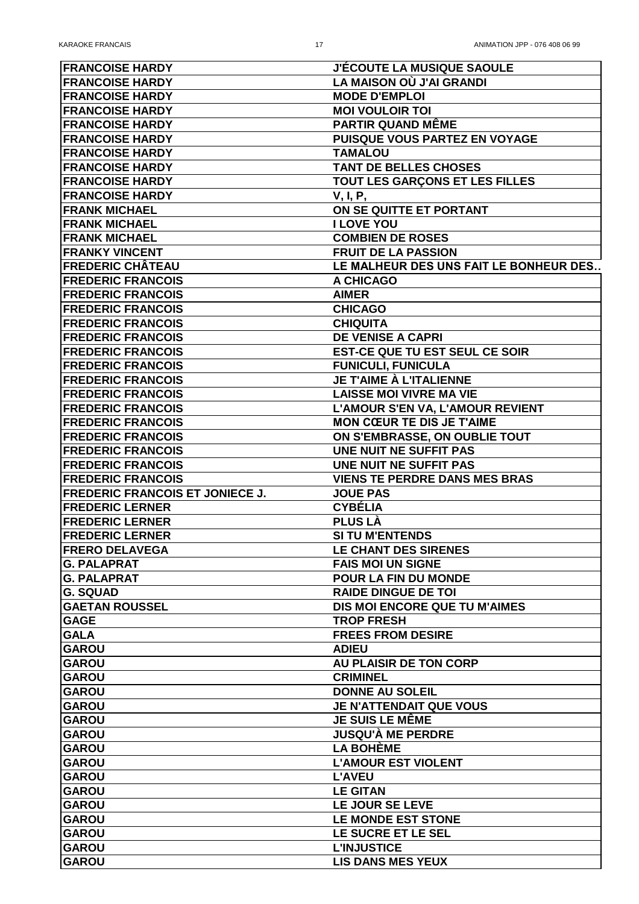| | |
|---|---|
| FRANCOISE HARDY | J'ÉCOUTE LA MUSIQUE SAOULE |
| FRANCOISE HARDY | LA MAISON OÙ J'AI GRANDI |
| FRANCOISE HARDY | MODE D'EMPLOI |
| FRANCOISE HARDY | MOI VOULOIR TOI |
| FRANCOISE HARDY | PARTIR QUAND MÊME |
| FRANCOISE HARDY | PUISQUE VOUS PARTEZ EN VOYAGE |
| FRANCOISE HARDY | TAMALOU |
| FRANCOISE HARDY | TANT DE BELLES CHOSES |
| FRANCOISE HARDY | TOUT LES GARÇONS ET LES FILLES |
| FRANCOISE HARDY | V, I, P, |
| FRANK MICHAEL | ON SE QUITTE ET PORTANT |
| FRANK MICHAEL | I LOVE YOU |
| FRANK MICHAEL | COMBIEN DE ROSES |
| FRANKY VINCENT | FRUIT DE LA PASSION |
| FREDERIC CHÂTEAU | LE MALHEUR DES UNS FAIT LE BONHEUR DES… |
| FREDERIC FRANCOIS | A CHICAGO |
| FREDERIC FRANCOIS | AIMER |
| FREDERIC FRANCOIS | CHICAGO |
| FREDERIC FRANCOIS | CHIQUITA |
| FREDERIC FRANCOIS | DE VENISE A CAPRI |
| FREDERIC FRANCOIS | EST-CE QUE TU EST SEUL CE SOIR |
| FREDERIC FRANCOIS | FUNICULI, FUNICULA |
| FREDERIC FRANCOIS | JE T'AIME À L'ITALIENNE |
| FREDERIC FRANCOIS | LAISSE MOI VIVRE MA VIE |
| FREDERIC FRANCOIS | L'AMOUR S'EN VA, L'AMOUR REVIENT |
| FREDERIC FRANCOIS | MON CŒUR TE DIS JE T'AIME |
| FREDERIC FRANCOIS | ON S'EMBRASSE, ON OUBLIE TOUT |
| FREDERIC FRANCOIS | UNE NUIT NE SUFFIT PAS |
| FREDERIC FRANCOIS | UNE NUIT NE SUFFIT PAS |
| FREDERIC FRANCOIS | VIENS TE PERDRE DANS MES BRAS |
| FREDERIC FRANCOIS ET JONIECE J. | JOUE PAS |
| FREDERIC LERNER | CYBÉLIA |
| FREDERIC LERNER | PLUS LÀ |
| FREDERIC LERNER | SI TU M'ENTENDS |
| FRERO DELAVEGA | LE CHANT DES SIRENES |
| G. PALAPRAT | FAIS MOI UN SIGNE |
| G. PALAPRAT | POUR LA FIN DU MONDE |
| G. SQUAD | RAIDE DINGUE DE TOI |
| GAETAN ROUSSEL | DIS MOI ENCORE QUE TU M'AIMES |
| GAGE | TROP FRESH |
| GALA | FREES FROM DESIRE |
| GAROU | ADIEU |
| GAROU | AU PLAISIR DE TON CORP |
| GAROU | CRIMINEL |
| GAROU | DONNE AU SOLEIL |
| GAROU | JE N'ATTENDAIT QUE VOUS |
| GAROU | JE SUIS LE MÊME |
| GAROU | JUSQU'À ME PERDRE |
| GAROU | LA BOHÈME |
| GAROU | L'AMOUR EST VIOLENT |
| GAROU | L'AVEU |
| GAROU | LE GITAN |
| GAROU | LE JOUR SE LEVE |
| GAROU | LE MONDE EST STONE |
| GAROU | LE SUCRE ET LE SEL |
| GAROU | L'INJUSTICE |
| GAROU | LIS DANS MES YEUX |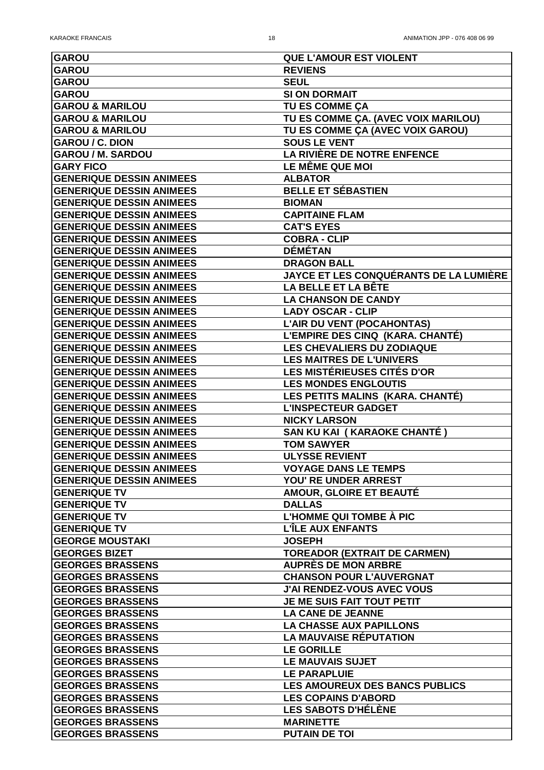| | |
|---|---|
| GAROU | QUE L'AMOUR EST VIOLENT |
| GAROU | REVIENS |
| GAROU | SEUL |
| GAROU | SI ON DORMAIT |
| GAROU & MARILOU | TU ES COMME ÇA |
| GAROU & MARILOU | TU ES COMME ÇA. (AVEC VOIX MARILOU) |
| GAROU & MARILOU | TU ES COMME ÇA (AVEC VOIX GAROU) |
| GAROU / C. DION | SOUS LE VENT |
| GAROU / M. SARDOU | LA RIVIÈRE DE NOTRE ENFENCE |
| GARY FICO | LE MÊME QUE MOI |
| GENERIQUE DESSIN ANIMEES | ALBATOR |
| GENERIQUE DESSIN ANIMEES | BELLE ET SÉBASTIEN |
| GENERIQUE DESSIN ANIMEES | BIOMAN |
| GENERIQUE DESSIN ANIMEES | CAPITAINE FLAM |
| GENERIQUE DESSIN ANIMEES | CAT'S EYES |
| GENERIQUE DESSIN ANIMEES | COBRA - CLIP |
| GENERIQUE DESSIN ANIMEES | DÉMÉTAN |
| GENERIQUE DESSIN ANIMEES | DRAGON BALL |
| GENERIQUE DESSIN ANIMEES | JAYCE ET LES CONQUÉRANTS DE LA LUMIÈRE |
| GENERIQUE DESSIN ANIMEES | LA BELLE ET LA BÊTE |
| GENERIQUE DESSIN ANIMEES | LA CHANSON DE CANDY |
| GENERIQUE DESSIN ANIMEES | LADY OSCAR - CLIP |
| GENERIQUE DESSIN ANIMEES | L'AIR DU VENT (POCAHONTAS) |
| GENERIQUE DESSIN ANIMEES | L'EMPIRE DES CINQ (KARA. CHANTÉ) |
| GENERIQUE DESSIN ANIMEES | LES CHEVALIERS DU ZODIAQUE |
| GENERIQUE DESSIN ANIMEES | LES MAITRES DE L'UNIVERS |
| GENERIQUE DESSIN ANIMEES | LES MISTÉRIEUSES CITÉS D'OR |
| GENERIQUE DESSIN ANIMEES | LES MONDES ENGLOUTIS |
| GENERIQUE DESSIN ANIMEES | LES PETITS MALINS (KARA. CHANTÉ) |
| GENERIQUE DESSIN ANIMEES | L'INSPECTEUR GADGET |
| GENERIQUE DESSIN ANIMEES | NICKY LARSON |
| GENERIQUE DESSIN ANIMEES | SAN KU KAI ( KARAOKE CHANTÉ ) |
| GENERIQUE DESSIN ANIMEES | TOM SAWYER |
| GENERIQUE DESSIN ANIMEES | ULYSSE REVIENT |
| GENERIQUE DESSIN ANIMEES | VOYAGE DANS LE TEMPS |
| GENERIQUE DESSIN ANIMEES | YOU' RE UNDER ARREST |
| GENERIQUE TV | AMOUR, GLOIRE ET BEAUTÉ |
| GENERIQUE TV | DALLAS |
| GENERIQUE TV | L'HOMME QUI TOMBE À PIC |
| GENERIQUE TV | L'ÎLE AUX ENFANTS |
| GEORGE MOUSTAKI | JOSEPH |
| GEORGES BIZET | TOREADOR (EXTRAIT DE CARMEN) |
| GEORGES BRASSENS | AUPRÈS DE MON ARBRE |
| GEORGES BRASSENS | CHANSON POUR L'AUVERGNAT |
| GEORGES BRASSENS | J'AI RENDEZ-VOUS AVEC VOUS |
| GEORGES BRASSENS | JE ME SUIS FAIT TOUT PETIT |
| GEORGES BRASSENS | LA CANE DE JEANNE |
| GEORGES BRASSENS | LA CHASSE AUX PAPILLONS |
| GEORGES BRASSENS | LA MAUVAISE RÉPUTATION |
| GEORGES BRASSENS | LE GORILLE |
| GEORGES BRASSENS | LE MAUVAIS SUJET |
| GEORGES BRASSENS | LE PARAPLUIE |
| GEORGES BRASSENS | LES AMOUREUX DES BANCS PUBLICS |
| GEORGES BRASSENS | LES COPAINS D'ABORD |
| GEORGES BRASSENS | LES SABOTS D'HÉLÈNE |
| GEORGES BRASSENS | MARINETTE |
| GEORGES BRASSENS | PUTAIN DE TOI |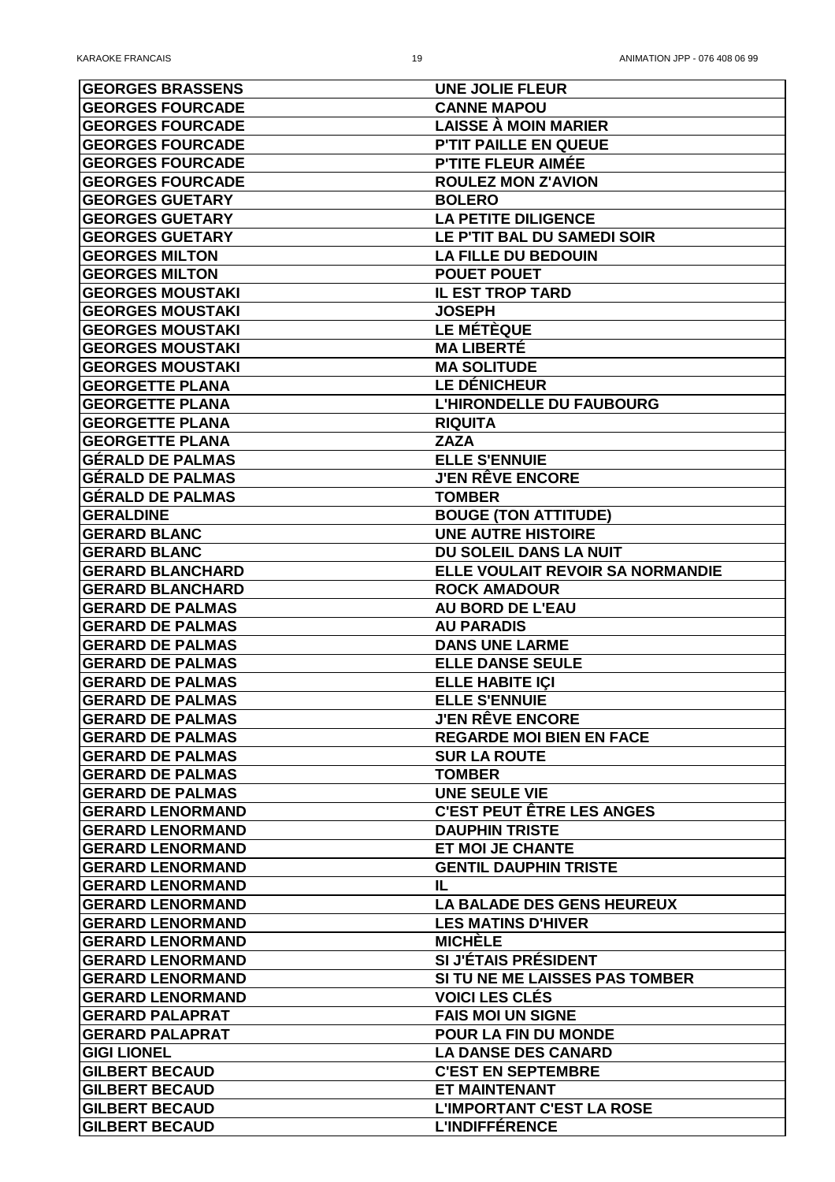| | |
|---|---|
| GEORGES BRASSENS | UNE JOLIE FLEUR |
| GEORGES FOURCADE | CANNE MAPOU |
| GEORGES FOURCADE | LAISSE À MOIN MARIER |
| GEORGES FOURCADE | P'TIT PAILLE EN QUEUE |
| GEORGES FOURCADE | P'TITE FLEUR AIMÉE |
| GEORGES FOURCADE | ROULEZ MON Z'AVION |
| GEORGES GUETARY | BOLERO |
| GEORGES GUETARY | LA PETITE DILIGENCE |
| GEORGES GUETARY | LE P'TIT BAL DU SAMEDI SOIR |
| GEORGES MILTON | LA FILLE DU BEDOUIN |
| GEORGES MILTON | POUET POUET |
| GEORGES MOUSTAKI | IL EST TROP TARD |
| GEORGES MOUSTAKI | JOSEPH |
| GEORGES MOUSTAKI | LE MÉTÈQUE |
| GEORGES MOUSTAKI | MA LIBERTÉ |
| GEORGES MOUSTAKI | MA SOLITUDE |
| GEORGETTE PLANA | LE DÉNICHEUR |
| GEORGETTE PLANA | L'HIRONDELLE DU FAUBOURG |
| GEORGETTE PLANA | RIQUITA |
| GEORGETTE PLANA | ZAZA |
| GÉRALD DE PALMAS | ELLE S'ENNUIE |
| GÉRALD DE PALMAS | J'EN RÊVE ENCORE |
| GÉRALD DE PALMAS | TOMBER |
| GERALDINE | BOUGE (TON ATTITUDE) |
| GERARD BLANC | UNE AUTRE HISTOIRE |
| GERARD BLANC | DU SOLEIL DANS LA NUIT |
| GERARD BLANCHARD | ELLE VOULAIT REVOIR SA NORMANDIE |
| GERARD BLANCHARD | ROCK AMADOUR |
| GERARD DE PALMAS | AU BORD DE L'EAU |
| GERARD DE PALMAS | AU PARADIS |
| GERARD DE PALMAS | DANS UNE LARME |
| GERARD DE PALMAS | ELLE DANSE SEULE |
| GERARD DE PALMAS | ELLE HABITE IÇI |
| GERARD DE PALMAS | ELLE S'ENNUIE |
| GERARD DE PALMAS | J'EN RÊVE ENCORE |
| GERARD DE PALMAS | REGARDE MOI BIEN EN FACE |
| GERARD DE PALMAS | SUR LA ROUTE |
| GERARD DE PALMAS | TOMBER |
| GERARD DE PALMAS | UNE SEULE VIE |
| GERARD LENORMAND | C'EST PEUT ÊTRE LES ANGES |
| GERARD LENORMAND | DAUPHIN TRISTE |
| GERARD LENORMAND | ET MOI JE CHANTE |
| GERARD LENORMAND | GENTIL DAUPHIN TRISTE |
| GERARD LENORMAND | IL |
| GERARD LENORMAND | LA BALADE DES GENS HEUREUX |
| GERARD LENORMAND | LES MATINS D'HIVER |
| GERARD LENORMAND | MICHÈLE |
| GERARD LENORMAND | SI J'ÉTAIS PRÉSIDENT |
| GERARD LENORMAND | SI TU NE ME LAISSES PAS TOMBER |
| GERARD LENORMAND | VOICI LES CLÉS |
| GERARD PALAPRAT | FAIS MOI UN SIGNE |
| GERARD PALAPRAT | POUR LA FIN DU MONDE |
| GIGI LIONEL | LA DANSE DES CANARD |
| GILBERT BECAUD | C'EST EN SEPTEMBRE |
| GILBERT BECAUD | ET MAINTENANT |
| GILBERT BECAUD | L'IMPORTANT C'EST LA ROSE |
| GILBERT BECAUD | L'INDIFFÉRENCE |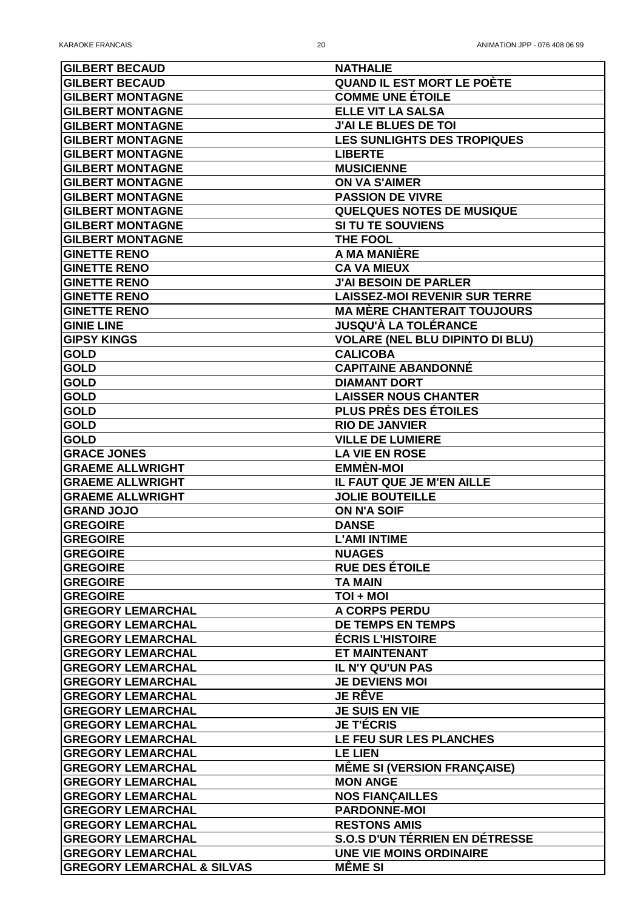| | |
|---|---|
| GILBERT BECAUD | NATHALIE |
| GILBERT BECAUD | QUAND IL EST MORT LE POÈTE |
| GILBERT MONTAGNE | COMME UNE ÉTOILE |
| GILBERT MONTAGNE | ELLE VIT LA SALSA |
| GILBERT MONTAGNE | J'AI LE BLUES DE TOI |
| GILBERT MONTAGNE | LES SUNLIGHTS DES TROPIQUES |
| GILBERT MONTAGNE | LIBERTE |
| GILBERT MONTAGNE | MUSICIENNE |
| GILBERT MONTAGNE | ON VA S'AIMER |
| GILBERT MONTAGNE | PASSION DE VIVRE |
| GILBERT MONTAGNE | QUELQUES NOTES DE MUSIQUE |
| GILBERT MONTAGNE | SI TU TE SOUVIENS |
| GILBERT MONTAGNE | THE FOOL |
| GINETTE RENO | A MA MANIÈRE |
| GINETTE RENO | CA VA MIEUX |
| GINETTE RENO | J'AI BESOIN DE PARLER |
| GINETTE RENO | LAISSEZ-MOI REVENIR SUR TERRE |
| GINETTE RENO | MA MÈRE CHANTERAIT TOUJOURS |
| GINIE LINE | JUSQU'À LA TOLÉRANCE |
| GIPSY KINGS | VOLARE (NEL BLU DIPINTO DI BLU) |
| GOLD | CALICOBA |
| GOLD | CAPITAINE ABANDONNÉ |
| GOLD | DIAMANT DORT |
| GOLD | LAISSER NOUS CHANTER |
| GOLD | PLUS PRÈS DES ÉTOILES |
| GOLD | RIO DE JANVIER |
| GOLD | VILLE DE LUMIERE |
| GRACE JONES | LA VIE EN ROSE |
| GRAEME ALLWRIGHT | EMMÈN-MOI |
| GRAEME ALLWRIGHT | IL FAUT QUE JE M'EN AILLE |
| GRAEME ALLWRIGHT | JOLIE BOUTEILLE |
| GRAND JOJO | ON N'A SOIF |
| GREGOIRE | DANSE |
| GREGOIRE | L'AMI INTIME |
| GREGOIRE | NUAGES |
| GREGOIRE | RUE DES ÉTOILE |
| GREGOIRE | TA MAIN |
| GREGOIRE | TOI + MOI |
| GREGORY LEMARCHAL | A CORPS PERDU |
| GREGORY LEMARCHAL | DE TEMPS EN TEMPS |
| GREGORY LEMARCHAL | ÉCRIS L'HISTOIRE |
| GREGORY LEMARCHAL | ET MAINTENANT |
| GREGORY LEMARCHAL | IL N'Y QU'UN PAS |
| GREGORY LEMARCHAL | JE DEVIENS MOI |
| GREGORY LEMARCHAL | JE RÊVE |
| GREGORY LEMARCHAL | JE SUIS EN VIE |
| GREGORY LEMARCHAL | JE T'ÉCRIS |
| GREGORY LEMARCHAL | LE FEU SUR LES PLANCHES |
| GREGORY LEMARCHAL | LE LIEN |
| GREGORY LEMARCHAL | MÊME SI (VERSION FRANÇAISE) |
| GREGORY LEMARCHAL | MON ANGE |
| GREGORY LEMARCHAL | NOS FIANÇAILLES |
| GREGORY LEMARCHAL | PARDONNE-MOI |
| GREGORY LEMARCHAL | RESTONS AMIS |
| GREGORY LEMARCHAL | S.O.S D'UN TÉRRIEN EN DÉTRESSE |
| GREGORY LEMARCHAL | UNE VIE MOINS ORDINAIRE |
| GREGORY LEMARCHAL & SILVAS | MÊME SI |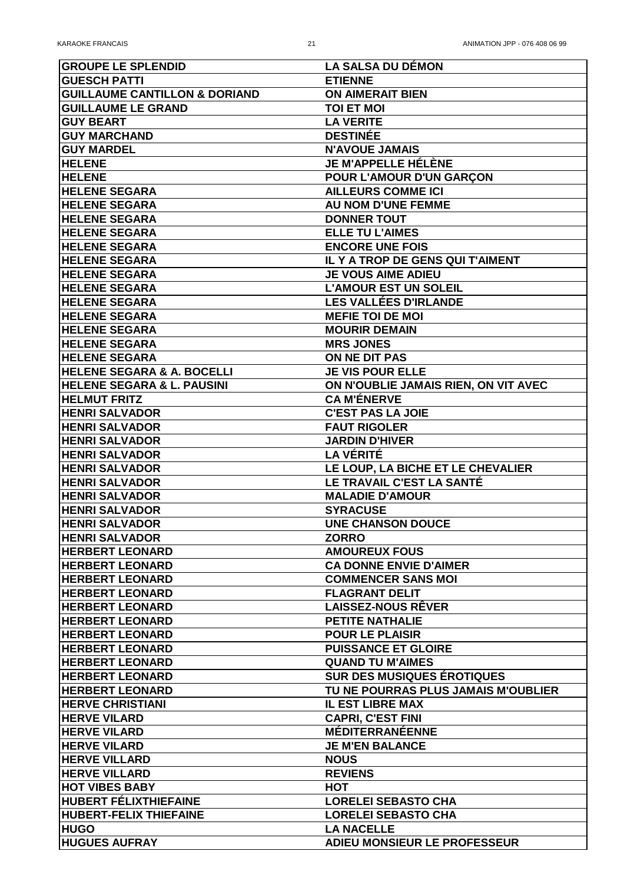| | |
|---|---|
| GROUPE LE SPLENDID | LA SALSA DU DÉMON |
| GUESCH PATTI | ETIENNE |
| GUILLAUME CANTILLON & DORIAND | ON AIMERAIT BIEN |
| GUILLAUME LE GRAND | TOI ET MOI |
| GUY BEART | LA VERITE |
| GUY MARCHAND | DESTINÉE |
| GUY MARDEL | N'AVOUE JAMAIS |
| HELENE | JE M'APPELLE HÉLÈNE |
| HELENE | POUR L'AMOUR D'UN GARÇON |
| HELENE SEGARA | AILLEURS COMME ICI |
| HELENE SEGARA | AU NOM D'UNE FEMME |
| HELENE SEGARA | DONNER TOUT |
| HELENE SEGARA | ELLE TU L'AIMES |
| HELENE SEGARA | ENCORE UNE FOIS |
| HELENE SEGARA | IL Y A TROP DE GENS QUI T'AIMENT |
| HELENE SEGARA | JE VOUS AIME ADIEU |
| HELENE SEGARA | L'AMOUR EST UN SOLEIL |
| HELENE SEGARA | LES VALLÉES D'IRLANDE |
| HELENE SEGARA | MEFIE TOI DE MOI |
| HELENE SEGARA | MOURIR DEMAIN |
| HELENE SEGARA | MRS JONES |
| HELENE SEGARA | ON NE DIT PAS |
| HELENE SEGARA & A. BOCELLI | JE VIS POUR ELLE |
| HELENE SEGARA & L. PAUSINI | ON N'OUBLIE JAMAIS RIEN, ON VIT AVEC |
| HELMUT FRITZ | CA M'ÉNERVE |
| HENRI SALVADOR | C'EST PAS LA JOIE |
| HENRI SALVADOR | FAUT RIGOLER |
| HENRI SALVADOR | JARDIN D'HIVER |
| HENRI SALVADOR | LA VÉRITÉ |
| HENRI SALVADOR | LE LOUP, LA BICHE ET LE CHEVALIER |
| HENRI SALVADOR | LE TRAVAIL C'EST LA SANTÉ |
| HENRI SALVADOR | MALADIE D'AMOUR |
| HENRI SALVADOR | SYRACUSE |
| HENRI SALVADOR | UNE CHANSON DOUCE |
| HENRI SALVADOR | ZORRO |
| HERBERT LEONARD | AMOUREUX FOUS |
| HERBERT LEONARD | CA DONNE ENVIE D'AIMER |
| HERBERT LEONARD | COMMENCER SANS MOI |
| HERBERT LEONARD | FLAGRANT DELIT |
| HERBERT LEONARD | LAISSEZ-NOUS RÊVER |
| HERBERT LEONARD | PETITE NATHALIE |
| HERBERT LEONARD | POUR LE PLAISIR |
| HERBERT LEONARD | PUISSANCE ET GLOIRE |
| HERBERT LEONARD | QUAND TU M'AIMES |
| HERBERT LEONARD | SUR DES MUSIQUES ÉROTIQUES |
| HERBERT LEONARD | TU NE POURRAS PLUS JAMAIS M'OUBLIER |
| HERVE CHRISTIANI | IL EST LIBRE MAX |
| HERVE VILARD | CAPRI, C'EST FINI |
| HERVE VILARD | MÉDITERRANÉENNE |
| HERVE VILARD | JE M'EN BALANCE |
| HERVE VILLARD | NOUS |
| HERVE VILLARD | REVIENS |
| HOT VIBES BABY | HOT |
| HUBERT FÉLIXTHIEFAINE | LORELEI SEBASTO CHA |
| HUBERT-FELIX THIEFAINE | LORELEI SEBASTO CHA |
| HUGO | LA NACELLE |
| HUGUES AUFRAY | ADIEU MONSIEUR LE PROFESSEUR |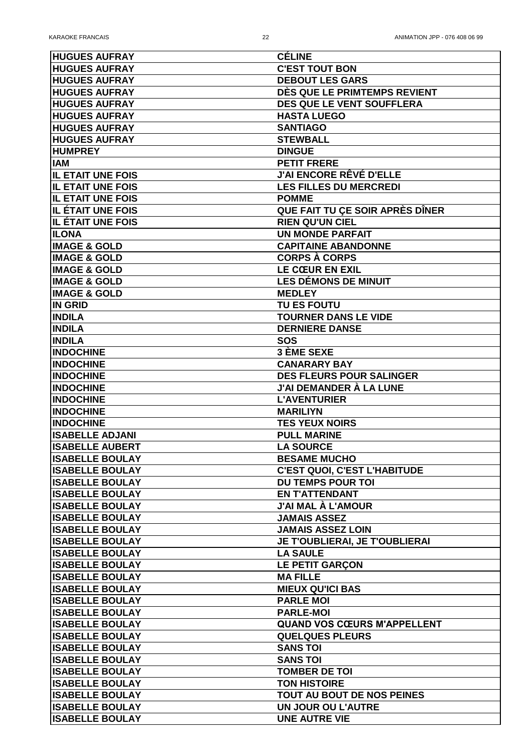| | |
|---|---|
| **HUGUES AUFRAY** | **CÉLINE** |
| **HUGUES AUFRAY** | **C'EST TOUT BON** |
| **HUGUES AUFRAY** | **DEBOUT LES GARS** |
| **HUGUES AUFRAY** | **DÈS QUE LE PRIMTEMPS REVIENT** |
| **HUGUES AUFRAY** | **DES QUE LE VENT SOUFFLERA** |
| **HUGUES AUFRAY** | **HASTA LUEGO** |
| **HUGUES AUFRAY** | **SANTIAGO** |
| **HUGUES AUFRAY** | **STEWBALL** |
| **HUMPREY** | **DINGUE** |
| **IAM** | **PETIT FRERE** |
| **IL ETAIT UNE FOIS** | **J'AI ENCORE RÊVÉ D'ELLE** |
| **IL ETAIT UNE FOIS** | **LES FILLES DU MERCREDI** |
| **IL ETAIT UNE FOIS** | **POMME** |
| **IL ÉTAIT UNE FOIS** | **QUE FAIT TU ÇE SOIR APRÈS DÎNER** |
| **IL ÉTAIT UNE FOIS** | **RIEN QU'UN CIEL** |
| **ILONA** | **UN MONDE PARFAIT** |
| **IMAGE & GOLD** | **CAPITAINE ABANDONNE** |
| **IMAGE & GOLD** | **CORPS À CORPS** |
| **IMAGE & GOLD** | **LE CŒUR EN EXIL** |
| **IMAGE & GOLD** | **LES DÉMONS DE MINUIT** |
| **IMAGE & GOLD** | **MEDLEY** |
| **IN GRID** | **TU ES FOUTU** |
| **INDILA** | **TOURNER DANS LE VIDE** |
| **INDILA** | **DERNIERE DANSE** |
| **INDILA** | **SOS** |
| **INDOCHINE** | **3 ÈME SEXE** |
| **INDOCHINE** | **CANARARY BAY** |
| **INDOCHINE** | **DES FLEURS POUR SALINGER** |
| **INDOCHINE** | **J'AI DEMANDER À LA LUNE** |
| **INDOCHINE** | **L'AVENTURIER** |
| **INDOCHINE** | **MARILIYN** |
| **INDOCHINE** | **TES YEUX NOIRS** |
| **ISABELLE ADJANI** | **PULL MARINE** |
| **ISABELLE AUBERT** | **LA SOURCE** |
| **ISABELLE BOULAY** | **BESAME MUCHO** |
| **ISABELLE BOULAY** | **C'EST QUOI, C'EST L'HABITUDE** |
| **ISABELLE BOULAY** | **DU TEMPS POUR TOI** |
| **ISABELLE BOULAY** | **EN T'ATTENDANT** |
| **ISABELLE BOULAY** | **J'AI MAL À L'AMOUR** |
| **ISABELLE BOULAY** | **JAMAIS ASSEZ** |
| **ISABELLE BOULAY** | **JAMAIS ASSEZ LOIN** |
| **ISABELLE BOULAY** | **JE T'OUBLIERAI, JE T'OUBLIERAI** |
| **ISABELLE BOULAY** | **LA SAULE** |
| **ISABELLE BOULAY** | **LE PETIT GARÇON** |
| **ISABELLE BOULAY** | **MA FILLE** |
| **ISABELLE BOULAY** | **MIEUX QU'ICI BAS** |
| **ISABELLE BOULAY** | **PARLE MOI** |
| **ISABELLE BOULAY** | **PARLE-MOI** |
| **ISABELLE BOULAY** | **QUAND VOS CŒURS M'APPELLENT** |
| **ISABELLE BOULAY** | **QUELQUES PLEURS** |
| **ISABELLE BOULAY** | **SANS TOI** |
| **ISABELLE BOULAY** | **SANS TOI** |
| **ISABELLE BOULAY** | **TOMBER DE TOI** |
| **ISABELLE BOULAY** | **TON HISTOIRE** |
| **ISABELLE BOULAY** | **TOUT AU BOUT DE NOS PEINES** |
| **ISABELLE BOULAY** | **UN JOUR OU L'AUTRE** |
| **ISABELLE BOULAY** | **UNE AUTRE VIE** |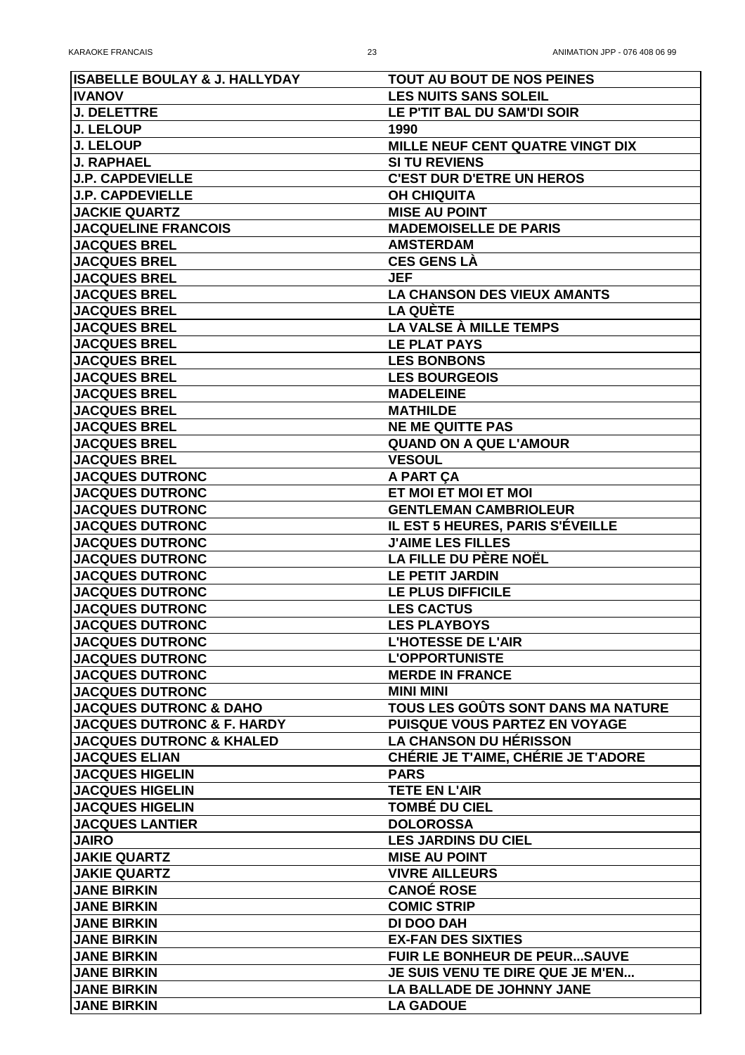| | |
|---|---|
| **ISABELLE BOULAY & J. HALLYDAY** | **TOUT AU BOUT DE NOS PEINES** |
| **IVANOV** | **LES NUITS SANS SOLEIL** |
| **J. DELETTRE** | **LE P'TIT BAL DU SAM'DI SOIR** |
| **J. LELOUP** | **1990** |
| **J. LELOUP** | **MILLE NEUF CENT QUATRE VINGT DIX** |
| **J. RAPHAEL** | **SI TU REVIENS** |
| **J.P. CAPDEVIELLE** | **C'EST DUR D'ETRE UN HEROS** |
| **J.P. CAPDEVIELLE** | **OH CHIQUITA** |
| **JACKIE QUARTZ** | **MISE AU POINT** |
| **JACQUELINE FRANCOIS** | **MADEMOISELLE DE PARIS** |
| **JACQUES BREL** | **AMSTERDAM** |
| **JACQUES BREL** | **CES GENS LÀ** |
| **JACQUES BREL** | **JEF** |
| **JACQUES BREL** | **LA CHANSON DES VIEUX AMANTS** |
| **JACQUES BREL** | **LA QUÈTE** |
| **JACQUES BREL** | **LA VALSE À MILLE TEMPS** |
| **JACQUES BREL** | **LE PLAT PAYS** |
| **JACQUES BREL** | **LES BONBONS** |
| **JACQUES BREL** | **LES BOURGEOIS** |
| **JACQUES BREL** | **MADELEINE** |
| **JACQUES BREL** | **MATHILDE** |
| **JACQUES BREL** | **NE ME QUITTE PAS** |
| **JACQUES BREL** | **QUAND ON A QUE L'AMOUR** |
| **JACQUES BREL** | **VESOUL** |
| **JACQUES DUTRONC** | **A PART ÇA** |
| **JACQUES DUTRONC** | **ET MOI ET MOI ET MOI** |
| **JACQUES DUTRONC** | **GENTLEMAN CAMBRIOLEUR** |
| **JACQUES DUTRONC** | **IL EST 5 HEURES, PARIS S'ÉVEILLE** |
| **JACQUES DUTRONC** | **J'AIME LES FILLES** |
| **JACQUES DUTRONC** | **LA FILLE DU PÈRE NOËL** |
| **JACQUES DUTRONC** | **LE PETIT JARDIN** |
| **JACQUES DUTRONC** | **LE PLUS DIFFICILE** |
| **JACQUES DUTRONC** | **LES CACTUS** |
| **JACQUES DUTRONC** | **LES PLAYBOYS** |
| **JACQUES DUTRONC** | **L'HOTESSE DE L'AIR** |
| **JACQUES DUTRONC** | **L'OPPORTUNISTE** |
| **JACQUES DUTRONC** | **MERDE IN FRANCE** |
| **JACQUES DUTRONC** | **MINI MINI** |
| **JACQUES DUTRONC & DAHO** | **TOUS LES GOÛTS SONT DANS MA NATURE** |
| **JACQUES DUTRONC & F. HARDY** | **PUISQUE VOUS PARTEZ EN VOYAGE** |
| **JACQUES DUTRONC & KHALED** | **LA CHANSON DU HÉRISSON** |
| **JACQUES ELIAN** | **CHÉRIE JE T'AIME, CHÉRIE JE T'ADORE** |
| **JACQUES HIGELIN** | **PARS** |
| **JACQUES HIGELIN** | **TETE EN L'AIR** |
| **JACQUES HIGELIN** | **TOMBÉ DU CIEL** |
| **JACQUES LANTIER** | **DOLOROSSA** |
| **JAIRO** | **LES JARDINS DU CIEL** |
| **JAKIE QUARTZ** | **MISE AU POINT** |
| **JAKIE QUARTZ** | **VIVRE AILLEURS** |
| **JANE BIRKIN** | **CANOÉ ROSE** |
| **JANE BIRKIN** | **COMIC STRIP** |
| **JANE BIRKIN** | **DI DOO DAH** |
| **JANE BIRKIN** | **EX-FAN DES SIXTIES** |
| **JANE BIRKIN** | **FUIR LE BONHEUR DE PEUR...SAUVE** |
| **JANE BIRKIN** | **JE SUIS VENU TE DIRE QUE JE M'EN...** |
| **JANE BIRKIN** | **LA BALLADE DE JOHNNY JANE** |
| **JANE BIRKIN** | **LA GADOUE** |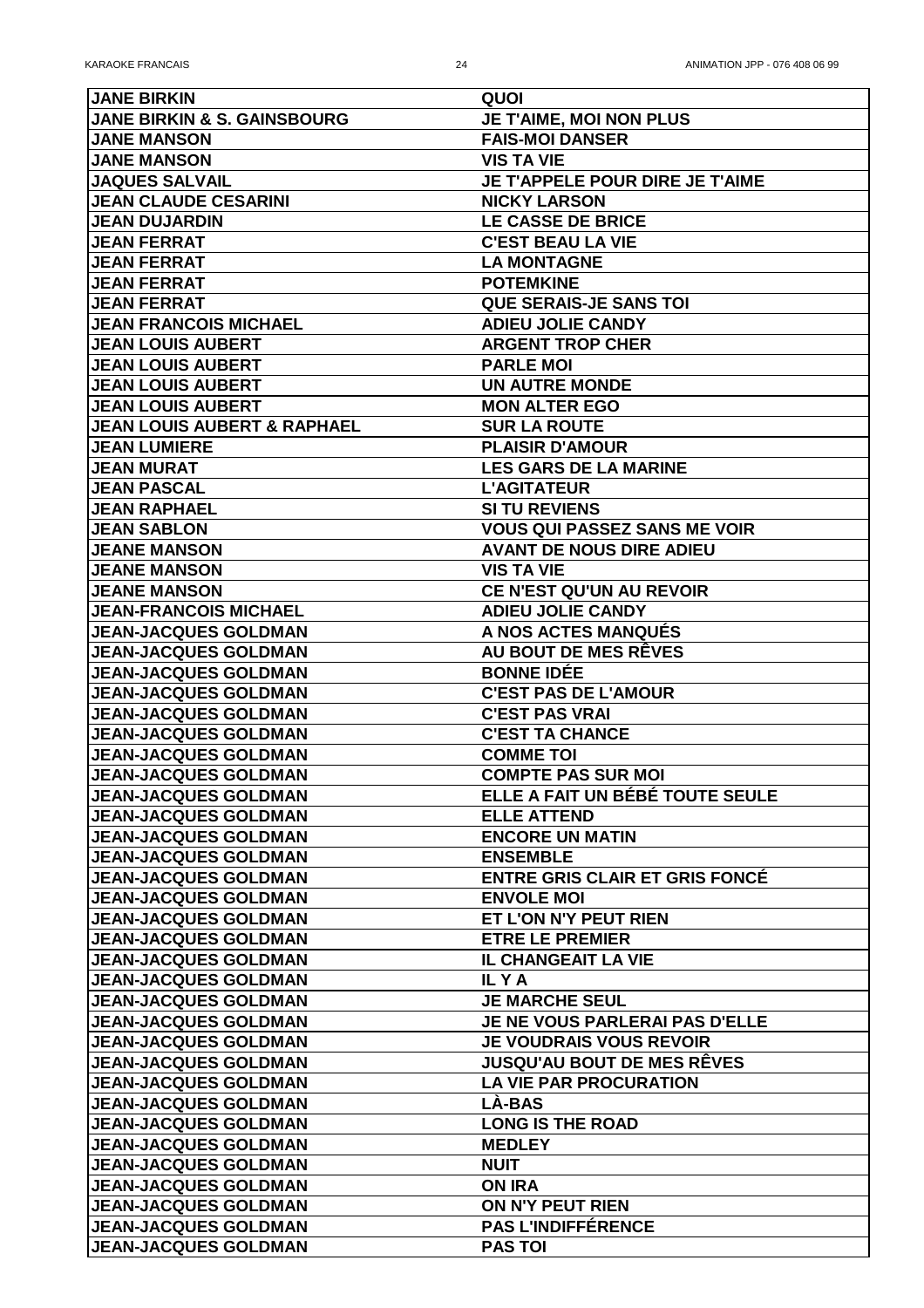| | |
|---|---|
| **JANE BIRKIN** | **QUOI** |
| **JANE BIRKIN & S. GAINSBOURG** | **JE T'AIME, MOI NON PLUS** |
| **JANE MANSON** | **FAIS-MOI DANSER** |
| **JANE MANSON** | **VIS TA VIE** |
| **JAQUES SALVAIL** | **JE T'APPELE POUR DIRE JE T'AIME** |
| **JEAN CLAUDE CESARINI** | **NICKY LARSON** |
| **JEAN DUJARDIN** | **LE CASSE DE BRICE** |
| **JEAN FERRAT** | **C'EST BEAU LA VIE** |
| **JEAN FERRAT** | **LA MONTAGNE** |
| **JEAN FERRAT** | **POTEMKINE** |
| **JEAN FERRAT** | **QUE SERAIS-JE SANS TOI** |
| **JEAN FRANCOIS MICHAEL** | **ADIEU JOLIE CANDY** |
| **JEAN LOUIS AUBERT** | **ARGENT TROP CHER** |
| **JEAN LOUIS AUBERT** | **PARLE MOI** |
| **JEAN LOUIS AUBERT** | **UN AUTRE MONDE** |
| **JEAN LOUIS AUBERT** | **MON ALTER EGO** |
| **JEAN LOUIS AUBERT & RAPHAEL** | **SUR LA ROUTE** |
| **JEAN LUMIERE** | **PLAISIR D'AMOUR** |
| **JEAN MURAT** | **LES GARS DE LA MARINE** |
| **JEAN PASCAL** | **L'AGITATEUR** |
| **JEAN RAPHAEL** | **SI TU REVIENS** |
| **JEAN SABLON** | **VOUS QUI PASSEZ SANS ME VOIR** |
| **JEANE MANSON** | **AVANT DE NOUS DIRE ADIEU** |
| **JEANE MANSON** | **VIS TA VIE** |
| **JEANE MANSON** | **CE N'EST QU'UN AU REVOIR** |
| **JEAN-FRANCOIS MICHAEL** | **ADIEU JOLIE CANDY** |
| **JEAN-JACQUES GOLDMAN** | **A NOS ACTES MANQUÉS** |
| **JEAN-JACQUES GOLDMAN** | **AU BOUT DE MES RÊVES** |
| **JEAN-JACQUES GOLDMAN** | **BONNE IDÉE** |
| **JEAN-JACQUES GOLDMAN** | **C'EST PAS DE L'AMOUR** |
| **JEAN-JACQUES GOLDMAN** | **C'EST PAS VRAI** |
| **JEAN-JACQUES GOLDMAN** | **C'EST TA CHANCE** |
| **JEAN-JACQUES GOLDMAN** | **COMME TOI** |
| **JEAN-JACQUES GOLDMAN** | **COMPTE PAS SUR MOI** |
| **JEAN-JACQUES GOLDMAN** | **ELLE A FAIT UN BÉBÉ TOUTE SEULE** |
| **JEAN-JACQUES GOLDMAN** | **ELLE ATTEND** |
| **JEAN-JACQUES GOLDMAN** | **ENCORE UN MATIN** |
| **JEAN-JACQUES GOLDMAN** | **ENSEMBLE** |
| **JEAN-JACQUES GOLDMAN** | **ENTRE GRIS CLAIR ET GRIS FONCÉ** |
| **JEAN-JACQUES GOLDMAN** | **ENVOLE MOI** |
| **JEAN-JACQUES GOLDMAN** | **ET L'ON N'Y PEUT RIEN** |
| **JEAN-JACQUES GOLDMAN** | **ETRE LE PREMIER** |
| **JEAN-JACQUES GOLDMAN** | **IL CHANGEAIT LA VIE** |
| **JEAN-JACQUES GOLDMAN** | **IL Y A** |
| **JEAN-JACQUES GOLDMAN** | **JE MARCHE SEUL** |
| **JEAN-JACQUES GOLDMAN** | **JE NE VOUS PARLERAI PAS D'ELLE** |
| **JEAN-JACQUES GOLDMAN** | **JE VOUDRAIS VOUS REVOIR** |
| **JEAN-JACQUES GOLDMAN** | **JUSQU'AU BOUT DE MES RÊVES** |
| **JEAN-JACQUES GOLDMAN** | **LA VIE PAR PROCURATION** |
| **JEAN-JACQUES GOLDMAN** | **LÀ-BAS** |
| **JEAN-JACQUES GOLDMAN** | **LONG IS THE ROAD** |
| **JEAN-JACQUES GOLDMAN** | **MEDLEY** |
| **JEAN-JACQUES GOLDMAN** | **NUIT** |
| **JEAN-JACQUES GOLDMAN** | **ON IRA** |
| **JEAN-JACQUES GOLDMAN** | **ON N'Y PEUT RIEN** |
| **JEAN-JACQUES GOLDMAN** | **PAS L'INDIFFÉRENCE** |
| **JEAN-JACQUES GOLDMAN** | **PAS TOI** |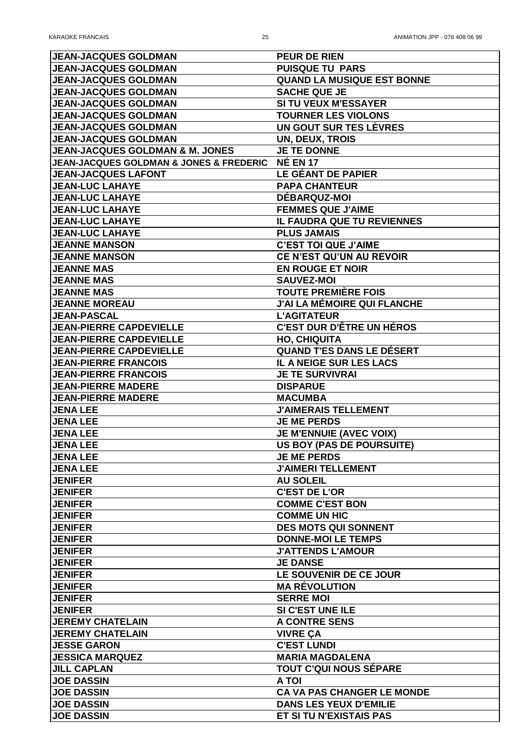| | |
|---|---|
| **JEAN-JACQUES GOLDMAN** | **PEUR DE RIEN** |
| **JEAN-JACQUES GOLDMAN** | **PUISQUE TU PARS** |
| **JEAN-JACQUES GOLDMAN** | **QUAND LA MUSIQUE EST BONNE** |
| **JEAN-JACQUES GOLDMAN** | **SACHE QUE JE** |
| **JEAN-JACQUES GOLDMAN** | **SI TU VEUX M'ESSAYER** |
| **JEAN-JACQUES GOLDMAN** | **TOURNER LES VIOLONS** |
| **JEAN-JACQUES GOLDMAN** | **UN GOUT SUR TES LÈVRES** |
| **JEAN-JACQUES GOLDMAN** | **UN, DEUX, TROIS** |
| **JEAN-JACQUES GOLDMAN & M. JONES** | **JE TE DONNE** |
| **JEAN-JACQUES GOLDMAN & JONES & FREDERIC** | **NÉ EN 17** |
| **JEAN-JACQUES LAFONT** | **LE GÉANT DE PAPIER** |
| **JEAN-LUC LAHAYE** | **PAPA CHANTEUR** |
| **JEAN-LUC LAHAYE** | **DÉBARQUZ-MOI** |
| **JEAN-LUC LAHAYE** | **FEMMES QUE J'AIME** |
| **JEAN-LUC LAHAYE** | **IL FAUDRA QUE TU REVIENNES** |
| **JEAN-LUC LAHAYE** | **PLUS JAMAIS** |
| **JEANNE MANSON** | **C'EST TOI QUE J'AIME** |
| **JEANNE MANSON** | **CE N'EST QU'UN AU REVOIR** |
| **JEANNE MAS** | **EN ROUGE ET NOIR** |
| **JEANNE MAS** | **SAUVEZ-MOI** |
| **JEANNE MAS** | **TOUTE PREMIÈRE FOIS** |
| **JEANNE MOREAU** | **J'AI LA MÉMOIRE QUI FLANCHE** |
| **JEAN-PASCAL** | **L'AGITATEUR** |
| **JEAN-PIERRE CAPDEVIELLE** | **C'EST DUR D'ÊTRE UN HÉROS** |
| **JEAN-PIERRE CAPDEVIELLE** | **HO, CHIQUITA** |
| **JEAN-PIERRE CAPDEVIELLE** | **QUAND T'ES DANS LE DÉSERT** |
| **JEAN-PIERRE FRANCOIS** | **IL A NEIGE SUR LES LACS** |
| **JEAN-PIERRE FRANCOIS** | **JE TE SURVIVRAI** |
| **JEAN-PIERRE MADERE** | **DISPARUE** |
| **JEAN-PIERRE MADERE** | **MACUMBA** |
| **JENA LEE** | **J'AIMERAIS TELLEMENT** |
| **JENA LEE** | **JE ME PERDS** |
| **JENA LEE** | **JE M'ENNUIE (AVEC VOIX)** |
| **JENA LEE** | **US BOY (PAS DE POURSUITE)** |
| **JENA LEE** | **JE ME PERDS** |
| **JENA LEE** | **J'AIMERI TELLEMENT** |
| **JENIFER** | **AU SOLEIL** |
| **JENIFER** | **C'EST DE L'OR** |
| **JENIFER** | **COMME C'EST BON** |
| **JENIFER** | **COMME UN HIC** |
| **JENIFER** | **DES MOTS QUI SONNENT** |
| **JENIFER** | **DONNE-MOI LE TEMPS** |
| **JENIFER** | **J'ATTENDS L'AMOUR** |
| **JENIFER** | **JE DANSE** |
| **JENIFER** | **LE SOUVENIR DE CE JOUR** |
| **JENIFER** | **MA RÉVOLUTION** |
| **JENIFER** | **SERRE MOI** |
| **JENIFER** | **SI C'EST UNE ILE** |
| **JEREMY CHATELAIN** | **A CONTRE SENS** |
| **JEREMY CHATELAIN** | **VIVRE ÇA** |
| **JESSE GARON** | **C'EST LUNDI** |
| **JESSICA MARQUEZ** | **MARIA MAGDALENA** |
| **JILL CAPLAN** | **TOUT C'QUI NOUS SÉPARE** |
| **JOE DASSIN** | **A TOI** |
| **JOE DASSIN** | **CA VA PAS CHANGER LE MONDE** |
| **JOE DASSIN** | **DANS LES YEUX D'EMILIE** |
| **JOE DASSIN** | **ET SI TU N'EXISTAIS PAS** |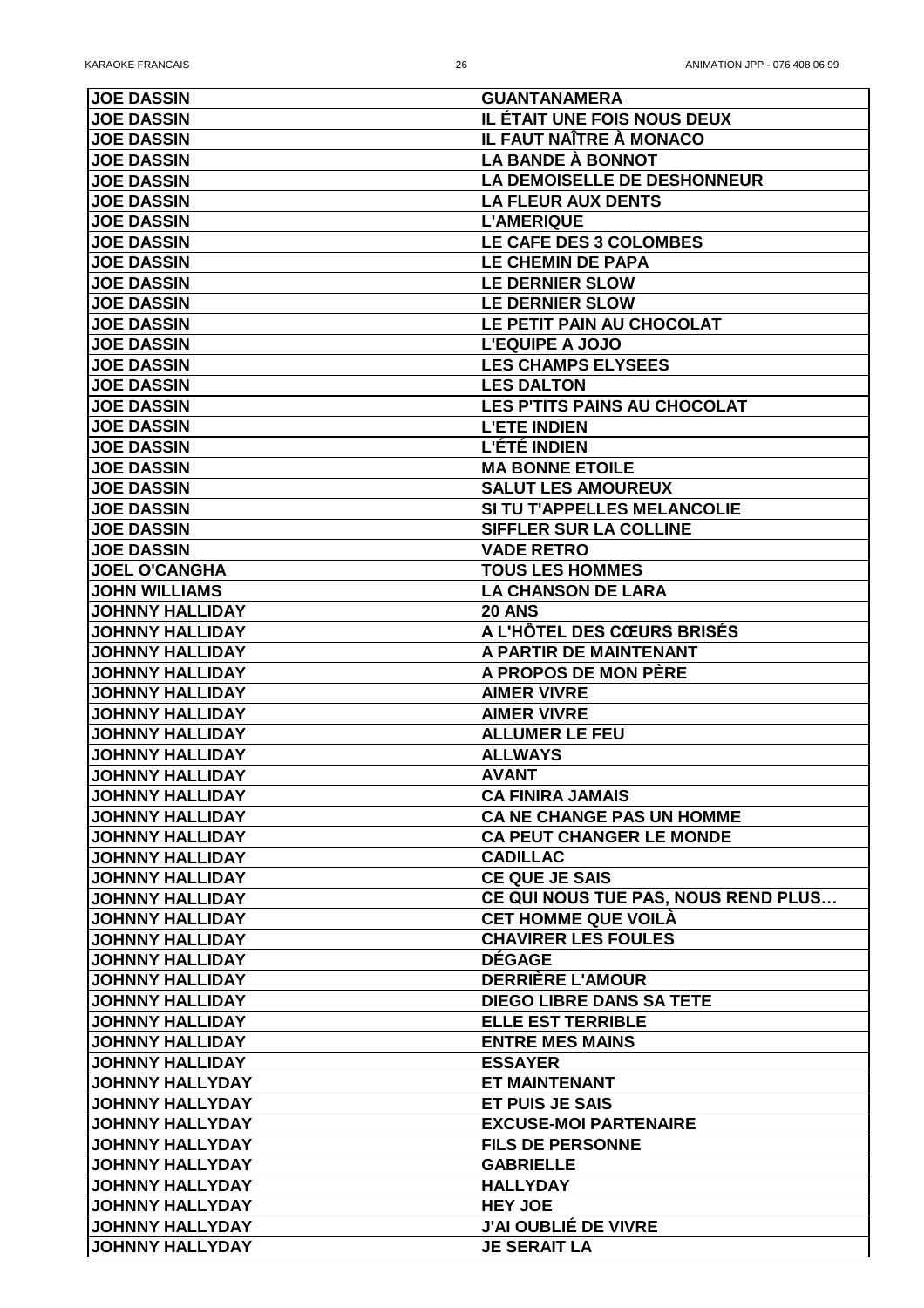| | |
|---|---|
| **JOE DASSIN** | **GUANTANAMERA** |
| **JOE DASSIN** | **IL ÉTAIT UNE FOIS NOUS DEUX** |
| **JOE DASSIN** | **IL FAUT NAÎTRE À MONACO** |
| **JOE DASSIN** | **LA BANDE À BONNOT** |
| **JOE DASSIN** | **LA DEMOISELLE DE DESHONNEUR** |
| **JOE DASSIN** | **LA FLEUR AUX DENTS** |
| **JOE DASSIN** | **L'AMERIQUE** |
| **JOE DASSIN** | **LE CAFE DES 3 COLOMBES** |
| **JOE DASSIN** | **LE CHEMIN DE PAPA** |
| **JOE DASSIN** | **LE DERNIER SLOW** |
| **JOE DASSIN** | **LE DERNIER SLOW** |
| **JOE DASSIN** | **LE PETIT PAIN AU CHOCOLAT** |
| **JOE DASSIN** | **L'EQUIPE A JOJO** |
| **JOE DASSIN** | **LES CHAMPS ELYSEES** |
| **JOE DASSIN** | **LES DALTON** |
| **JOE DASSIN** | **LES P'TITS PAINS AU CHOCOLAT** |
| **JOE DASSIN** | **L'ETE INDIEN** |
| **JOE DASSIN** | **L'ÉTÉ INDIEN** |
| **JOE DASSIN** | **MA BONNE ETOILE** |
| **JOE DASSIN** | **SALUT LES AMOUREUX** |
| **JOE DASSIN** | **SI TU T'APPELLES MELANCOLIE** |
| **JOE DASSIN** | **SIFFLER SUR LA COLLINE** |
| **JOE DASSIN** | **VADE RETRO** |
| **JOEL O'CANGHA** | **TOUS LES HOMMES** |
| **JOHN WILLIAMS** | **LA CHANSON DE LARA** |
| **JOHNNY HALLIDAY** | **20 ANS** |
| **JOHNNY HALLIDAY** | **A L'HÔTEL DES CŒURS BRISÉS** |
| **JOHNNY HALLIDAY** | **A PARTIR DE MAINTENANT** |
| **JOHNNY HALLIDAY** | **A PROPOS DE MON PÈRE** |
| **JOHNNY HALLIDAY** | **AIMER VIVRE** |
| **JOHNNY HALLIDAY** | **AIMER VIVRE** |
| **JOHNNY HALLIDAY** | **ALLUMER LE FEU** |
| **JOHNNY HALLIDAY** | **ALLWAYS** |
| **JOHNNY HALLIDAY** | **AVANT** |
| **JOHNNY HALLIDAY** | **CA FINIRA JAMAIS** |
| **JOHNNY HALLIDAY** | **CA NE CHANGE PAS UN HOMME** |
| **JOHNNY HALLIDAY** | **CA PEUT CHANGER LE MONDE** |
| **JOHNNY HALLIDAY** | **CADILLAC** |
| **JOHNNY HALLIDAY** | **CE QUE JE SAIS** |
| **JOHNNY HALLIDAY** | **CE QUI NOUS TUE PAS, NOUS REND PLUS…** |
| **JOHNNY HALLIDAY** | **CET HOMME QUE VOILÀ** |
| **JOHNNY HALLIDAY** | **CHAVIRER LES FOULES** |
| **JOHNNY HALLIDAY** | **DÉGAGE** |
| **JOHNNY HALLIDAY** | **DERRIÈRE L'AMOUR** |
| **JOHNNY HALLIDAY** | **DIEGO LIBRE DANS SA TETE** |
| **JOHNNY HALLIDAY** | **ELLE EST TERRIBLE** |
| **JOHNNY HALLIDAY** | **ENTRE MES MAINS** |
| **JOHNNY HALLIDAY** | **ESSAYER** |
| **JOHNNY HALLYDAY** | **ET MAINTENANT** |
| **JOHNNY HALLYDAY** | **ET PUIS JE SAIS** |
| **JOHNNY HALLYDAY** | **EXCUSE-MOI PARTENAIRE** |
| **JOHNNY HALLYDAY** | **FILS DE PERSONNE** |
| **JOHNNY HALLYDAY** | **GABRIELLE** |
| **JOHNNY HALLYDAY** | **HALLYDAY** |
| **JOHNNY HALLYDAY** | **HEY JOE** |
| **JOHNNY HALLYDAY** | **J'AI OUBLIÉ DE VIVRE** |
| **JOHNNY HALLYDAY** | **JE SERAIT LA** |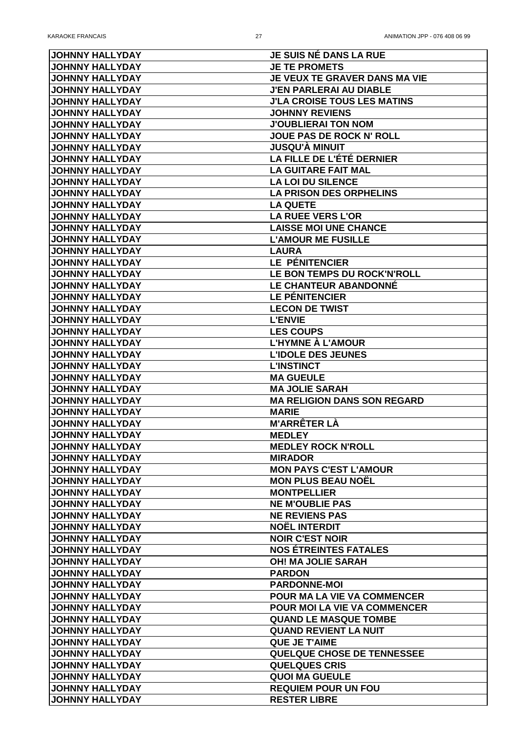| | |
|---|---|
| JOHNNY HALLYDAY | JE SUIS NÉ DANS LA RUE |
| JOHNNY HALLYDAY | JE TE PROMETS |
| JOHNNY HALLYDAY | JE VEUX TE GRAVER DANS MA VIE |
| JOHNNY HALLYDAY | J'EN PARLERAI AU DIABLE |
| JOHNNY HALLYDAY | J'LA CROISE TOUS LES MATINS |
| JOHNNY HALLYDAY | JOHNNY REVIENS |
| JOHNNY HALLYDAY | J'OUBLIERAI TON NOM |
| JOHNNY HALLYDAY | JOUE PAS DE ROCK N' ROLL |
| JOHNNY HALLYDAY | JUSQU'À MINUIT |
| JOHNNY HALLYDAY | LA FILLE DE L'ÉTÉ DERNIER |
| JOHNNY HALLYDAY | LA GUITARE FAIT MAL |
| JOHNNY HALLYDAY | LA LOI DU SILENCE |
| JOHNNY HALLYDAY | LA PRISON DES ORPHELINS |
| JOHNNY HALLYDAY | LA QUETE |
| JOHNNY HALLYDAY | LA RUEE VERS L'OR |
| JOHNNY HALLYDAY | LAISSE MOI UNE CHANCE |
| JOHNNY HALLYDAY | L'AMOUR ME FUSILLE |
| JOHNNY HALLYDAY | LAURA |
| JOHNNY HALLYDAY | LE PÉNITENCIER |
| JOHNNY HALLYDAY | LE BON TEMPS DU ROCK'N'ROLL |
| JOHNNY HALLYDAY | LE CHANTEUR ABANDONNÉ |
| JOHNNY HALLYDAY | LE PÉNITENCIER |
| JOHNNY HALLYDAY | LECON DE TWIST |
| JOHNNY HALLYDAY | L'ENVIE |
| JOHNNY HALLYDAY | LES COUPS |
| JOHNNY HALLYDAY | L'HYMNE À L'AMOUR |
| JOHNNY HALLYDAY | L'IDOLE DES JEUNES |
| JOHNNY HALLYDAY | L'INSTINCT |
| JOHNNY HALLYDAY | MA GUEULE |
| JOHNNY HALLYDAY | MA JOLIE SARAH |
| JOHNNY HALLYDAY | MA RELIGION DANS SON REGARD |
| JOHNNY HALLYDAY | MARIE |
| JOHNNY HALLYDAY | M'ARRÊTER LÀ |
| JOHNNY HALLYDAY | MEDLEY |
| JOHNNY HALLYDAY | MEDLEY ROCK N'ROLL |
| JOHNNY HALLYDAY | MIRADOR |
| JOHNNY HALLYDAY | MON PAYS C'EST L'AMOUR |
| JOHNNY HALLYDAY | MON PLUS BEAU NOËL |
| JOHNNY HALLYDAY | MONTPELLIER |
| JOHNNY HALLYDAY | NE M'OUBLIE PAS |
| JOHNNY HALLYDAY | NE REVIENS PAS |
| JOHNNY HALLYDAY | NOËL INTERDIT |
| JOHNNY HALLYDAY | NOIR C'EST NOIR |
| JOHNNY HALLYDAY | NOS ÉTREINTES FATALES |
| JOHNNY HALLYDAY | OH! MA JOLIE SARAH |
| JOHNNY HALLYDAY | PARDON |
| JOHNNY HALLYDAY | PARDONNE-MOI |
| JOHNNY HALLYDAY | POUR MA LA VIE VA COMMENCER |
| JOHNNY HALLYDAY | POUR MOI LA VIE VA COMMENCER |
| JOHNNY HALLYDAY | QUAND LE MASQUE TOMBE |
| JOHNNY HALLYDAY | QUAND REVIENT LA NUIT |
| JOHNNY HALLYDAY | QUE JE T'AIME |
| JOHNNY HALLYDAY | QUELQUE CHOSE DE TENNESSEE |
| JOHNNY HALLYDAY | QUELQUES CRIS |
| JOHNNY HALLYDAY | QUOI MA GUEULE |
| JOHNNY HALLYDAY | REQUIEM POUR UN FOU |
| JOHNNY HALLYDAY | RESTER LIBRE |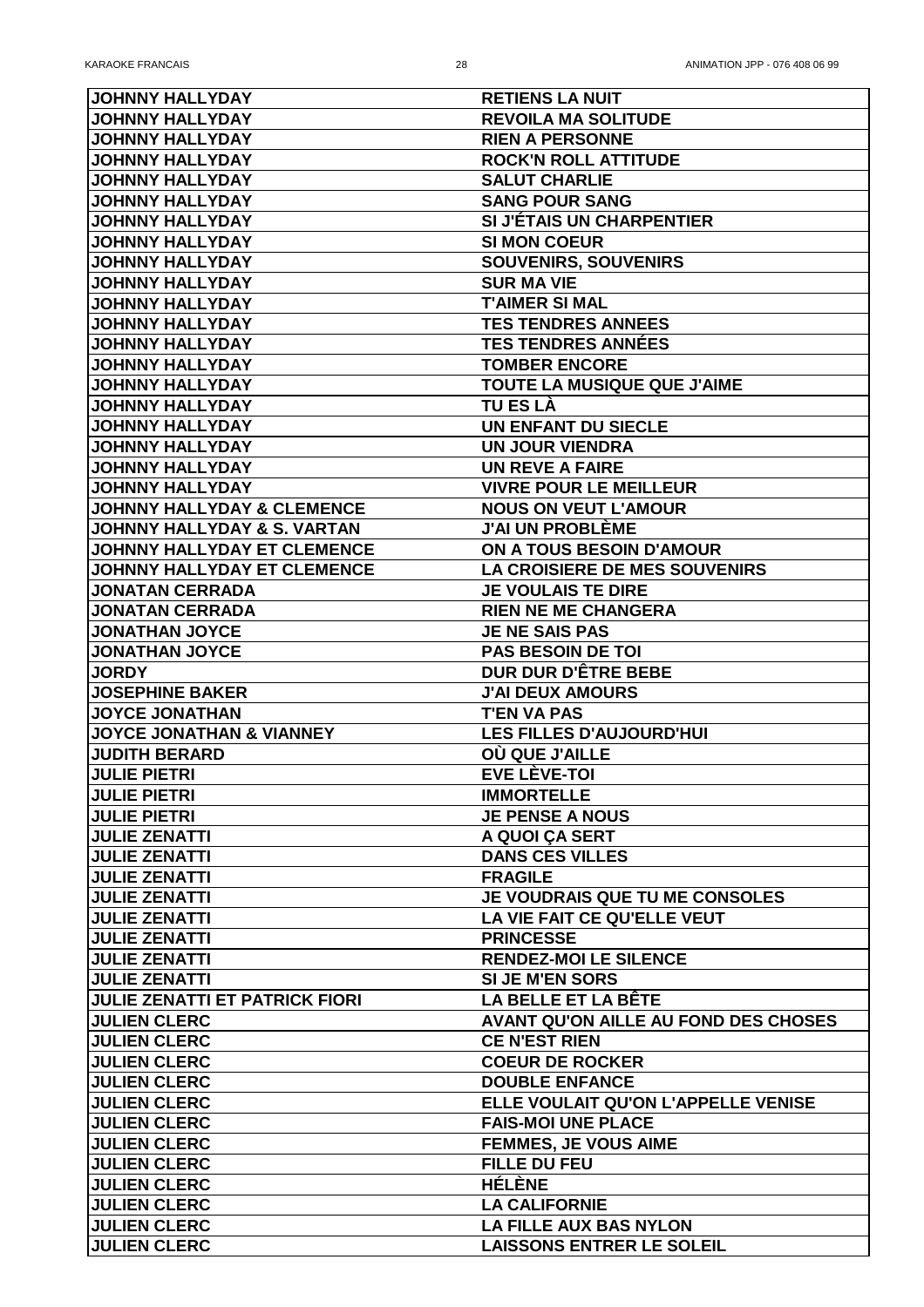| | |
|---|---|
| JOHNNY HALLYDAY | RETIENS LA NUIT |
| JOHNNY HALLYDAY | REVOILA MA SOLITUDE |
| JOHNNY HALLYDAY | RIEN A PERSONNE |
| JOHNNY HALLYDAY | ROCK'N ROLL ATTITUDE |
| JOHNNY HALLYDAY | SALUT CHARLIE |
| JOHNNY HALLYDAY | SANG POUR SANG |
| JOHNNY HALLYDAY | SI J'ÉTAIS UN CHARPENTIER |
| JOHNNY HALLYDAY | SI MON COEUR |
| JOHNNY HALLYDAY | SOUVENIRS, SOUVENIRS |
| JOHNNY HALLYDAY | SUR MA VIE |
| JOHNNY HALLYDAY | T'AIMER SI MAL |
| JOHNNY HALLYDAY | TES TENDRES ANNEES |
| JOHNNY HALLYDAY | TES TENDRES ANNÉES |
| JOHNNY HALLYDAY | TOMBER ENCORE |
| JOHNNY HALLYDAY | TOUTE LA MUSIQUE QUE J'AIME |
| JOHNNY HALLYDAY | TU ES LÀ |
| JOHNNY HALLYDAY | UN ENFANT DU SIECLE |
| JOHNNY HALLYDAY | UN JOUR VIENDRA |
| JOHNNY HALLYDAY | UN REVE A FAIRE |
| JOHNNY HALLYDAY | VIVRE POUR LE MEILLEUR |
| JOHNNY HALLYDAY & CLEMENCE | NOUS ON VEUT L'AMOUR |
| JOHNNY HALLYDAY & S. VARTAN | J'AI UN PROBLÈME |
| JOHNNY HALLYDAY ET CLEMENCE | ON A TOUS BESOIN D'AMOUR |
| JOHNNY HALLYDAY ET CLEMENCE | LA CROISIERE DE MES SOUVENIRS |
| JONATAN CERRADA | JE VOULAIS TE DIRE |
| JONATAN CERRADA | RIEN NE ME CHANGERA |
| JONATHAN JOYCE | JE NE SAIS PAS |
| JONATHAN JOYCE | PAS BESOIN DE TOI |
| JORDY | DUR DUR D'ÊTRE BEBE |
| JOSEPHINE BAKER | J'AI DEUX AMOURS |
| JOYCE JONATHAN | T'EN VA PAS |
| JOYCE JONATHAN & VIANNEY | LES FILLES D'AUJOURD'HUI |
| JUDITH BERARD | OÙ QUE J'AILLE |
| JULIE PIETRI | EVE LÈVE-TOI |
| JULIE PIETRI | IMMORTELLE |
| JULIE PIETRI | JE PENSE A NOUS |
| JULIE ZENATTI | A QUOI ÇA SERT |
| JULIE ZENATTI | DANS CES VILLES |
| JULIE ZENATTI | FRAGILE |
| JULIE ZENATTI | JE VOUDRAIS QUE TU ME CONSOLES |
| JULIE ZENATTI | LA VIE FAIT CE QU'ELLE VEUT |
| JULIE ZENATTI | PRINCESSE |
| JULIE ZENATTI | RENDEZ-MOI LE SILENCE |
| JULIE ZENATTI | SI JE M'EN SORS |
| JULIE ZENATTI ET PATRICK FIORI | LA BELLE ET LA BÊTE |
| JULIEN CLERC | AVANT QU'ON AILLE AU FOND DES CHOSES |
| JULIEN CLERC | CE N'EST RIEN |
| JULIEN CLERC | COEUR DE ROCKER |
| JULIEN CLERC | DOUBLE ENFANCE |
| JULIEN CLERC | ELLE VOULAIT QU'ON L'APPELLE VENISE |
| JULIEN CLERC | FAIS-MOI UNE PLACE |
| JULIEN CLERC | FEMMES, JE VOUS AIME |
| JULIEN CLERC | FILLE DU FEU |
| JULIEN CLERC | HÉLÈNE |
| JULIEN CLERC | LA CALIFORNIE |
| JULIEN CLERC | LA FILLE AUX BAS NYLON |
| JULIEN CLERC | LAISSONS ENTRER LE SOLEIL |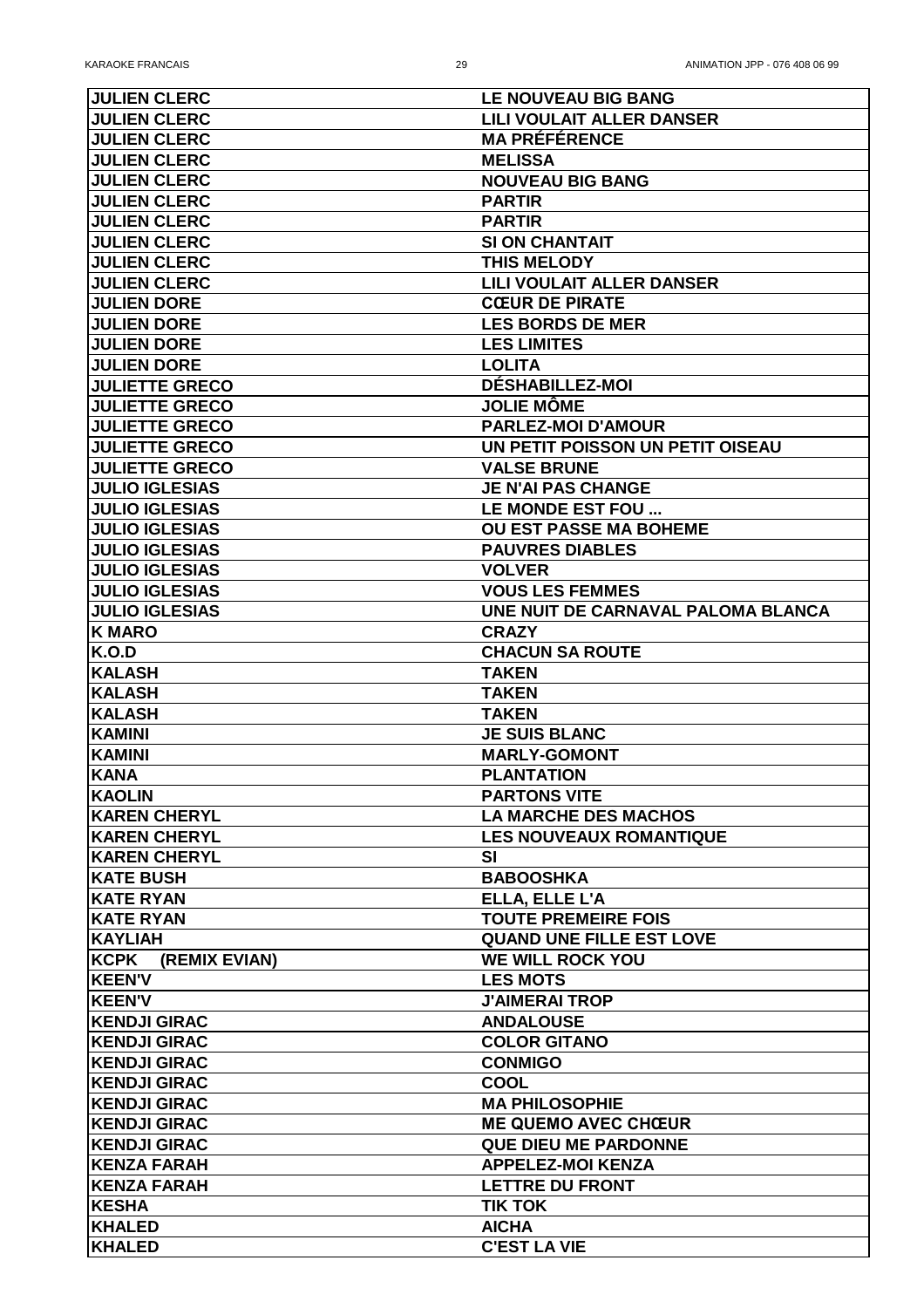| | |
|---|---|
| JULIEN CLERC | LE NOUVEAU BIG BANG |
| JULIEN CLERC | LILI VOULAIT ALLER DANSER |
| JULIEN CLERC | MA PRÉFÉRENCE |
| JULIEN CLERC | MELISSA |
| JULIEN CLERC | NOUVEAU BIG BANG |
| JULIEN CLERC | PARTIR |
| JULIEN CLERC | PARTIR |
| JULIEN CLERC | SI ON CHANTAIT |
| JULIEN CLERC | THIS MELODY |
| JULIEN CLERC | LILI VOULAIT ALLER DANSER |
| JULIEN DORE | CŒUR DE PIRATE |
| JULIEN DORE | LES BORDS DE MER |
| JULIEN DORE | LES LIMITES |
| JULIEN DORE | LOLITA |
| JULIETTE GRECO | DÉSHABILLEZ-MOI |
| JULIETTE GRECO | JOLIE MÔME |
| JULIETTE GRECO | PARLEZ-MOI D'AMOUR |
| JULIETTE GRECO | UN PETIT POISSON UN PETIT OISEAU |
| JULIETTE GRECO | VALSE BRUNE |
| JULIO IGLESIAS | JE N'AI PAS CHANGE |
| JULIO IGLESIAS | LE MONDE EST FOU ... |
| JULIO IGLESIAS | OU EST PASSE MA BOHEME |
| JULIO IGLESIAS | PAUVRES DIABLES |
| JULIO IGLESIAS | VOLVER |
| JULIO IGLESIAS | VOUS LES FEMMES |
| JULIO IGLESIAS | UNE NUIT DE CARNAVAL PALOMA BLANCA |
| K MARO | CRAZY |
| K.O.D | CHACUN SA ROUTE |
| KALASH | TAKEN |
| KALASH | TAKEN |
| KALASH | TAKEN |
| KAMINI | JE SUIS BLANC |
| KAMINI | MARLY-GOMONT |
| KANA | PLANTATION |
| KAOLIN | PARTONS VITE |
| KAREN CHERYL | LA MARCHE DES MACHOS |
| KAREN CHERYL | LES NOUVEAUX ROMANTIQUE |
| KAREN CHERYL | SI |
| KATE BUSH | BABOOSHKA |
| KATE RYAN | ELLA, ELLE L'A |
| KATE RYAN | TOUTE PREMEIRE FOIS |
| KAYLIAH | QUAND UNE FILLE EST LOVE |
| KCPK (REMIX EVIAN) | WE WILL ROCK YOU |
| KEEN'V | LES MOTS |
| KEEN'V | J'AIMERAI TROP |
| KENDJI GIRAC | ANDALOUSE |
| KENDJI GIRAC | COLOR GITANO |
| KENDJI GIRAC | CONMIGO |
| KENDJI GIRAC | COOL |
| KENDJI GIRAC | MA PHILOSOPHIE |
| KENDJI GIRAC | ME QUEMO AVEC CHŒUR |
| KENDJI GIRAC | QUE DIEU ME PARDONNE |
| KENZA FARAH | APPELEZ-MOI KENZA |
| KENZA FARAH | LETTRE DU FRONT |
| KESHA | TIK TOK |
| KHALED | AICHA |
| KHALED | C'EST LA VIE |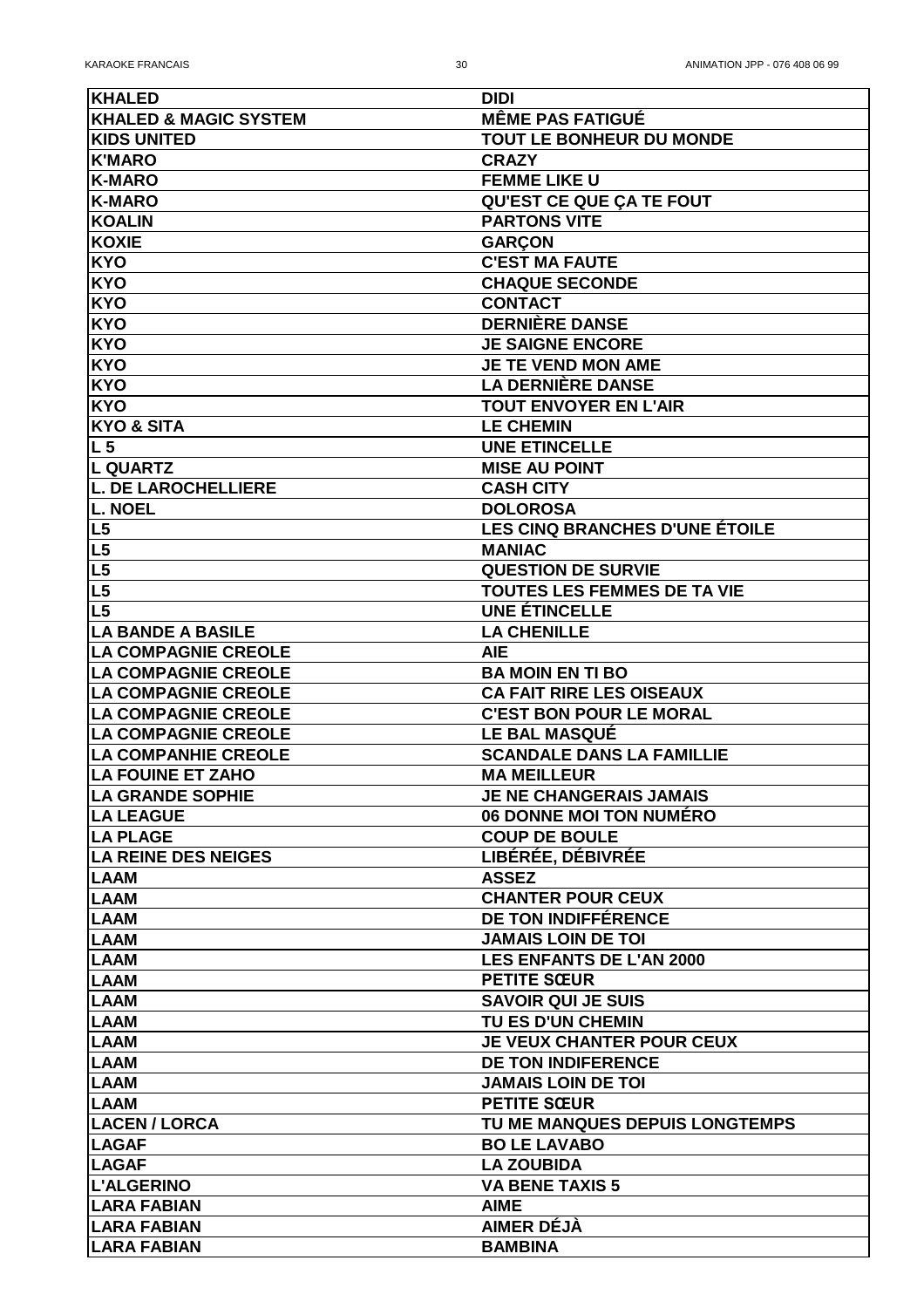| | |
|---|---|
| **KHALED** | **DIDI** |
| **KHALED & MAGIC SYSTEM** | **MÊME PAS FATIGUÉ** |
| **KIDS UNITED** | **TOUT LE BONHEUR DU MONDE** |
| **K'MARO** | **CRAZY** |
| **K-MARO** | **FEMME LIKE U** |
| **K-MARO** | **QU'EST CE QUE ÇA TE FOUT** |
| **KOALIN** | **PARTONS VITE** |
| **KOXIE** | **GARÇON** |
| **KYO** | **C'EST MA FAUTE** |
| **KYO** | **CHAQUE SECONDE** |
| **KYO** | **CONTACT** |
| **KYO** | **DERNIÈRE DANSE** |
| **KYO** | **JE SAIGNE ENCORE** |
| **KYO** | **JE TE VEND MON AME** |
| **KYO** | **LA DERNIÈRE DANSE** |
| **KYO** | **TOUT ENVOYER EN L'AIR** |
| **KYO & SITA** | **LE CHEMIN** |
| **L 5** | **UNE ETINCELLE** |
| **L QUARTZ** | **MISE AU POINT** |
| **L. DE LAROCHELLIERE** | **CASH CITY** |
| **L. NOEL** | **DOLOROSA** |
| **L5** | **LES CINQ BRANCHES D'UNE ÉTOILE** |
| **L5** | **MANIAC** |
| **L5** | **QUESTION DE SURVIE** |
| **L5** | **TOUTES LES FEMMES DE TA VIE** |
| **L5** | **UNE ÉTINCELLE** |
| **LA BANDE A BASILE** | **LA CHENILLE** |
| **LA COMPAGNIE CREOLE** | **AIE** |
| **LA COMPAGNIE CREOLE** | **BA MOIN EN TI BO** |
| **LA COMPAGNIE CREOLE** | **CA FAIT RIRE LES OISEAUX** |
| **LA COMPAGNIE CREOLE** | **C'EST BON POUR LE MORAL** |
| **LA COMPAGNIE CREOLE** | **LE BAL MASQUÉ** |
| **LA COMPANHIE CREOLE** | **SCANDALE DANS LA FAMILLIE** |
| **LA FOUINE ET ZAHO** | **MA MEILLEUR** |
| **LA GRANDE SOPHIE** | **JE NE CHANGERAIS JAMAIS** |
| **LA LEAGUE** | **06 DONNE MOI TON NUMÉRO** |
| **LA PLAGE** | **COUP DE BOULE** |
| **LA REINE DES NEIGES** | **LIBÉRÉE, DÉBIVRÉE** |
| **LAAM** | **ASSEZ** |
| **LAAM** | **CHANTER POUR CEUX** |
| **LAAM** | **DE TON INDIFFÉRENCE** |
| **LAAM** | **JAMAIS LOIN DE TOI** |
| **LAAM** | **LES ENFANTS DE L'AN 2000** |
| **LAAM** | **PETITE SŒUR** |
| **LAAM** | **SAVOIR QUI JE SUIS** |
| **LAAM** | **TU ES D'UN CHEMIN** |
| **LAAM** | **JE VEUX CHANTER POUR CEUX** |
| **LAAM** | **DE TON INDIFERENCE** |
| **LAAM** | **JAMAIS LOIN DE TOI** |
| **LAAM** | **PETITE SŒUR** |
| **LACEN / LORCA** | **TU ME MANQUES DEPUIS LONGTEMPS** |
| **LAGAF** | **BO LE LAVABO** |
| **LAGAF** | **LA ZOUBIDA** |
| **L'ALGERINO** | **VA BENE TAXIS 5** |
| **LARA FABIAN** | **AIME** |
| **LARA FABIAN** | **AIMER DÉJÀ** |
| **LARA FABIAN** | **BAMBINA** |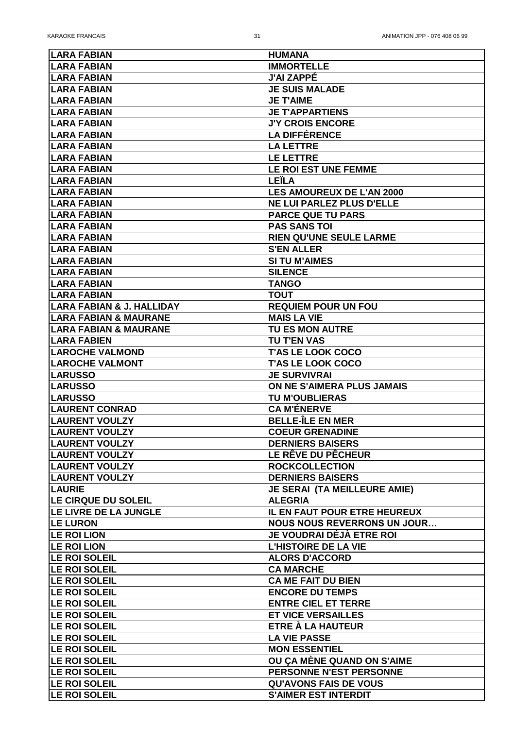| | |
|---|---|
| LARA FABIAN | HUMANA |
| LARA FABIAN | IMMORTELLE |
| LARA FABIAN | J'AI ZAPPÉ |
| LARA FABIAN | JE SUIS MALADE |
| LARA FABIAN | JE T'AIME |
| LARA FABIAN | JE T'APPARTIENS |
| LARA FABIAN | J'Y CROIS ENCORE |
| LARA FABIAN | LA DIFFÉRENCE |
| LARA FABIAN | LA LETTRE |
| LARA FABIAN | LE LETTRE |
| LARA FABIAN | LE ROI EST UNE FEMME |
| LARA FABIAN | LEÏLA |
| LARA FABIAN | LES AMOUREUX DE L'AN 2000 |
| LARA FABIAN | NE LUI PARLEZ PLUS D'ELLE |
| LARA FABIAN | PARCE QUE TU PARS |
| LARA FABIAN | PAS SANS TOI |
| LARA FABIAN | RIEN QU'UNE SEULE LARME |
| LARA FABIAN | S'EN ALLER |
| LARA FABIAN | SI TU M'AIMES |
| LARA FABIAN | SILENCE |
| LARA FABIAN | TANGO |
| LARA FABIAN | TOUT |
| LARA FABIAN & J. HALLIDAY | REQUIEM POUR UN FOU |
| LARA FABIAN & MAURANE | MAIS LA VIE |
| LARA FABIAN & MAURANE | TU ES MON AUTRE |
| LARA FABIEN | TU T'EN VAS |
| LAROCHE VALMOND | T'AS LE LOOK COCO |
| LAROCHE VALMONT | T'AS LE LOOK COCO |
| LARUSSO | JE SURVIVRAI |
| LARUSSO | ON NE S'AIMERA PLUS JAMAIS |
| LARUSSO | TU M'OUBLIERAS |
| LAURENT CONRAD | CA M'ÉNERVE |
| LAURENT VOULZY | BELLE-ÎLE EN MER |
| LAURENT VOULZY | COEUR GRENADINE |
| LAURENT VOULZY | DERNIERS BAISERS |
| LAURENT VOULZY | LE RÊVE DU PÊCHEUR |
| LAURENT VOULZY | ROCKCOLLECTION |
| LAURENT VOULZY | DERNIERS BAISERS |
| LAURIE | JE SERAI (TA MEILLEURE AMIE) |
| LE CIRQUE DU SOLEIL | ALEGRIA |
| LE LIVRE DE LA JUNGLE | IL EN FAUT POUR ETRE HEUREUX |
| LE LURON | NOUS NOUS REVERRONS UN JOUR… |
| LE ROI LION | JE VOUDRAI DÉJÀ ETRE ROI |
| LE ROI LION | L'HISTOIRE DE LA VIE |
| LE ROI SOLEIL | ALORS D'ACCORD |
| LE ROI SOLEIL | CA MARCHE |
| LE ROI SOLEIL | CA ME FAIT DU BIEN |
| LE ROI SOLEIL | ENCORE DU TEMPS |
| LE ROI SOLEIL | ENTRE CIEL ET TERRE |
| LE ROI SOLEIL | ET VICE VERSAILLES |
| LE ROI SOLEIL | ETRE À LA HAUTEUR |
| LE ROI SOLEIL | LA VIE PASSE |
| LE ROI SOLEIL | MON ESSENTIEL |
| LE ROI SOLEIL | OU ÇA MÈNE QUAND ON S'AIME |
| LE ROI SOLEIL | PERSONNE N'EST PERSONNE |
| LE ROI SOLEIL | QU'AVONS FAIS DE VOUS |
| LE ROI SOLEIL | S'AIMER EST INTERDIT |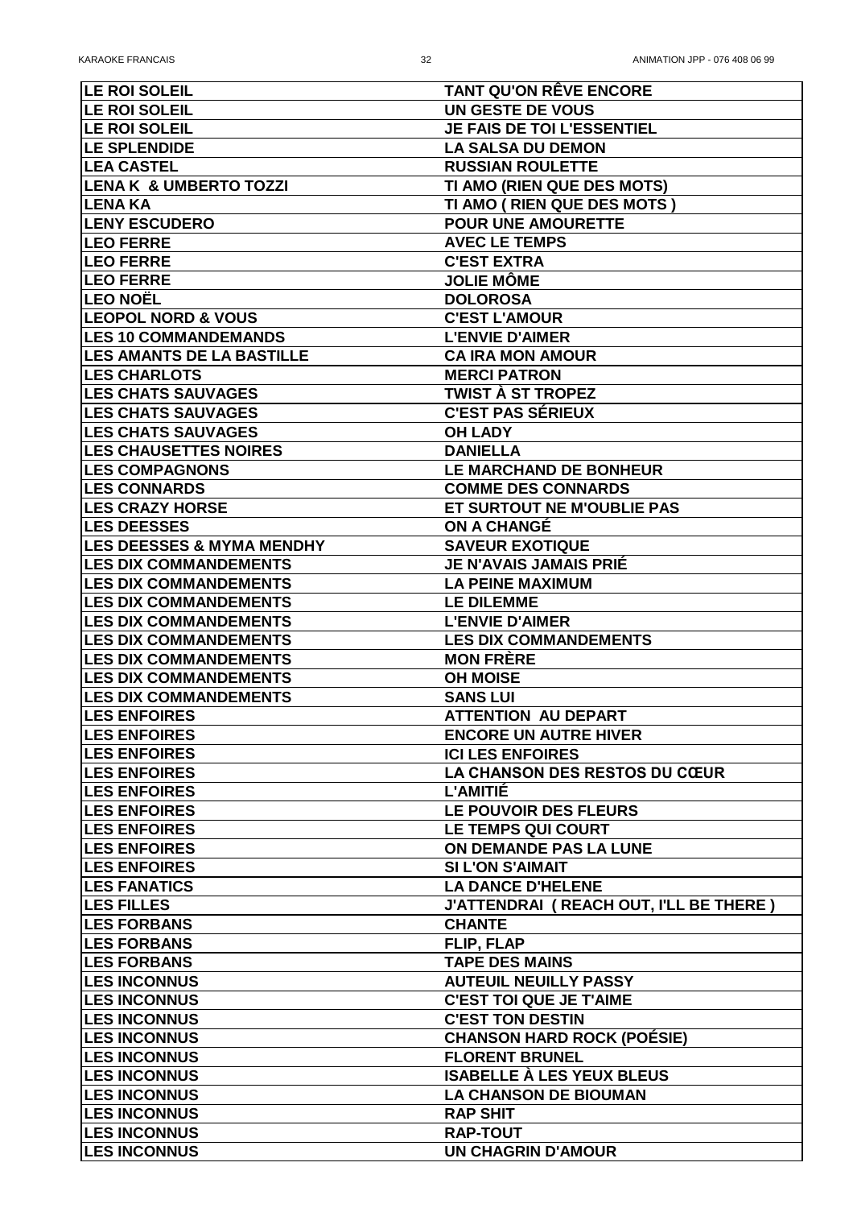| | |
|---|---|
| LE ROI SOLEIL | TANT QU'ON RÊVE ENCORE |
| LE ROI SOLEIL | UN GESTE DE VOUS |
| LE ROI SOLEIL | JE FAIS DE TOI L'ESSENTIEL |
| LE SPLENDIDE | LA SALSA DU DEMON |
| LEA CASTEL | RUSSIAN ROULETTE |
| LENA K & UMBERTO TOZZI | TI AMO (RIEN QUE DES MOTS) |
| LENA KA | TI AMO ( RIEN QUE DES MOTS ) |
| LENY ESCUDERO | POUR UNE AMOURETTE |
| LEO FERRE | AVEC LE TEMPS |
| LEO FERRE | C'EST EXTRA |
| LEO FERRE | JOLIE MÔME |
| LEO NOËL | DOLOROSA |
| LEOPOL NORD & VOUS | C'EST L'AMOUR |
| LES 10 COMMANDEMANDS | L'ENVIE D'AIMER |
| LES AMANTS DE LA BASTILLE | CA IRA MON AMOUR |
| LES CHARLOTS | MERCI PATRON |
| LES CHATS SAUVAGES | TWIST À ST TROPEZ |
| LES CHATS SAUVAGES | C'EST PAS SÉRIEUX |
| LES CHATS SAUVAGES | OH LADY |
| LES CHAUSETTES NOIRES | DANIELLA |
| LES COMPAGNONS | LE MARCHAND DE BONHEUR |
| LES CONNARDS | COMME DES CONNARDS |
| LES CRAZY HORSE | ET SURTOUT NE M'OUBLIE PAS |
| LES DEESSES | ON A CHANGÉ |
| LES DEESSES & MYMA MENDHY | SAVEUR EXOTIQUE |
| LES DIX COMMANDEMENTS | JE N'AVAIS JAMAIS PRIÉ |
| LES DIX COMMANDEMENTS | LA PEINE MAXIMUM |
| LES DIX COMMANDEMENTS | LE DILEMME |
| LES DIX COMMANDEMENTS | L'ENVIE D'AIMER |
| LES DIX COMMANDEMENTS | LES DIX COMMANDEMENTS |
| LES DIX COMMANDEMENTS | MON FRÈRE |
| LES DIX COMMANDEMENTS | OH MOISE |
| LES DIX COMMANDEMENTS | SANS LUI |
| LES ENFOIRES | ATTENTION AU DEPART |
| LES ENFOIRES | ENCORE UN AUTRE HIVER |
| LES ENFOIRES | ICI LES ENFOIRES |
| LES ENFOIRES | LA CHANSON DES RESTOS DU CŒUR |
| LES ENFOIRES | L'AMITIÉ |
| LES ENFOIRES | LE POUVOIR DES FLEURS |
| LES ENFOIRES | LE TEMPS QUI COURT |
| LES ENFOIRES | ON DEMANDE PAS LA LUNE |
| LES ENFOIRES | SI L'ON S'AIMAIT |
| LES FANATICS | LA DANCE D'HELENE |
| LES FILLES | J'ATTENDRAI ( REACH OUT, I'LL BE THERE ) |
| LES FORBANS | CHANTE |
| LES FORBANS | FLIP, FLAP |
| LES FORBANS | TAPE DES MAINS |
| LES INCONNUS | AUTEUIL NEUILLY PASSY |
| LES INCONNUS | C'EST TOI QUE JE T'AIME |
| LES INCONNUS | C'EST TON DESTIN |
| LES INCONNUS | CHANSON HARD ROCK (POÉSIE) |
| LES INCONNUS | FLORENT BRUNEL |
| LES INCONNUS | ISABELLE À LES YEUX BLEUS |
| LES INCONNUS | LA CHANSON DE BIOUMAN |
| LES INCONNUS | RAP SHIT |
| LES INCONNUS | RAP-TOUT |
| LES INCONNUS | UN CHAGRIN D'AMOUR |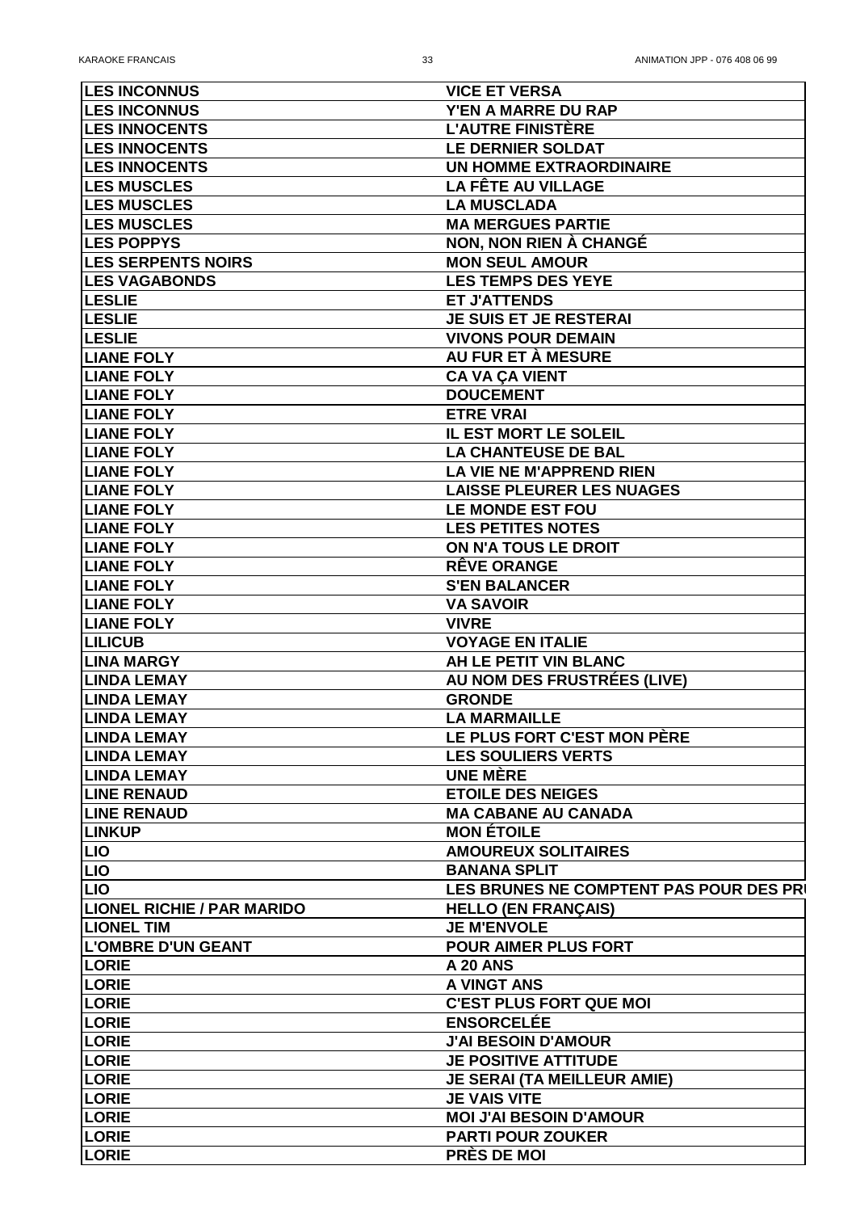| | |
|---|---|
| LES INCONNUS | VICE ET VERSA |
| LES INCONNUS | Y'EN A MARRE DU RAP |
| LES INNOCENTS | L'AUTRE FINISTÈRE |
| LES INNOCENTS | LE DERNIER SOLDAT |
| LES INNOCENTS | UN HOMME EXTRAORDINAIRE |
| LES MUSCLES | LA FÊTE AU VILLAGE |
| LES MUSCLES | LA MUSCLADA |
| LES MUSCLES | MA MERGUES PARTIE |
| LES POPPYS | NON, NON RIEN À CHANGÉ |
| LES SERPENTS NOIRS | MON SEUL AMOUR |
| LES VAGABONDS | LES TEMPS DES YEYE |
| LESLIE | ET J'ATTENDS |
| LESLIE | JE SUIS ET JE RESTERAI |
| LESLIE | VIVONS POUR DEMAIN |
| LIANE FOLY | AU FUR ET À MESURE |
| LIANE FOLY | CA VA ÇA VIENT |
| LIANE FOLY | DOUCEMENT |
| LIANE FOLY | ETRE VRAI |
| LIANE FOLY | IL EST MORT LE SOLEIL |
| LIANE FOLY | LA CHANTEUSE DE BAL |
| LIANE FOLY | LA VIE NE M'APPREND RIEN |
| LIANE FOLY | LAISSE PLEURER LES NUAGES |
| LIANE FOLY | LE MONDE EST FOU |
| LIANE FOLY | LES PETITES NOTES |
| LIANE FOLY | ON N'A TOUS LE DROIT |
| LIANE FOLY | RÊVE ORANGE |
| LIANE FOLY | S'EN BALANCER |
| LIANE FOLY | VA SAVOIR |
| LIANE FOLY | VIVRE |
| LILICUB | VOYAGE EN ITALIE |
| LINA MARGY | AH LE PETIT VIN BLANC |
| LINDA LEMAY | AU NOM DES FRUSTRÉES (LIVE) |
| LINDA LEMAY | GRONDE |
| LINDA LEMAY | LA MARMAILLE |
| LINDA LEMAY | LE PLUS FORT C'EST MON PÈRE |
| LINDA LEMAY | LES SOULIERS VERTS |
| LINDA LEMAY | UNE MÈRE |
| LINE RENAUD | ETOILE DES NEIGES |
| LINE RENAUD | MA CABANE AU CANADA |
| LINKUP | MON ÉTOILE |
| LIO | AMOUREUX SOLITAIRES |
| LIO | BANANA SPLIT |
| LIO | LES BRUNES NE COMPTENT PAS POUR DES PRI |
| LIONEL RICHIE / PAR MARIDO | HELLO (EN FRANÇAIS) |
| LIONEL TIM | JE M'ENVOLE |
| L'OMBRE D'UN GEANT | POUR AIMER PLUS FORT |
| LORIE | A 20 ANS |
| LORIE | A VINGT ANS |
| LORIE | C'EST PLUS FORT QUE MOI |
| LORIE | ENSORCELÉE |
| LORIE | J'AI BESOIN D'AMOUR |
| LORIE | JE POSITIVE ATTITUDE |
| LORIE | JE SERAI (TA MEILLEUR AMIE) |
| LORIE | JE VAIS VITE |
| LORIE | MOI J'AI BESOIN D'AMOUR |
| LORIE | PARTI POUR ZOUKER |
| LORIE | PRÈS DE MOI |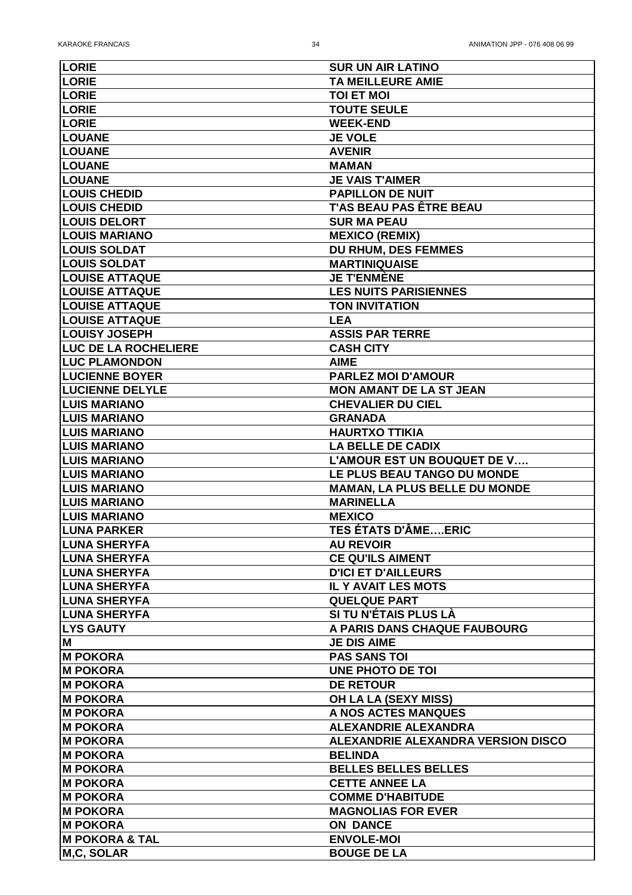| | |
|---|---|
| **LORIE** | **SUR UN AIR LATINO** |
| **LORIE** | **TA MEILLEURE AMIE** |
| **LORIE** | **TOI ET MOI** |
| **LORIE** | **TOUTE SEULE** |
| **LORIE** | **WEEK-END** |
| **LOUANE** | **JE VOLE** |
| **LOUANE** | **AVENIR** |
| **LOUANE** | **MAMAN** |
| **LOUANE** | **JE VAIS T'AIMER** |
| **LOUIS CHEDID** | **PAPILLON DE NUIT** |
| **LOUIS CHEDID** | **T'AS BEAU PAS ÊTRE BEAU** |
| **LOUIS DELORT** | **SUR MA PEAU** |
| **LOUIS MARIANO** | **MEXICO (REMIX)** |
| **LOUIS SOLDAT** | **DU RHUM, DES FEMMES** |
| **LOUIS SOLDAT** | **MARTINIQUAISE** |
| **LOUISE ATTAQUE** | **JE T'ENMÈNE** |
| **LOUISE ATTAQUE** | **LES NUITS PARISIENNES** |
| **LOUISE ATTAQUE** | **TON INVITATION** |
| **LOUISE ATTAQUE** | **LEA** |
| **LOUISY JOSEPH** | **ASSIS PAR TERRE** |
| **LUC DE LA ROCHELIERE** | **CASH CITY** |
| **LUC PLAMONDON** | **AIME** |
| **LUCIENNE BOYER** | **PARLEZ MOI D'AMOUR** |
| **LUCIENNE DELYLE** | **MON AMANT DE LA ST JEAN** |
| **LUIS MARIANO** | **CHEVALIER DU CIEL** |
| **LUIS MARIANO** | **GRANADA** |
| **LUIS MARIANO** | **HAURTXO TTIKIA** |
| **LUIS MARIANO** | **LA BELLE DE CADIX** |
| **LUIS MARIANO** | **L'AMOUR EST UN BOUQUET DE V….** |
| **LUIS MARIANO** | **LE PLUS BEAU TANGO DU MONDE** |
| **LUIS MARIANO** | **MAMAN, LA PLUS BELLE DU MONDE** |
| **LUIS MARIANO** | **MARINELLA** |
| **LUIS MARIANO** | **MEXICO** |
| **LUNA PARKER** | **TES ÉTATS D'ÂME….ERIC** |
| **LUNA SHERYFA** | **AU REVOIR** |
| **LUNA SHERYFA** | **CE QU'ILS AIMENT** |
| **LUNA SHERYFA** | **D'ICI ET D'AILLEURS** |
| **LUNA SHERYFA** | **IL Y AVAIT LES MOTS** |
| **LUNA SHERYFA** | **QUELQUE PART** |
| **LUNA SHERYFA** | **SI TU N'ÉTAIS PLUS LÀ** |
| **LYS GAUTY** | **A PARIS DANS CHAQUE FAUBOURG** |
| **M** | **JE DIS AIME** |
| **M POKORA** | **PAS SANS TOI** |
| **M POKORA** | **UNE PHOTO DE TOI** |
| **M POKORA** | **DE RETOUR** |
| **M POKORA** | **OH LA LA (SEXY MISS)** |
| **M POKORA** | **A NOS ACTES MANQUES** |
| **M POKORA** | **ALEXANDRIE ALEXANDRA** |
| **M POKORA** | **ALEXANDRIE ALEXANDRA VERSION DISCO** |
| **M POKORA** | **BELINDA** |
| **M POKORA** | **BELLES BELLES BELLES** |
| **M POKORA** | **CETTE ANNEE LA** |
| **M POKORA** | **COMME D'HABITUDE** |
| **M POKORA** | **MAGNOLIAS FOR EVER** |
| **M POKORA** | **ON DANCE** |
| **M POKORA & TAL** | **ENVOLE-MOI** |
| **M,C, SOLAR** | **BOUGE DE LA** |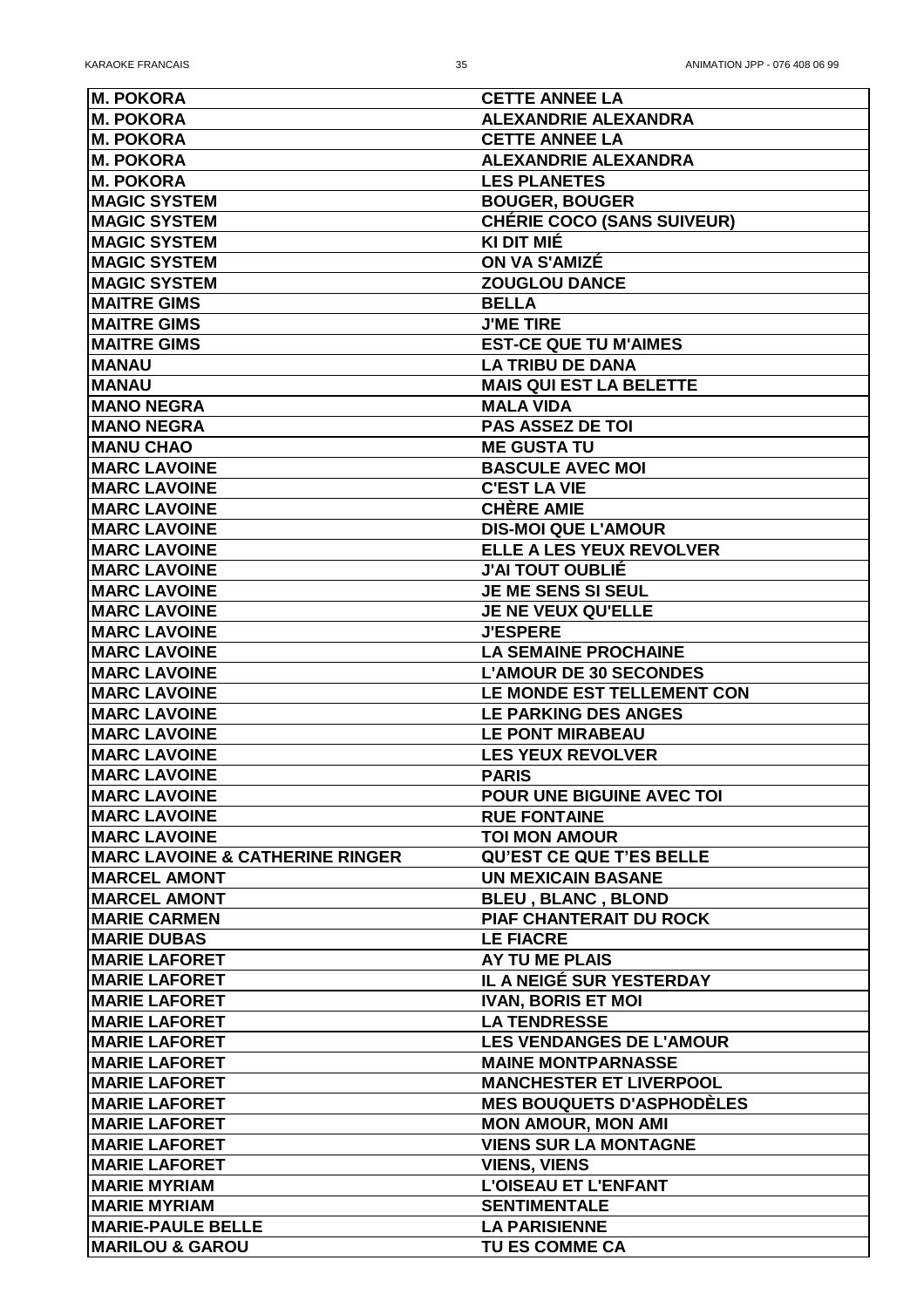| | |
|---|---|
| M. POKORA | CETTE ANNEE LA |
| M. POKORA | ALEXANDRIE ALEXANDRA |
| M. POKORA | CETTE ANNEE LA |
| M. POKORA | ALEXANDRIE ALEXANDRA |
| M. POKORA | LES PLANETES |
| MAGIC SYSTEM | BOUGER, BOUGER |
| MAGIC SYSTEM | CHÉRIE COCO (SANS SUIVEUR) |
| MAGIC SYSTEM | KI DIT MIÉ |
| MAGIC SYSTEM | ON VA S'AMIZÉ |
| MAGIC SYSTEM | ZOUGLOU DANCE |
| MAITRE GIMS | BELLA |
| MAITRE GIMS | J'ME TIRE |
| MAITRE GIMS | EST-CE QUE TU M'AIMES |
| MANAU | LA TRIBU DE DANA |
| MANAU | MAIS QUI EST LA BELETTE |
| MANO NEGRA | MALA VIDA |
| MANO NEGRA | PAS ASSEZ DE TOI |
| MANU CHAO | ME GUSTA TU |
| MARC LAVOINE | BASCULE AVEC MOI |
| MARC LAVOINE | C'EST LA VIE |
| MARC LAVOINE | CHÈRE AMIE |
| MARC LAVOINE | DIS-MOI QUE L'AMOUR |
| MARC LAVOINE | ELLE A LES YEUX REVOLVER |
| MARC LAVOINE | J'AI TOUT OUBLIÉ |
| MARC LAVOINE | JE ME SENS SI SEUL |
| MARC LAVOINE | JE NE VEUX QU'ELLE |
| MARC LAVOINE | J'ESPERE |
| MARC LAVOINE | LA SEMAINE PROCHAINE |
| MARC LAVOINE | L'AMOUR DE 30 SECONDES |
| MARC LAVOINE | LE MONDE EST TELLEMENT CON |
| MARC LAVOINE | LE PARKING DES ANGES |
| MARC LAVOINE | LE PONT MIRABEAU |
| MARC LAVOINE | LES YEUX REVOLVER |
| MARC LAVOINE | PARIS |
| MARC LAVOINE | POUR UNE BIGUINE AVEC TOI |
| MARC LAVOINE | RUE FONTAINE |
| MARC LAVOINE | TOI MON AMOUR |
| MARC LAVOINE & CATHERINE RINGER | QU'EST CE QUE T'ES BELLE |
| MARCEL AMONT | UN MEXICAIN BASANE |
| MARCEL AMONT | BLEU , BLANC , BLOND |
| MARIE CARMEN | PIAF CHANTERAIT DU ROCK |
| MARIE DUBAS | LE FIACRE |
| MARIE LAFORET | AY TU ME PLAIS |
| MARIE LAFORET | IL A NEIGÉ SUR YESTERDAY |
| MARIE LAFORET | IVAN, BORIS ET MOI |
| MARIE LAFORET | LA TENDRESSE |
| MARIE LAFORET | LES VENDANGES DE L'AMOUR |
| MARIE LAFORET | MAINE MONTPARNASSE |
| MARIE LAFORET | MANCHESTER ET LIVERPOOL |
| MARIE LAFORET | MES BOUQUETS D'ASPHODÈLES |
| MARIE LAFORET | MON AMOUR, MON AMI |
| MARIE LAFORET | VIENS SUR LA MONTAGNE |
| MARIE LAFORET | VIENS, VIENS |
| MARIE MYRIAM | L'OISEAU ET L'ENFANT |
| MARIE MYRIAM | SENTIMENTALE |
| MARIE-PAULE BELLE | LA PARISIENNE |
| MARILOU & GAROU | TU ES COMME CA |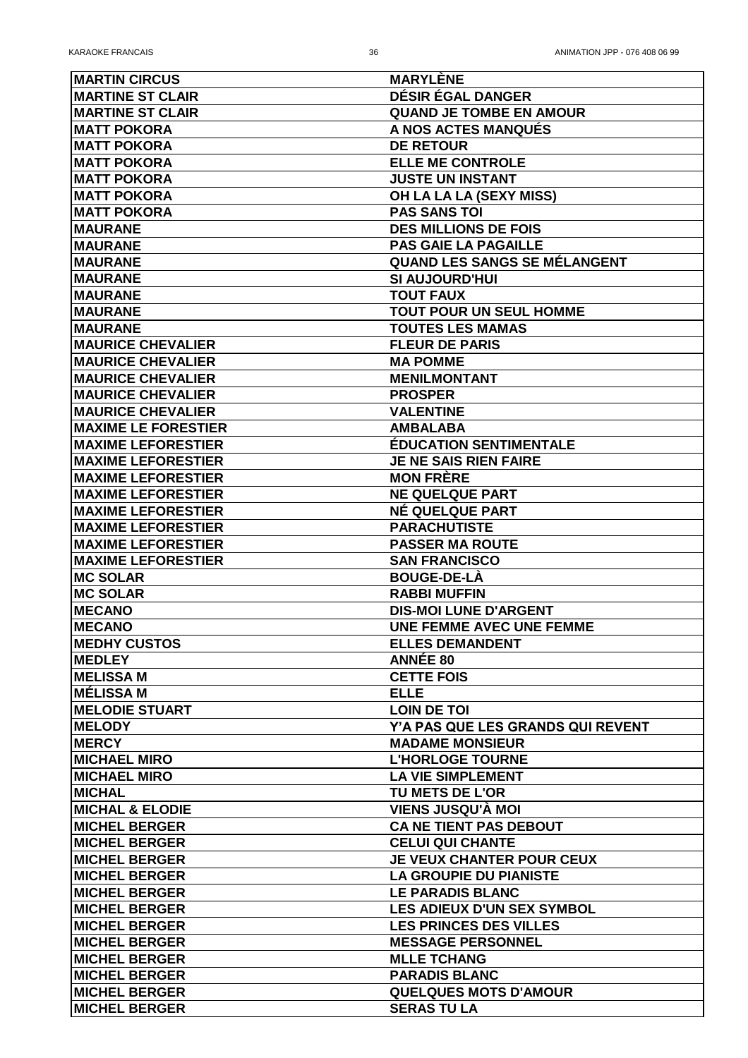| | |
|---|---|
| MARTIN CIRCUS | MARYLÈNE |
| MARTINE ST CLAIR | DÉSIR ÉGAL DANGER |
| MARTINE ST CLAIR | QUAND JE TOMBE EN AMOUR |
| MATT POKORA | A NOS ACTES MANQUÉS |
| MATT POKORA | DE RETOUR |
| MATT POKORA | ELLE ME CONTROLE |
| MATT POKORA | JUSTE UN INSTANT |
| MATT POKORA | OH LA LA LA (SEXY MISS) |
| MATT POKORA | PAS SANS TOI |
| MAURANE | DES MILLIONS DE FOIS |
| MAURANE | PAS GAIE LA PAGAILLE |
| MAURANE | QUAND LES SANGS SE MÉLANGENT |
| MAURANE | SI AUJOURD'HUI |
| MAURANE | TOUT FAUX |
| MAURANE | TOUT POUR UN SEUL HOMME |
| MAURANE | TOUTES LES MAMAS |
| MAURICE CHEVALIER | FLEUR DE PARIS |
| MAURICE CHEVALIER | MA POMME |
| MAURICE CHEVALIER | MENILMONTANT |
| MAURICE CHEVALIER | PROSPER |
| MAURICE CHEVALIER | VALENTINE |
| MAXIME LE FORESTIER | AMBALABA |
| MAXIME LEFORESTIER | ÉDUCATION SENTIMENTALE |
| MAXIME LEFORESTIER | JE NE SAIS RIEN FAIRE |
| MAXIME LEFORESTIER | MON FRÈRE |
| MAXIME LEFORESTIER | NE QUELQUE PART |
| MAXIME LEFORESTIER | NÉ QUELQUE PART |
| MAXIME LEFORESTIER | PARACHUTISTE |
| MAXIME LEFORESTIER | PASSER MA ROUTE |
| MAXIME LEFORESTIER | SAN FRANCISCO |
| MC SOLAR | BOUGE-DE-LÀ |
| MC SOLAR | RABBI MUFFIN |
| MECANO | DIS-MOI LUNE D'ARGENT |
| MECANO | UNE FEMME AVEC UNE FEMME |
| MEDHY CUSTOS | ELLES DEMANDENT |
| MEDLEY | ANNÉE 80 |
| MELISSA M | CETTE FOIS |
| MÉLISSA M | ELLE |
| MELODIE STUART | LOIN DE TOI |
| MELODY | Y'A PAS QUE LES GRANDS QUI REVENT |
| MERCY | MADAME MONSIEUR |
| MICHAEL MIRO | L'HORLOGE TOURNE |
| MICHAEL MIRO | LA VIE SIMPLEMENT |
| MICHAL | TU METS DE L'OR |
| MICHAL & ELODIE | VIENS JUSQU'À MOI |
| MICHEL BERGER | CA NE TIENT PAS DEBOUT |
| MICHEL BERGER | CELUI QUI CHANTE |
| MICHEL BERGER | JE VEUX CHANTER POUR CEUX |
| MICHEL BERGER | LA GROUPIE DU PIANISTE |
| MICHEL BERGER | LE PARADIS BLANC |
| MICHEL BERGER | LES ADIEUX D'UN SEX SYMBOL |
| MICHEL BERGER | LES PRINCES DES VILLES |
| MICHEL BERGER | MESSAGE PERSONNEL |
| MICHEL BERGER | MLLE TCHANG |
| MICHEL BERGER | PARADIS BLANC |
| MICHEL BERGER | QUELQUES MOTS D'AMOUR |
| MICHEL BERGER | SERAS TU LA |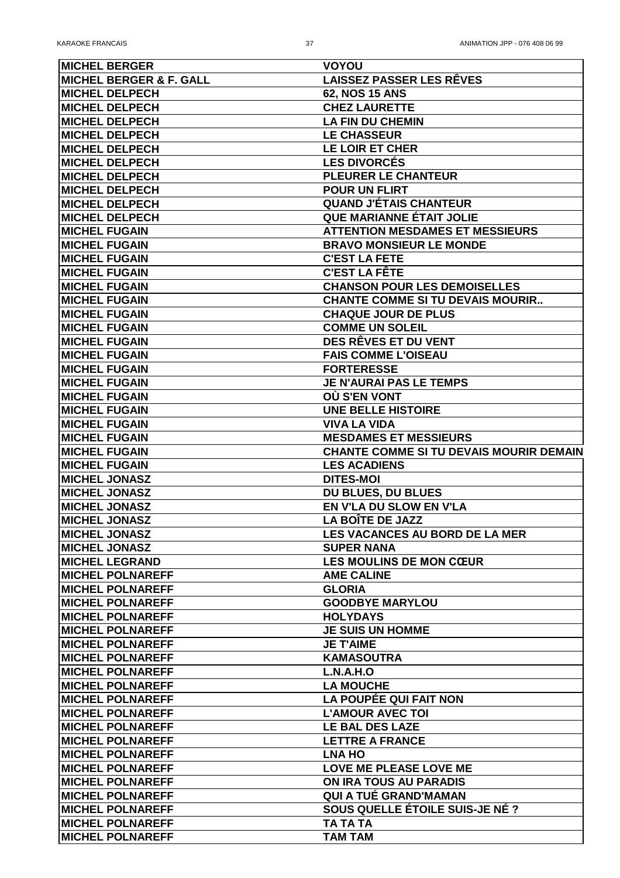| | |
|---|---|
| **MICHEL BERGER** | **VOYOU** |
| **MICHEL BERGER & F. GALL** | **LAISSEZ PASSER LES RÊVES** |
| **MICHEL DELPECH** | **62, NOS 15 ANS** |
| **MICHEL DELPECH** | **CHEZ LAURETTE** |
| **MICHEL DELPECH** | **LA FIN DU CHEMIN** |
| **MICHEL DELPECH** | **LE CHASSEUR** |
| **MICHEL DELPECH** | **LE LOIR ET CHER** |
| **MICHEL DELPECH** | **LES DIVORCÉS** |
| **MICHEL DELPECH** | **PLEURER LE CHANTEUR** |
| **MICHEL DELPECH** | **POUR UN FLIRT** |
| **MICHEL DELPECH** | **QUAND J'ÉTAIS CHANTEUR** |
| **MICHEL DELPECH** | **QUE MARIANNE ÉTAIT JOLIE** |
| **MICHEL FUGAIN** | **ATTENTION MESDAMES ET MESSIEURS** |
| **MICHEL FUGAIN** | **BRAVO MONSIEUR LE MONDE** |
| **MICHEL FUGAIN** | **C'EST LA FETE** |
| **MICHEL FUGAIN** | **C'EST LA FÊTE** |
| **MICHEL FUGAIN** | **CHANSON POUR LES DEMOISELLES** |
| **MICHEL FUGAIN** | **CHANTE COMME SI TU DEVAIS MOURIR..** |
| **MICHEL FUGAIN** | **CHAQUE JOUR DE PLUS** |
| **MICHEL FUGAIN** | **COMME UN SOLEIL** |
| **MICHEL FUGAIN** | **DES RÊVES ET DU VENT** |
| **MICHEL FUGAIN** | **FAIS COMME L'OISEAU** |
| **MICHEL FUGAIN** | **FORTERESSE** |
| **MICHEL FUGAIN** | **JE N'AURAI PAS LE TEMPS** |
| **MICHEL FUGAIN** | **OÙ S'EN VONT** |
| **MICHEL FUGAIN** | **UNE BELLE HISTOIRE** |
| **MICHEL FUGAIN** | **VIVA LA VIDA** |
| **MICHEL FUGAIN** | **MESDAMES ET MESSIEURS** |
| **MICHEL FUGAIN** | **CHANTE COMME SI TU DEVAIS MOURIR DEMAIN** |
| **MICHEL FUGAIN** | **LES ACADIENS** |
| **MICHEL JONASZ** | **DITES-MOI** |
| **MICHEL JONASZ** | **DU BLUES, DU BLUES** |
| **MICHEL JONASZ** | **EN V'LA DU SLOW EN V'LA** |
| **MICHEL JONASZ** | **LA BOÎTE DE JAZZ** |
| **MICHEL JONASZ** | **LES VACANCES AU BORD DE LA MER** |
| **MICHEL JONASZ** | **SUPER NANA** |
| **MICHEL LEGRAND** | **LES MOULINS DE MON CŒUR** |
| **MICHEL POLNAREFF** | **AME CALINE** |
| **MICHEL POLNAREFF** | **GLORIA** |
| **MICHEL POLNAREFF** | **GOODBYE MARYLOU** |
| **MICHEL POLNAREFF** | **HOLYDAYS** |
| **MICHEL POLNAREFF** | **JE SUIS UN HOMME** |
| **MICHEL POLNAREFF** | **JE T'AIME** |
| **MICHEL POLNAREFF** | **KAMASOUTRA** |
| **MICHEL POLNAREFF** | **L.N.A.H.O** |
| **MICHEL POLNAREFF** | **LA MOUCHE** |
| **MICHEL POLNAREFF** | **LA POUPÉE QUI FAIT NON** |
| **MICHEL POLNAREFF** | **L'AMOUR AVEC TOI** |
| **MICHEL POLNAREFF** | **LE BAL DES LAZE** |
| **MICHEL POLNAREFF** | **LETTRE A FRANCE** |
| **MICHEL POLNAREFF** | **LNA HO** |
| **MICHEL POLNAREFF** | **LOVE ME PLEASE LOVE ME** |
| **MICHEL POLNAREFF** | **ON IRA TOUS AU PARADIS** |
| **MICHEL POLNAREFF** | **QUI A TUÉ GRAND'MAMAN** |
| **MICHEL POLNAREFF** | **SOUS QUELLE ÉTOILE SUIS-JE NÉ ?** |
| **MICHEL POLNAREFF** | **TA TA TA** |
| **MICHEL POLNAREFF** | **TAM TAM** |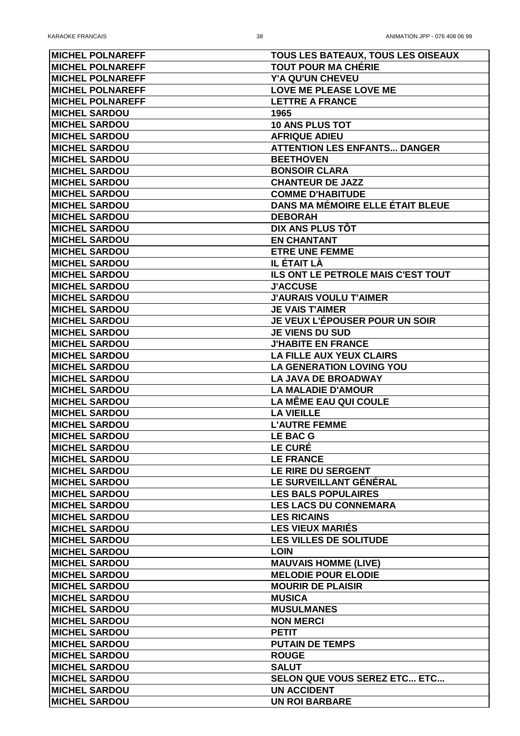| | |
|---|---|
| **MICHEL POLNAREFF** | **TOUS LES BATEAUX, TOUS LES OISEAUX** |
| **MICHEL POLNAREFF** | **TOUT POUR MA CHÉRIE** |
| **MICHEL POLNAREFF** | **Y'A QU'UN CHEVEU** |
| **MICHEL POLNAREFF** | **LOVE ME PLEASE LOVE ME** |
| **MICHEL POLNAREFF** | **LETTRE A FRANCE** |
| **MICHEL SARDOU** | **1965** |
| **MICHEL SARDOU** | **10 ANS PLUS TOT** |
| **MICHEL SARDOU** | **AFRIQUE ADIEU** |
| **MICHEL SARDOU** | **ATTENTION LES ENFANTS... DANGER** |
| **MICHEL SARDOU** | **BEETHOVEN** |
| **MICHEL SARDOU** | **BONSOIR CLARA** |
| **MICHEL SARDOU** | **CHANTEUR DE JAZZ** |
| **MICHEL SARDOU** | **COMME D'HABITUDE** |
| **MICHEL SARDOU** | **DANS MA MÉMOIRE ELLE ÉTAIT BLEUE** |
| **MICHEL SARDOU** | **DEBORAH** |
| **MICHEL SARDOU** | **DIX ANS PLUS TÔT** |
| **MICHEL SARDOU** | **EN CHANTANT** |
| **MICHEL SARDOU** | **ETRE UNE FEMME** |
| **MICHEL SARDOU** | **IL ÉTAIT LÀ** |
| **MICHEL SARDOU** | **ILS ONT LE PETROLE MAIS C'EST TOUT** |
| **MICHEL SARDOU** | **J'ACCUSE** |
| **MICHEL SARDOU** | **J'AURAIS VOULU T'AIMER** |
| **MICHEL SARDOU** | **JE VAIS T'AIMER** |
| **MICHEL SARDOU** | **JE VEUX L'ÉPOUSER POUR UN SOIR** |
| **MICHEL SARDOU** | **JE VIENS DU SUD** |
| **MICHEL SARDOU** | **J'HABITE EN FRANCE** |
| **MICHEL SARDOU** | **LA FILLE AUX YEUX CLAIRS** |
| **MICHEL SARDOU** | **LA GENERATION LOVING YOU** |
| **MICHEL SARDOU** | **LA JAVA DE BROADWAY** |
| **MICHEL SARDOU** | **LA MALADIE D'AMOUR** |
| **MICHEL SARDOU** | **LA MÊME EAU QUI COULE** |
| **MICHEL SARDOU** | **LA VIEILLE** |
| **MICHEL SARDOU** | **L'AUTRE FEMME** |
| **MICHEL SARDOU** | **LE BAC G** |
| **MICHEL SARDOU** | **LE CURÉ** |
| **MICHEL SARDOU** | **LE FRANCE** |
| **MICHEL SARDOU** | **LE RIRE DU SERGENT** |
| **MICHEL SARDOU** | **LE SURVEILLANT GÉNÉRAL** |
| **MICHEL SARDOU** | **LES BALS POPULAIRES** |
| **MICHEL SARDOU** | **LES LACS DU CONNEMARA** |
| **MICHEL SARDOU** | **LES RICAINS** |
| **MICHEL SARDOU** | **LES VIEUX MARIÉS** |
| **MICHEL SARDOU** | **LES VILLES DE SOLITUDE** |
| **MICHEL SARDOU** | **LOIN** |
| **MICHEL SARDOU** | **MAUVAIS HOMME (LIVE)** |
| **MICHEL SARDOU** | **MELODIE POUR ELODIE** |
| **MICHEL SARDOU** | **MOURIR DE PLAISIR** |
| **MICHEL SARDOU** | **MUSICA** |
| **MICHEL SARDOU** | **MUSULMANES** |
| **MICHEL SARDOU** | **NON MERCI** |
| **MICHEL SARDOU** | **PETIT** |
| **MICHEL SARDOU** | **PUTAIN DE TEMPS** |
| **MICHEL SARDOU** | **ROUGE** |
| **MICHEL SARDOU** | **SALUT** |
| **MICHEL SARDOU** | **SELON QUE VOUS SEREZ ETC... ETC...** |
| **MICHEL SARDOU** | **UN ACCIDENT** |
| **MICHEL SARDOU** | **UN ROI BARBARE** |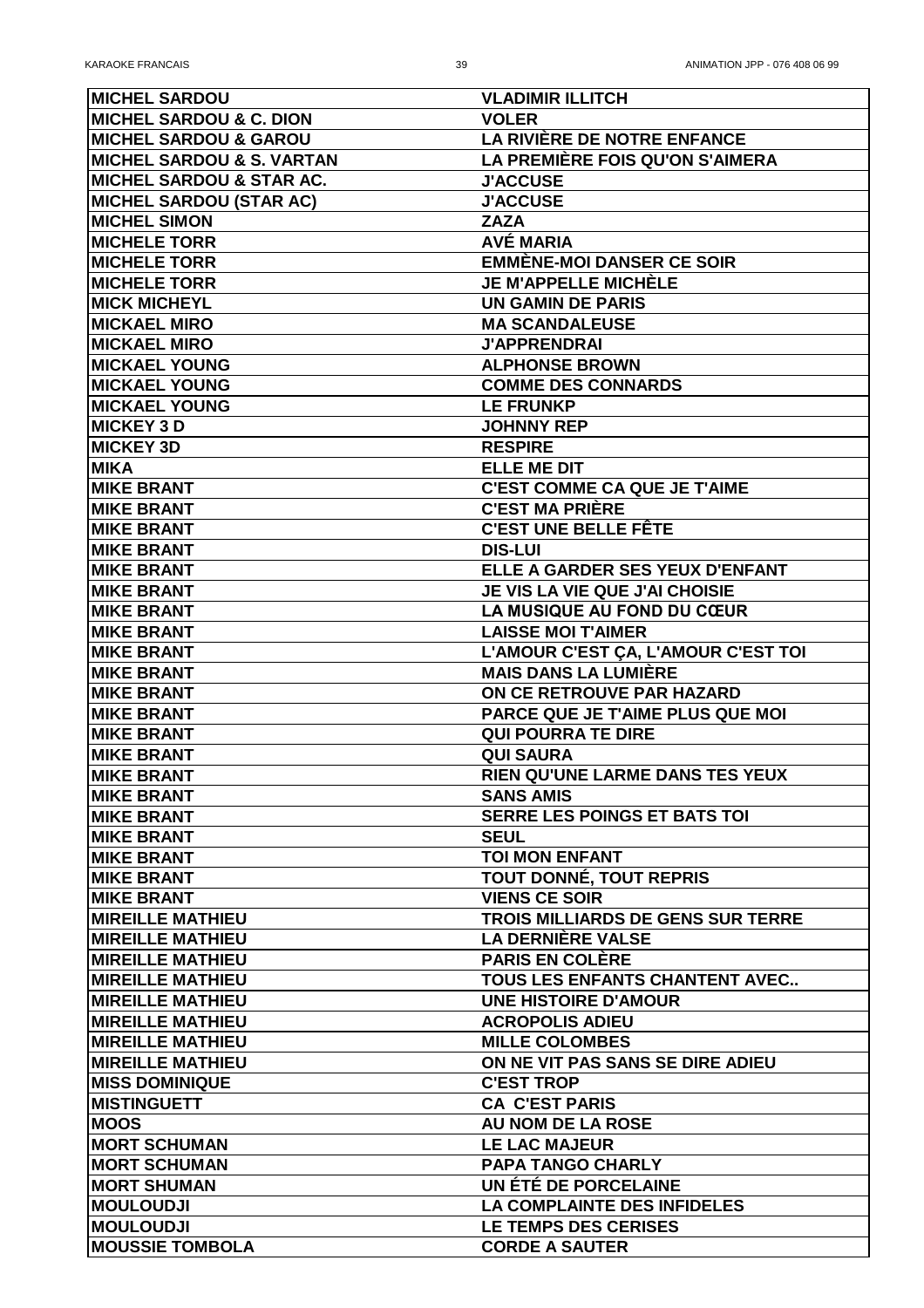| | |
|---|---|
| MICHEL SARDOU | VLADIMIR ILLITCH |
| MICHEL SARDOU & C. DION | VOLER |
| MICHEL SARDOU & GAROU | LA RIVIÈRE DE NOTRE ENFANCE |
| MICHEL SARDOU & S. VARTAN | LA PREMIÈRE FOIS QU'ON S'AIMERA |
| MICHEL SARDOU & STAR AC. | J'ACCUSE |
| MICHEL SARDOU (STAR AC) | J'ACCUSE |
| MICHEL SIMON | ZAZA |
| MICHELE TORR | AVÉ MARIA |
| MICHELE TORR | EMMÈNE-MOI DANSER CE SOIR |
| MICHELE TORR | JE M'APPELLE MICHÈLE |
| MICK MICHEYL | UN GAMIN DE PARIS |
| MICKAEL MIRO | MA SCANDALEUSE |
| MICKAEL MIRO | J'APPRENDRAI |
| MICKAEL YOUNG | ALPHONSE BROWN |
| MICKAEL YOUNG | COMME DES CONNARDS |
| MICKAEL YOUNG | LE FRUNKP |
| MICKEY 3 D | JOHNNY REP |
| MICKEY 3D | RESPIRE |
| MIKA | ELLE ME DIT |
| MIKE BRANT | C'EST COMME CA QUE JE T'AIME |
| MIKE BRANT | C'EST MA PRIÈRE |
| MIKE BRANT | C'EST UNE BELLE FÊTE |
| MIKE BRANT | DIS-LUI |
| MIKE BRANT | ELLE A GARDER SES YEUX D'ENFANT |
| MIKE BRANT | JE VIS LA VIE QUE J'AI CHOISIE |
| MIKE BRANT | LA MUSIQUE AU FOND DU CŒUR |
| MIKE BRANT | LAISSE MOI T'AIMER |
| MIKE BRANT | L'AMOUR C'EST ÇA, L'AMOUR C'EST TOI |
| MIKE BRANT | MAIS DANS LA LUMIÈRE |
| MIKE BRANT | ON CE RETROUVE PAR HAZARD |
| MIKE BRANT | PARCE QUE JE T'AIME PLUS QUE MOI |
| MIKE BRANT | QUI POURRA TE DIRE |
| MIKE BRANT | QUI SAURA |
| MIKE BRANT | RIEN QU'UNE LARME DANS TES YEUX |
| MIKE BRANT | SANS AMIS |
| MIKE BRANT | SERRE LES POINGS ET BATS TOI |
| MIKE BRANT | SEUL |
| MIKE BRANT | TOI MON ENFANT |
| MIKE BRANT | TOUT DONNÉ, TOUT REPRIS |
| MIKE BRANT | VIENS CE SOIR |
| MIREILLE MATHIEU | TROIS MILLIARDS DE GENS SUR TERRE |
| MIREILLE MATHIEU | LA DERNIÈRE VALSE |
| MIREILLE MATHIEU | PARIS EN COLÈRE |
| MIREILLE MATHIEU | TOUS LES ENFANTS CHANTENT AVEC.. |
| MIREILLE MATHIEU | UNE HISTOIRE D'AMOUR |
| MIREILLE MATHIEU | ACROPOLIS ADIEU |
| MIREILLE MATHIEU | MILLE COLOMBES |
| MIREILLE MATHIEU | ON NE VIT PAS SANS SE DIRE ADIEU |
| MISS DOMINIQUE | C'EST TROP |
| MISTINGUETT | CA C'EST PARIS |
| MOOS | AU NOM DE LA ROSE |
| MORT SCHUMAN | LE LAC MAJEUR |
| MORT SCHUMAN | PAPA TANGO CHARLY |
| MORT SHUMAN | UN ÉTÉ DE PORCELAINE |
| MOULOUDJI | LA COMPLAINTE DES INFIDELES |
| MOULOUDJI | LE TEMPS DES CERISES |
| MOUSSIE TOMBOLA | CORDE A SAUTER |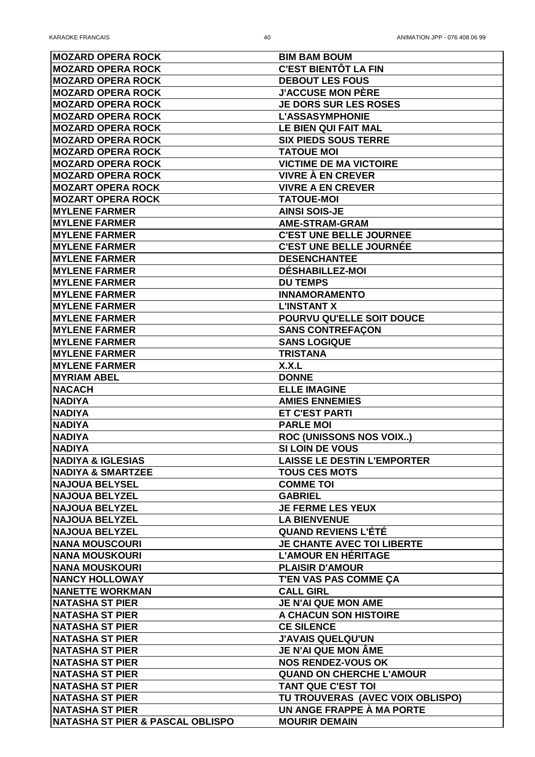| | |
|---|---|
| MOZARD OPERA ROCK | BIM BAM BOUM |
| MOZARD OPERA ROCK | C'EST BIENTÔT LA FIN |
| MOZARD OPERA ROCK | DEBOUT LES FOUS |
| MOZARD OPERA ROCK | J'ACCUSE MON PÈRE |
| MOZARD OPERA ROCK | JE DORS SUR LES ROSES |
| MOZARD OPERA ROCK | L'ASSASYMPHONIE |
| MOZARD OPERA ROCK | LE BIEN QUI FAIT MAL |
| MOZARD OPERA ROCK | SIX PIEDS SOUS TERRE |
| MOZARD OPERA ROCK | TATOUE MOI |
| MOZARD OPERA ROCK | VICTIME DE MA VICTOIRE |
| MOZARD OPERA ROCK | VIVRE À EN CREVER |
| MOZART OPERA ROCK | VIVRE A EN CREVER |
| MOZART OPERA ROCK | TATOUE-MOI |
| MYLENE FARMER | AINSI SOIS-JE |
| MYLENE FARMER | AME-STRAM-GRAM |
| MYLENE FARMER | C'EST UNE BELLE JOURNEE |
| MYLENE FARMER | C'EST UNE BELLE JOURNÉE |
| MYLENE FARMER | DESENCHANTEE |
| MYLENE FARMER | DÉSHABILLEZ-MOI |
| MYLENE FARMER | DU TEMPS |
| MYLENE FARMER | INNAMORAMENTO |
| MYLENE FARMER | L'INSTANT X |
| MYLENE FARMER | POURVU QU'ELLE SOIT DOUCE |
| MYLENE FARMER | SANS CONTREFAÇON |
| MYLENE FARMER | SANS LOGIQUE |
| MYLENE FARMER | TRISTANA |
| MYLENE FARMER | X.X.L |
| MYRIAM ABEL | DONNE |
| NACACH | ELLE IMAGINE |
| NADIYA | AMIES ENNEMIES |
| NADIYA | ET C'EST PARTI |
| NADIYA | PARLE MOI |
| NADIYA | ROC (UNISSONS NOS VOIX..) |
| NADIYA | SI LOIN DE VOUS |
| NADIYA & IGLESIAS | LAISSE LE DESTIN L'EMPORTER |
| NADIYA & SMARTZEE | TOUS CES MOTS |
| NAJOUA BELYSEL | COMME TOI |
| NAJOUA BELYZEL | GABRIEL |
| NAJOUA BELYZEL | JE FERME LES YEUX |
| NAJOUA BELYZEL | LA BIENVENUE |
| NAJOUA BELYZEL | QUAND REVIENS L'ÉTÉ |
| NANA MOUSCOURI | JE CHANTE AVEC TOI LIBERTE |
| NANA MOUSKOURI | L'AMOUR EN HÉRITAGE |
| NANA MOUSKOURI | PLAISIR D'AMOUR |
| NANCY HOLLOWAY | T'EN VAS PAS COMME ÇA |
| NANETTE WORKMAN | CALL GIRL |
| NATASHA ST PIER | JE N'AI QUE MON AME |
| NATASHA ST PIER | A CHACUN SON HISTOIRE |
| NATASHA ST PIER | CE SILENCE |
| NATASHA ST PIER | J'AVAIS QUELQU'UN |
| NATASHA ST PIER | JE N'AI QUE MON ÂME |
| NATASHA ST PIER | NOS RENDEZ-VOUS OK |
| NATASHA ST PIER | QUAND ON CHERCHE L'AMOUR |
| NATASHA ST PIER | TANT QUE C'EST TOI |
| NATASHA ST PIER | TU TROUVERAS (AVEC VOIX OBLISPO) |
| NATASHA ST PIER | UN ANGE FRAPPE À MA PORTE |
| NATASHA ST PIER & PASCAL OBLISPO | MOURIR DEMAIN |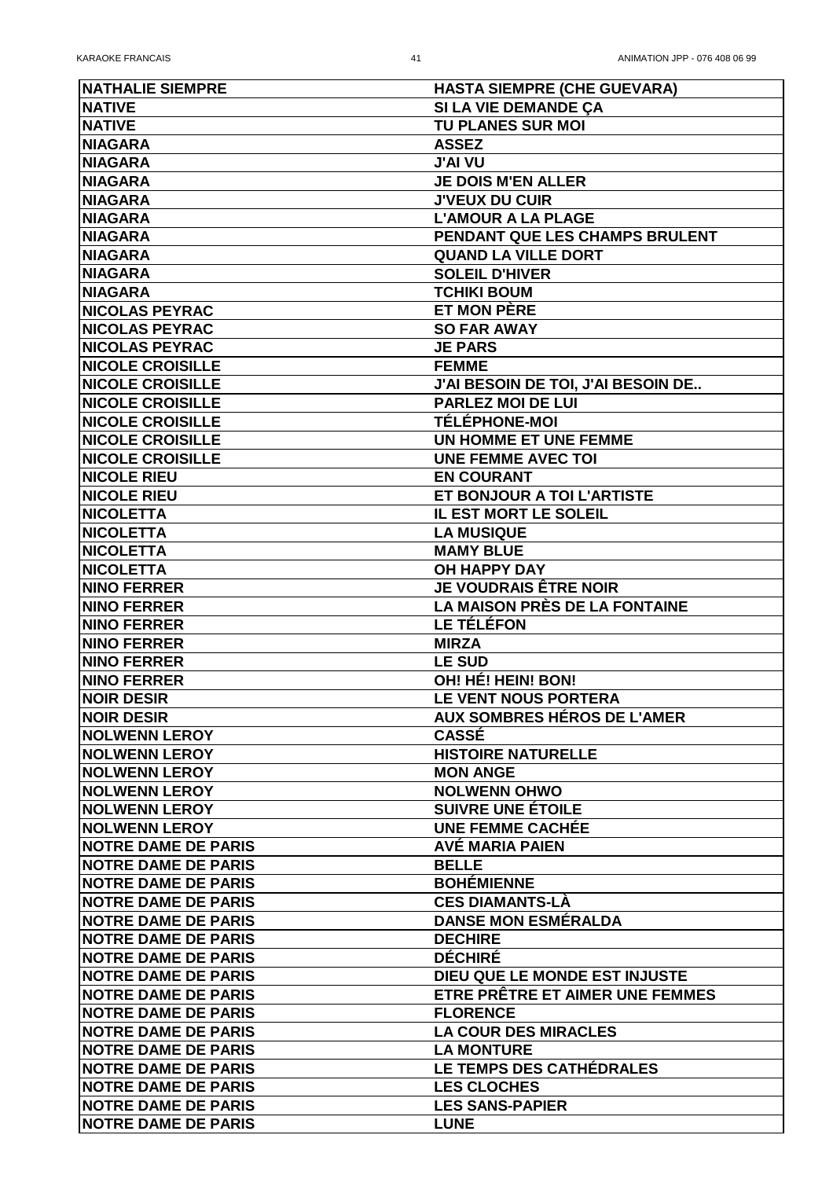| | |
|---|---|
| **NATHALIE SIEMPRE** | **HASTA SIEMPRE (CHE GUEVARA)** |
| **NATIVE** | **SI LA VIE DEMANDE ÇA** |
| **NATIVE** | **TU PLANES SUR MOI** |
| **NIAGARA** | **ASSEZ** |
| **NIAGARA** | **J'AI VU** |
| **NIAGARA** | **JE DOIS M'EN ALLER** |
| **NIAGARA** | **J'VEUX DU CUIR** |
| **NIAGARA** | **L'AMOUR A LA PLAGE** |
| **NIAGARA** | **PENDANT QUE LES CHAMPS BRULENT** |
| **NIAGARA** | **QUAND LA VILLE DORT** |
| **NIAGARA** | **SOLEIL D'HIVER** |
| **NIAGARA** | **TCHIKI BOUM** |
| **NICOLAS PEYRAC** | **ET MON PÈRE** |
| **NICOLAS PEYRAC** | **SO FAR AWAY** |
| **NICOLAS PEYRAC** | **JE PARS** |
| **NICOLE CROISILLE** | **FEMME** |
| **NICOLE CROISILLE** | **J'AI BESOIN DE TOI, J'AI BESOIN DE..** |
| **NICOLE CROISILLE** | **PARLEZ MOI DE LUI** |
| **NICOLE CROISILLE** | **TÉLÉPHONE-MOI** |
| **NICOLE CROISILLE** | **UN HOMME ET UNE FEMME** |
| **NICOLE CROISILLE** | **UNE FEMME AVEC TOI** |
| **NICOLE RIEU** | **EN COURANT** |
| **NICOLE RIEU** | **ET BONJOUR A TOI L'ARTISTE** |
| **NICOLETTA** | **IL EST MORT LE SOLEIL** |
| **NICOLETTA** | **LA MUSIQUE** |
| **NICOLETTA** | **MAMY BLUE** |
| **NICOLETTA** | **OH HAPPY DAY** |
| **NINO FERRER** | **JE VOUDRAIS ÊTRE NOIR** |
| **NINO FERRER** | **LA MAISON PRÈS DE LA FONTAINE** |
| **NINO FERRER** | **LE TÉLÉFON** |
| **NINO FERRER** | **MIRZA** |
| **NINO FERRER** | **LE SUD** |
| **NINO FERRER** | **OH! HÉ! HEIN! BON!** |
| **NOIR DESIR** | **LE VENT NOUS PORTERA** |
| **NOIR DESIR** | **AUX SOMBRES HÉROS DE L'AMER** |
| **NOLWENN LEROY** | **CASSÉ** |
| **NOLWENN LEROY** | **HISTOIRE NATURELLE** |
| **NOLWENN LEROY** | **MON ANGE** |
| **NOLWENN LEROY** | **NOLWENN OHWO** |
| **NOLWENN LEROY** | **SUIVRE UNE ÉTOILE** |
| **NOLWENN LEROY** | **UNE FEMME CACHÉE** |
| **NOTRE DAME DE PARIS** | **AVÉ MARIA PAIEN** |
| **NOTRE DAME DE PARIS** | **BELLE** |
| **NOTRE DAME DE PARIS** | **BOHÉMIENNE** |
| **NOTRE DAME DE PARIS** | **CES DIAMANTS-LÀ** |
| **NOTRE DAME DE PARIS** | **DANSE MON ESMÉRALDA** |
| **NOTRE DAME DE PARIS** | **DECHIRE** |
| **NOTRE DAME DE PARIS** | **DÉCHIRÉ** |
| **NOTRE DAME DE PARIS** | **DIEU QUE LE MONDE EST INJUSTE** |
| **NOTRE DAME DE PARIS** | **ETRE PRÊTRE ET AIMER UNE FEMMES** |
| **NOTRE DAME DE PARIS** | **FLORENCE** |
| **NOTRE DAME DE PARIS** | **LA COUR DES MIRACLES** |
| **NOTRE DAME DE PARIS** | **LA MONTURE** |
| **NOTRE DAME DE PARIS** | **LE TEMPS DES CATHÉDRALES** |
| **NOTRE DAME DE PARIS** | **LES CLOCHES** |
| **NOTRE DAME DE PARIS** | **LES SANS-PAPIER** |
| **NOTRE DAME DE PARIS** | **LUNE** |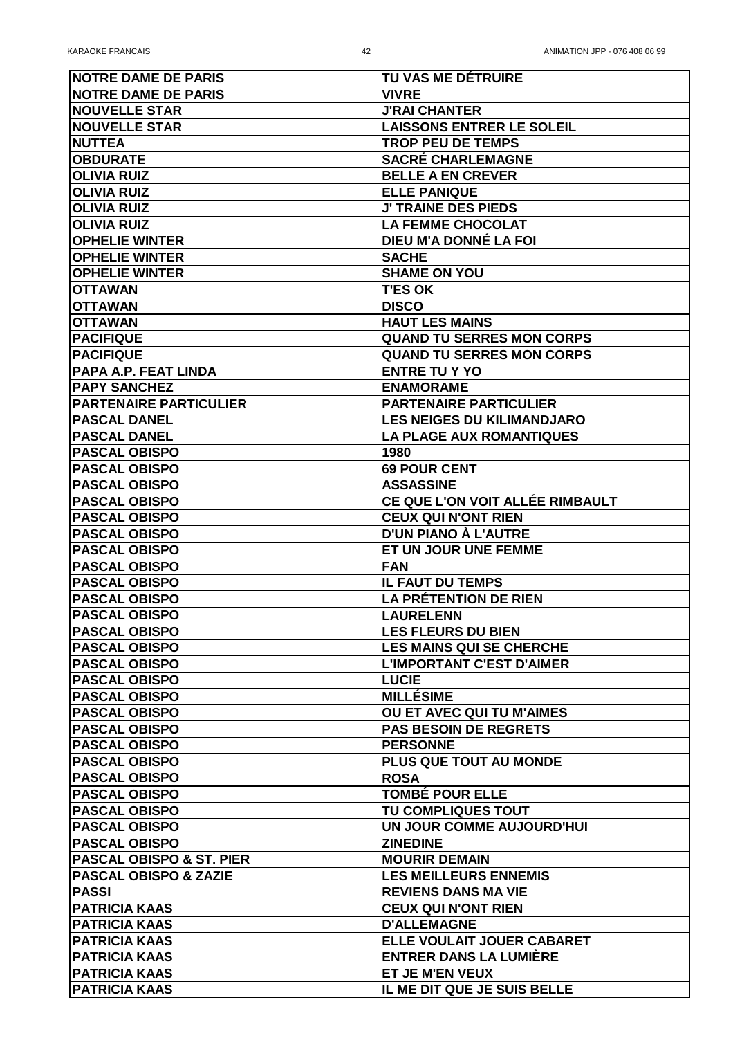| | |
|---|---|
| **NOTRE DAME DE PARIS** | **TU VAS ME DÉTRUIRE** |
| **NOTRE DAME DE PARIS** | **VIVRE** |
| **NOUVELLE STAR** | **J'RAI CHANTER** |
| **NOUVELLE STAR** | **LAISSONS ENTRER LE SOLEIL** |
| **NUTTEA** | **TROP PEU DE TEMPS** |
| **OBDURATE** | **SACRÉ CHARLEMAGNE** |
| **OLIVIA RUIZ** | **BELLE A EN CREVER** |
| **OLIVIA RUIZ** | **ELLE PANIQUE** |
| **OLIVIA RUIZ** | **J' TRAINE DES PIEDS** |
| **OLIVIA RUIZ** | **LA FEMME CHOCOLAT** |
| **OPHELIE WINTER** | **DIEU M'A DONNÉ LA FOI** |
| **OPHELIE WINTER** | **SACHE** |
| **OPHELIE WINTER** | **SHAME ON YOU** |
| **OTTAWAN** | **T'ES OK** |
| **OTTAWAN** | **DISCO** |
| **OTTAWAN** | **HAUT LES MAINS** |
| **PACIFIQUE** | **QUAND TU SERRES MON CORPS** |
| **PACIFIQUE** | **QUAND TU SERRES MON CORPS** |
| **PAPA A.P. FEAT LINDA** | **ENTRE TU Y YO** |
| **PAPY SANCHEZ** | **ENAMORAME** |
| **PARTENAIRE PARTICULIER** | **PARTENAIRE PARTICULIER** |
| **PASCAL DANEL** | **LES NEIGES DU KILIMANDJARO** |
| **PASCAL DANEL** | **LA PLAGE AUX ROMANTIQUES** |
| **PASCAL OBISPO** | **1980** |
| **PASCAL OBISPO** | **69 POUR CENT** |
| **PASCAL OBISPO** | **ASSASSINE** |
| **PASCAL OBISPO** | **CE QUE L'ON VOIT ALLÉE RIMBAULT** |
| **PASCAL OBISPO** | **CEUX QUI N'ONT RIEN** |
| **PASCAL OBISPO** | **D'UN PIANO À L'AUTRE** |
| **PASCAL OBISPO** | **ET UN JOUR UNE FEMME** |
| **PASCAL OBISPO** | **FAN** |
| **PASCAL OBISPO** | **IL FAUT DU TEMPS** |
| **PASCAL OBISPO** | **LA PRÉTENTION DE RIEN** |
| **PASCAL OBISPO** | **LAURELENN** |
| **PASCAL OBISPO** | **LES FLEURS DU BIEN** |
| **PASCAL OBISPO** | **LES MAINS QUI SE CHERCHE** |
| **PASCAL OBISPO** | **L'IMPORTANT C'EST D'AIMER** |
| **PASCAL OBISPO** | **LUCIE** |
| **PASCAL OBISPO** | **MILLÉSIME** |
| **PASCAL OBISPO** | **OU ET AVEC QUI TU M'AIMES** |
| **PASCAL OBISPO** | **PAS BESOIN DE REGRETS** |
| **PASCAL OBISPO** | **PERSONNE** |
| **PASCAL OBISPO** | **PLUS QUE TOUT AU MONDE** |
| **PASCAL OBISPO** | **ROSA** |
| **PASCAL OBISPO** | **TOMBÉ POUR ELLE** |
| **PASCAL OBISPO** | **TU COMPLIQUES TOUT** |
| **PASCAL OBISPO** | **UN JOUR COMME AUJOURD'HUI** |
| **PASCAL OBISPO** | **ZINEDINE** |
| **PASCAL OBISPO & ST. PIER** | **MOURIR DEMAIN** |
| **PASCAL OBISPO & ZAZIE** | **LES MEILLEURS ENNEMIS** |
| **PASSI** | **REVIENS DANS MA VIE** |
| **PATRICIA KAAS** | **CEUX QUI N'ONT RIEN** |
| **PATRICIA KAAS** | **D'ALLEMAGNE** |
| **PATRICIA KAAS** | **ELLE VOULAIT JOUER CABARET** |
| **PATRICIA KAAS** | **ENTRER DANS LA LUMIÈRE** |
| **PATRICIA KAAS** | **ET JE M'EN VEUX** |
| **PATRICIA KAAS** | **IL ME DIT QUE JE SUIS BELLE** |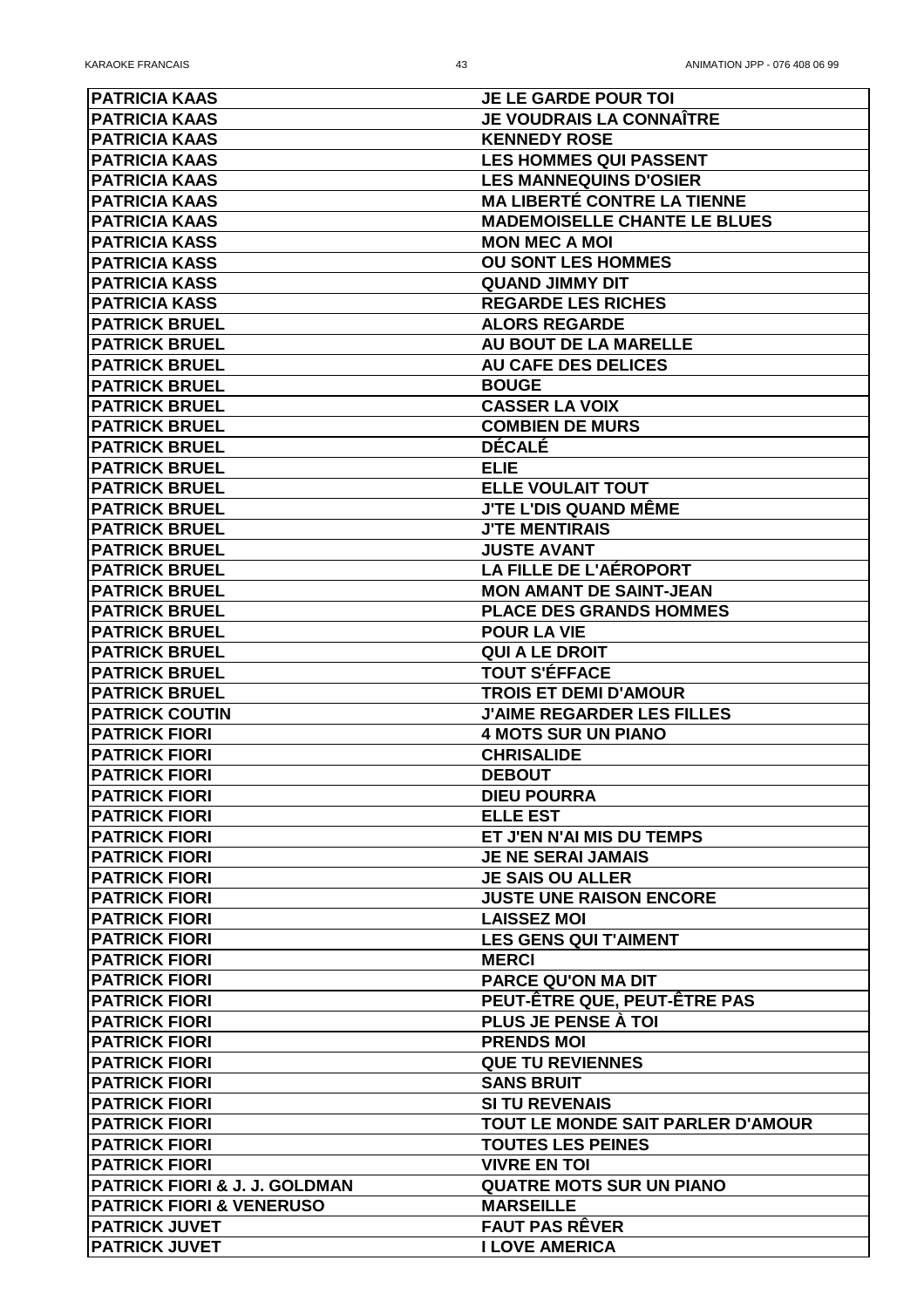| | |
|---|---|
| **PATRICIA KAAS** | **JE LE GARDE POUR TOI** |
| **PATRICIA KAAS** | **JE VOUDRAIS LA CONNAÎTRE** |
| **PATRICIA KAAS** | **KENNEDY ROSE** |
| **PATRICIA KAAS** | **LES HOMMES QUI PASSENT** |
| **PATRICIA KAAS** | **LES MANNEQUINS D'OSIER** |
| **PATRICIA KAAS** | **MA LIBERTÉ CONTRE LA TIENNE** |
| **PATRICIA KAAS** | **MADEMOISELLE CHANTE LE BLUES** |
| **PATRICIA KASS** | **MON MEC A MOI** |
| **PATRICIA KASS** | **OU SONT LES HOMMES** |
| **PATRICIA KASS** | **QUAND JIMMY DIT** |
| **PATRICIA KASS** | **REGARDE LES RICHES** |
| **PATRICK BRUEL** | **ALORS REGARDE** |
| **PATRICK BRUEL** | **AU BOUT DE LA MARELLE** |
| **PATRICK BRUEL** | **AU CAFE DES DELICES** |
| **PATRICK BRUEL** | **BOUGE** |
| **PATRICK BRUEL** | **CASSER LA VOIX** |
| **PATRICK BRUEL** | **COMBIEN DE MURS** |
| **PATRICK BRUEL** | **DÉCALÉ** |
| **PATRICK BRUEL** | **ELIE** |
| **PATRICK BRUEL** | **ELLE VOULAIT TOUT** |
| **PATRICK BRUEL** | **J'TE L'DIS QUAND MÊME** |
| **PATRICK BRUEL** | **J'TE MENTIRAIS** |
| **PATRICK BRUEL** | **JUSTE AVANT** |
| **PATRICK BRUEL** | **LA FILLE DE L'AÉROPORT** |
| **PATRICK BRUEL** | **MON AMANT DE SAINT-JEAN** |
| **PATRICK BRUEL** | **PLACE DES GRANDS HOMMES** |
| **PATRICK BRUEL** | **POUR LA VIE** |
| **PATRICK BRUEL** | **QUI A LE DROIT** |
| **PATRICK BRUEL** | **TOUT S'ÉFFACE** |
| **PATRICK BRUEL** | **TROIS ET DEMI D'AMOUR** |
| **PATRICK COUTIN** | **J'AIME REGARDER LES FILLES** |
| **PATRICK FIORI** | **4 MOTS SUR UN PIANO** |
| **PATRICK FIORI** | **CHRISALIDE** |
| **PATRICK FIORI** | **DEBOUT** |
| **PATRICK FIORI** | **DIEU POURRA** |
| **PATRICK FIORI** | **ELLE EST** |
| **PATRICK FIORI** | **ET J'EN N'AI MIS DU TEMPS** |
| **PATRICK FIORI** | **JE NE SERAI JAMAIS** |
| **PATRICK FIORI** | **JE SAIS OU ALLER** |
| **PATRICK FIORI** | **JUSTE UNE RAISON ENCORE** |
| **PATRICK FIORI** | **LAISSEZ MOI** |
| **PATRICK FIORI** | **LES GENS QUI T'AIMENT** |
| **PATRICK FIORI** | **MERCI** |
| **PATRICK FIORI** | **PARCE QU'ON MA DIT** |
| **PATRICK FIORI** | **PEUT-ÊTRE QUE, PEUT-ÊTRE PAS** |
| **PATRICK FIORI** | **PLUS JE PENSE À TOI** |
| **PATRICK FIORI** | **PRENDS MOI** |
| **PATRICK FIORI** | **QUE TU REVIENNES** |
| **PATRICK FIORI** | **SANS BRUIT** |
| **PATRICK FIORI** | **SI TU REVENAIS** |
| **PATRICK FIORI** | **TOUT LE MONDE SAIT PARLER D'AMOUR** |
| **PATRICK FIORI** | **TOUTES LES PEINES** |
| **PATRICK FIORI** | **VIVRE EN TOI** |
| **PATRICK FIORI & J. J. GOLDMAN** | **QUATRE MOTS SUR UN PIANO** |
| **PATRICK FIORI & VENERUSO** | **MARSEILLE** |
| **PATRICK JUVET** | **FAUT PAS RÊVER** |
| **PATRICK JUVET** | **I LOVE AMERICA** |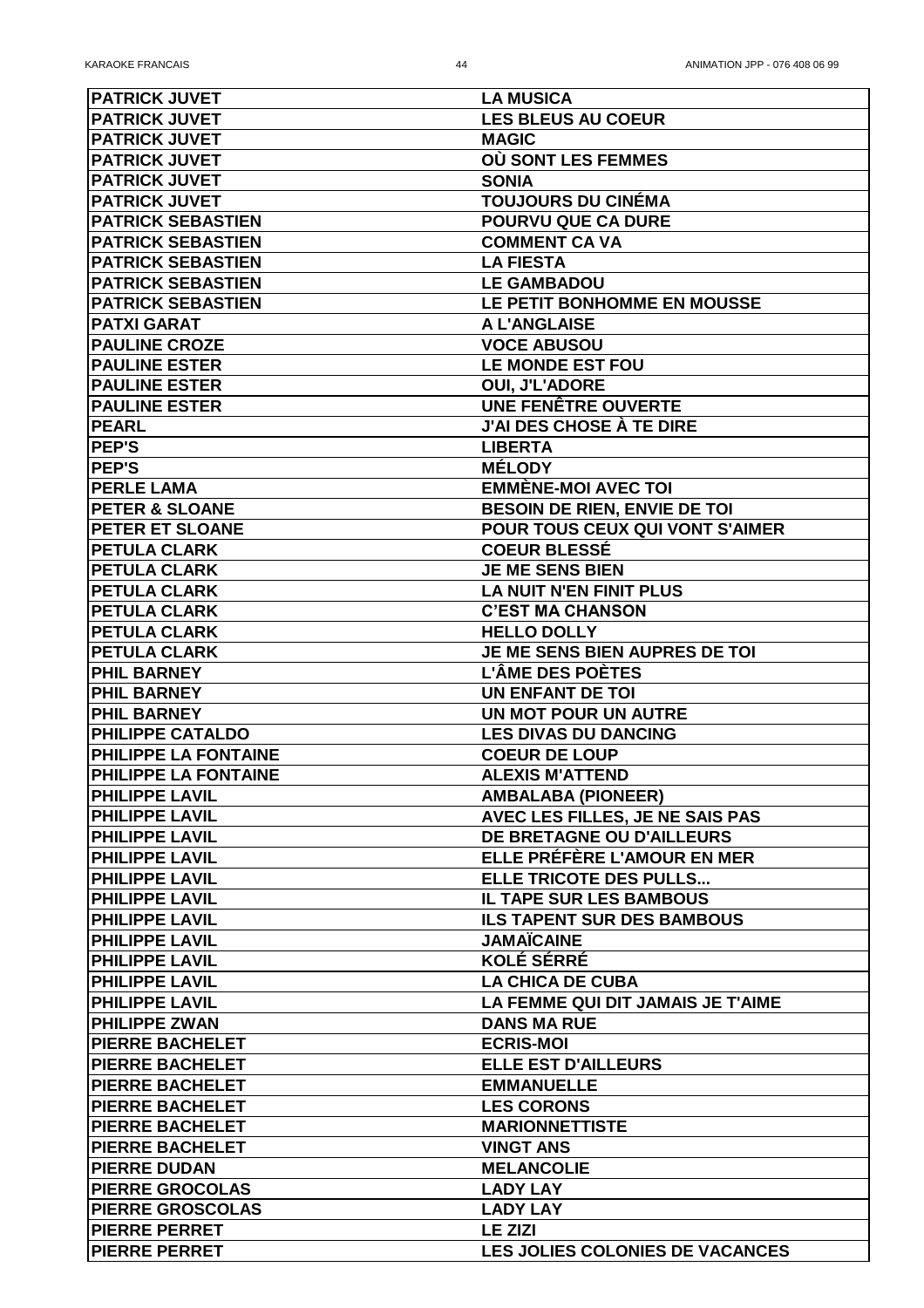| | |
|---|---|
| PATRICK JUVET | LA MUSICA |
| PATRICK JUVET | LES BLEUS AU COEUR |
| PATRICK JUVET | MAGIC |
| PATRICK JUVET | OÙ SONT LES FEMMES |
| PATRICK JUVET | SONIA |
| PATRICK JUVET | TOUJOURS DU CINÉMA |
| PATRICK SEBASTIEN | POURVU QUE CA DURE |
| PATRICK SEBASTIEN | COMMENT CA VA |
| PATRICK SEBASTIEN | LA FIESTA |
| PATRICK SEBASTIEN | LE GAMBADOU |
| PATRICK SEBASTIEN | LE PETIT BONHOMME EN MOUSSE |
| PATXI GARAT | A L'ANGLAISE |
| PAULINE CROZE | VOCE ABUSOU |
| PAULINE ESTER | LE MONDE EST FOU |
| PAULINE ESTER | OUI, J'L'ADORE |
| PAULINE ESTER | UNE FENÊTRE OUVERTE |
| PEARL | J'AI DES CHOSE À TE DIRE |
| PEP'S | LIBERTA |
| PEP'S | MÉLODY |
| PERLE LAMA | EMMÈNE-MOI AVEC TOI |
| PETER & SLOANE | BESOIN DE RIEN, ENVIE DE TOI |
| PETER ET SLOANE | POUR TOUS CEUX QUI VONT S'AIMER |
| PETULA CLARK | COEUR BLESSÉ |
| PETULA CLARK | JE ME SENS BIEN |
| PETULA CLARK | LA NUIT N'EN FINIT PLUS |
| PETULA CLARK | C'EST MA CHANSON |
| PETULA CLARK | HELLO DOLLY |
| PETULA CLARK | JE ME SENS BIEN AUPRES DE TOI |
| PHIL BARNEY | L'ÂME DES POÈTES |
| PHIL BARNEY | UN ENFANT DE TOI |
| PHIL BARNEY | UN MOT POUR UN AUTRE |
| PHILIPPE CATALDO | LES DIVAS DU DANCING |
| PHILIPPE LA FONTAINE | COEUR DE LOUP |
| PHILIPPE LA FONTAINE | ALEXIS M'ATTEND |
| PHILIPPE LAVIL | AMBALABA (PIONEER) |
| PHILIPPE LAVIL | AVEC LES FILLES, JE NE SAIS PAS |
| PHILIPPE LAVIL | DE BRETAGNE OU D'AILLEURS |
| PHILIPPE LAVIL | ELLE PRÉFÈRE L'AMOUR EN MER |
| PHILIPPE LAVIL | ELLE TRICOTE DES PULLS... |
| PHILIPPE LAVIL | IL TAPE SUR LES BAMBOUS |
| PHILIPPE LAVIL | ILS TAPENT SUR DES BAMBOUS |
| PHILIPPE LAVIL | JAMAÏCAINE |
| PHILIPPE LAVIL | KOLÉ SÉRRÉ |
| PHILIPPE LAVIL | LA CHICA DE CUBA |
| PHILIPPE LAVIL | LA FEMME QUI DIT JAMAIS JE T'AIME |
| PHILIPPE ZWAN | DANS MA RUE |
| PIERRE BACHELET | ECRIS-MOI |
| PIERRE BACHELET | ELLE EST D'AILLEURS |
| PIERRE BACHELET | EMMANUELLE |
| PIERRE BACHELET | LES CORONS |
| PIERRE BACHELET | MARIONNETTISTE |
| PIERRE BACHELET | VINGT ANS |
| PIERRE DUDAN | MELANCOLIE |
| PIERRE GROCOLAS | LADY LAY |
| PIERRE GROSCOLAS | LADY LAY |
| PIERRE PERRET | LE ZIZI |
| PIERRE PERRET | LES JOLIES COLONIES DE VACANCES |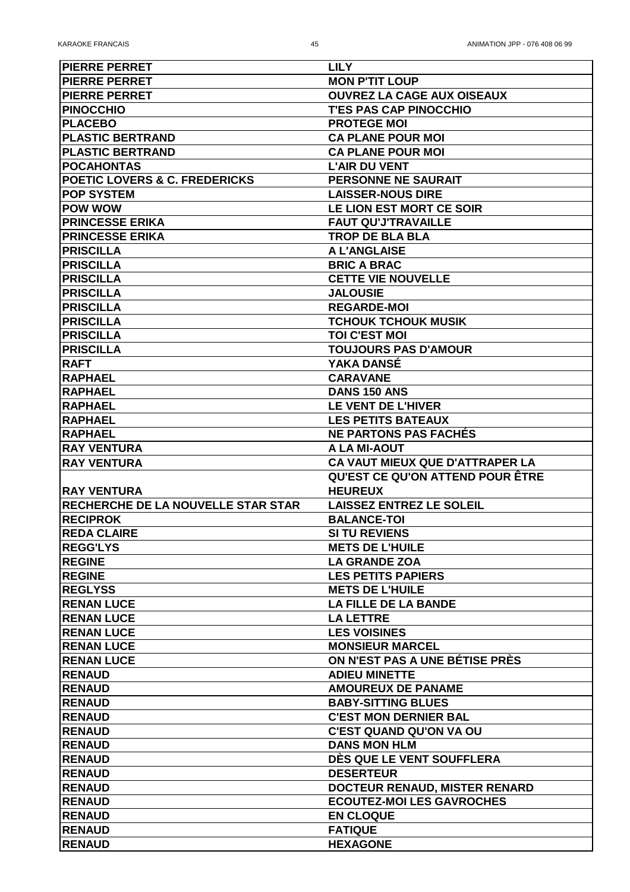| | |
|---|---|
| **PIERRE PERRET** | **LILY** |
| **PIERRE PERRET** | **MON P'TIT LOUP** |
| **PIERRE PERRET** | **OUVREZ LA CAGE AUX OISEAUX** |
| **PINOCCHIO** | **T'ES PAS CAP PINOCCHIO** |
| **PLACEBO** | **PROTEGE MOI** |
| **PLASTIC BERTRAND** | **CA PLANE POUR MOI** |
| **PLASTIC BERTRAND** | **CA PLANE POUR MOI** |
| **POCAHONTAS** | **L'AIR DU VENT** |
| **POETIC LOVERS & C. FREDERICKS** | **PERSONNE NE SAURAIT** |
| **POP SYSTEM** | **LAISSER-NOUS DIRE** |
| **POW WOW** | **LE LION EST MORT CE SOIR** |
| **PRINCESSE ERIKA** | **FAUT QU'J'TRAVAILLE** |
| **PRINCESSE ERIKA** | **TROP DE BLA BLA** |
| **PRISCILLA** | **A L'ANGLAISE** |
| **PRISCILLA** | **BRIC A BRAC** |
| **PRISCILLA** | **CETTE VIE NOUVELLE** |
| **PRISCILLA** | **JALOUSIE** |
| **PRISCILLA** | **REGARDE-MOI** |
| **PRISCILLA** | **TCHOUK TCHOUK MUSIK** |
| **PRISCILLA** | **TOI C'EST MOI** |
| **PRISCILLA** | **TOUJOURS PAS D'AMOUR** |
| **RAFT** | **YAKA DANSÉ** |
| **RAPHAEL** | **CARAVANE** |
| **RAPHAEL** | **DANS 150 ANS** |
| **RAPHAEL** | **LE VENT DE L'HIVER** |
| **RAPHAEL** | **LES PETITS BATEAUX** |
| **RAPHAEL** | **NE PARTONS PAS FACHÉS** |
| **RAY VENTURA** | **A LA MI-AOUT** |
| **RAY VENTURA** | **CA VAUT MIEUX QUE D'ATTRAPER LA** |
| **RAY VENTURA** | **QU'EST CE QU'ON ATTEND POUR ÊTRE HEUREUX** |
| **RECHERCHE DE LA NOUVELLE STAR STAR** | **LAISSEZ ENTREZ LE SOLEIL** |
| **RECIPROK** | **BALANCE-TOI** |
| **REDA CLAIRE** | **SI TU REVIENS** |
| **REGG'LYS** | **METS DE L'HUILE** |
| **REGINE** | **LA GRANDE ZOA** |
| **REGINE** | **LES PETITS PAPIERS** |
| **REGLYSS** | **METS DE L'HUILE** |
| **RENAN LUCE** | **LA FILLE DE LA BANDE** |
| **RENAN LUCE** | **LA LETTRE** |
| **RENAN LUCE** | **LES VOISINES** |
| **RENAN LUCE** | **MONSIEUR MARCEL** |
| **RENAN LUCE** | **ON N'EST PAS A UNE BÉTISE PRÈS** |
| **RENAUD** | **ADIEU MINETTE** |
| **RENAUD** | **AMOUREUX DE PANAME** |
| **RENAUD** | **BABY-SITTING BLUES** |
| **RENAUD** | **C'EST MON DERNIER BAL** |
| **RENAUD** | **C'EST QUAND QU'ON VA OU** |
| **RENAUD** | **DANS MON HLM** |
| **RENAUD** | **DÈS QUE LE VENT SOUFFLERA** |
| **RENAUD** | **DESERTEUR** |
| **RENAUD** | **DOCTEUR RENAUD, MISTER RENARD** |
| **RENAUD** | **ECOUTEZ-MOI LES GAVROCHES** |
| **RENAUD** | **EN CLOQUE** |
| **RENAUD** | **FATIQUE** |
| **RENAUD** | **HEXAGONE** |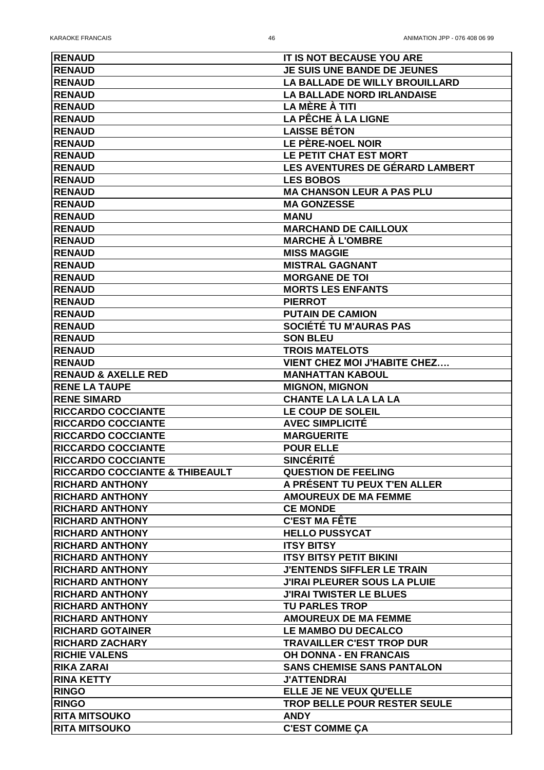| | |
|---|---|
| RENAUD | IT IS NOT BECAUSE YOU ARE |
| RENAUD | JE SUIS UNE BANDE DE JEUNES |
| RENAUD | LA BALLADE DE WILLY BROUILLARD |
| RENAUD | LA BALLADE NORD IRLANDAISE |
| RENAUD | LA MÈRE À TITI |
| RENAUD | LA PÊCHE À LA LIGNE |
| RENAUD | LAISSE BÉTON |
| RENAUD | LE PÈRE-NOEL NOIR |
| RENAUD | LE PETIT CHAT EST MORT |
| RENAUD | LES AVENTURES DE GÉRARD LAMBERT |
| RENAUD | LES BOBOS |
| RENAUD | MA CHANSON LEUR A PAS PLU |
| RENAUD | MA GONZESSE |
| RENAUD | MANU |
| RENAUD | MARCHAND DE CAILLOUX |
| RENAUD | MARCHE À L'OMBRE |
| RENAUD | MISS MAGGIE |
| RENAUD | MISTRAL GAGNANT |
| RENAUD | MORGANE DE TOI |
| RENAUD | MORTS LES ENFANTS |
| RENAUD | PIERROT |
| RENAUD | PUTAIN DE CAMION |
| RENAUD | SOCIÉTÉ TU M'AURAS PAS |
| RENAUD | SON BLEU |
| RENAUD | TROIS MATELOTS |
| RENAUD | VIENT CHEZ MOI J'HABITE CHEZ…. |
| RENAUD & AXELLE RED | MANHATTAN KABOUL |
| RENE LA TAUPE | MIGNON, MIGNON |
| RENE SIMARD | CHANTE LA LA LA LA LA |
| RICCARDO COCCIANTE | LE COUP DE SOLEIL |
| RICCARDO COCCIANTE | AVEC SIMPLICITÉ |
| RICCARDO COCCIANTE | MARGUERITE |
| RICCARDO COCCIANTE | POUR ELLE |
| RICCARDO COCCIANTE | SINCÉRITÉ |
| RICCARDO COCCIANTE & THIBEAULT | QUESTION DE FEELING |
| RICHARD ANTHONY | A PRÉSENT TU PEUX T'EN ALLER |
| RICHARD ANTHONY | AMOUREUX DE MA FEMME |
| RICHARD ANTHONY | CE MONDE |
| RICHARD ANTHONY | C'EST MA FÊTE |
| RICHARD ANTHONY | HELLO PUSSYCAT |
| RICHARD ANTHONY | ITSY BITSY |
| RICHARD ANTHONY | ITSY BITSY PETIT BIKINI |
| RICHARD ANTHONY | J'ENTENDS SIFFLER LE TRAIN |
| RICHARD ANTHONY | J'IRAI PLEURER SOUS LA PLUIE |
| RICHARD ANTHONY | J'IRAI TWISTER LE BLUES |
| RICHARD ANTHONY | TU PARLES TROP |
| RICHARD ANTHONY | AMOUREUX DE MA FEMME |
| RICHARD GOTAINER | LE MAMBO DU DECALCO |
| RICHARD ZACHARY | TRAVAILLER C'EST TROP DUR |
| RICHIE VALENS | OH DONNA - EN FRANCAIS |
| RIKA ZARAI | SANS CHEMISE SANS PANTALON |
| RINA KETTY | J'ATTENDRAI |
| RINGO | ELLE JE NE VEUX QU'ELLE |
| RINGO | TROP BELLE POUR RESTER SEULE |
| RITA MITSOUKO | ANDY |
| RITA MITSOUKO | C'EST COMME ÇA |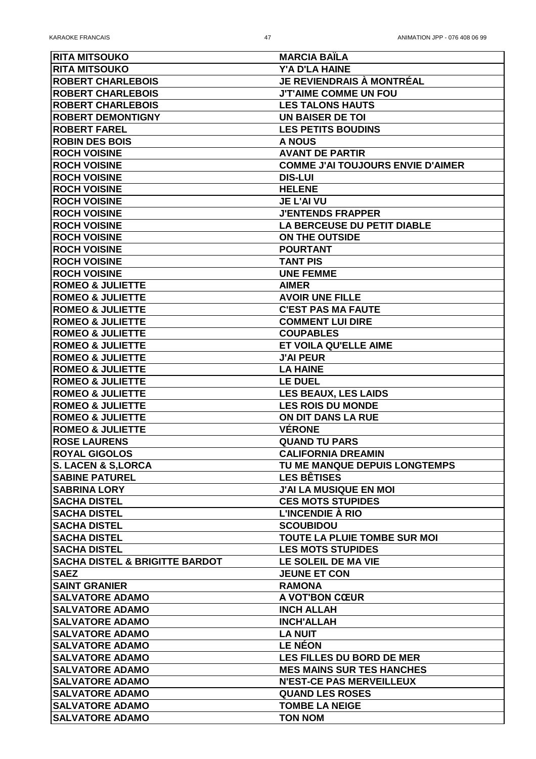| | |
|---|---|
| **RITA MITSOUKO** | **MARCIA BAÏLA** |
| **RITA MITSOUKO** | **Y'A D'LA HAINE** |
| **ROBERT CHARLEBOIS** | **JE REVIENDRAIS À MONTRÉAL** |
| **ROBERT CHARLEBOIS** | **J'T'AIME COMME UN FOU** |
| **ROBERT CHARLEBOIS** | **LES TALONS HAUTS** |
| **ROBERT DEMONTIGNY** | **UN BAISER DE TOI** |
| **ROBERT FAREL** | **LES PETITS BOUDINS** |
| **ROBIN DES BOIS** | **A NOUS** |
| **ROCH VOISINE** | **AVANT DE PARTIR** |
| **ROCH VOISINE** | **COMME J'AI TOUJOURS ENVIE D'AIMER** |
| **ROCH VOISINE** | **DIS-LUI** |
| **ROCH VOISINE** | **HELENE** |
| **ROCH VOISINE** | **JE L'AI VU** |
| **ROCH VOISINE** | **J'ENTENDS FRAPPER** |
| **ROCH VOISINE** | **LA BERCEUSE DU PETIT DIABLE** |
| **ROCH VOISINE** | **ON THE OUTSIDE** |
| **ROCH VOISINE** | **POURTANT** |
| **ROCH VOISINE** | **TANT PIS** |
| **ROCH VOISINE** | **UNE FEMME** |
| **ROMEO & JULIETTE** | **AIMER** |
| **ROMEO & JULIETTE** | **AVOIR UNE FILLE** |
| **ROMEO & JULIETTE** | **C'EST PAS MA FAUTE** |
| **ROMEO & JULIETTE** | **COMMENT LUI DIRE** |
| **ROMEO & JULIETTE** | **COUPABLES** |
| **ROMEO & JULIETTE** | **ET VOILA QU'ELLE AIME** |
| **ROMEO & JULIETTE** | **J'AI PEUR** |
| **ROMEO & JULIETTE** | **LA HAINE** |
| **ROMEO & JULIETTE** | **LE DUEL** |
| **ROMEO & JULIETTE** | **LES BEAUX, LES LAIDS** |
| **ROMEO & JULIETTE** | **LES ROIS DU MONDE** |
| **ROMEO & JULIETTE** | **ON DIT DANS LA RUE** |
| **ROMEO & JULIETTE** | **VÉRONE** |
| **ROSE LAURENS** | **QUAND TU PARS** |
| **ROYAL GIGOLOS** | **CALIFORNIA DREAMIN** |
| **S. LACEN & S,LORCA** | **TU ME MANQUE DEPUIS LONGTEMPS** |
| **SABINE PATUREL** | **LES BÊTISES** |
| **SABRINA LORY** | **J'AI LA MUSIQUE EN MOI** |
| **SACHA DISTEL** | **CES MOTS STUPIDES** |
| **SACHA DISTEL** | **L'INCENDIE À RIO** |
| **SACHA DISTEL** | **SCOUBIDOU** |
| **SACHA DISTEL** | **TOUTE LA PLUIE TOMBE SUR MOI** |
| **SACHA DISTEL** | **LES MOTS STUPIDES** |
| **SACHA DISTEL & BRIGITTE BARDOT** | **LE SOLEIL DE MA VIE** |
| **SAEZ** | **JEUNE ET CON** |
| **SAINT GRANIER** | **RAMONA** |
| **SALVATORE ADAMO** | **A VOT'BON CŒUR** |
| **SALVATORE ADAMO** | **INCH ALLAH** |
| **SALVATORE ADAMO** | **INCH'ALLAH** |
| **SALVATORE ADAMO** | **LA NUIT** |
| **SALVATORE ADAMO** | **LE NÉON** |
| **SALVATORE ADAMO** | **LES FILLES DU BORD DE MER** |
| **SALVATORE ADAMO** | **MES MAINS SUR TES HANCHES** |
| **SALVATORE ADAMO** | **N'EST-CE PAS MERVEILLEUX** |
| **SALVATORE ADAMO** | **QUAND LES ROSES** |
| **SALVATORE ADAMO** | **TOMBE LA NEIGE** |
| **SALVATORE ADAMO** | **TON NOM** |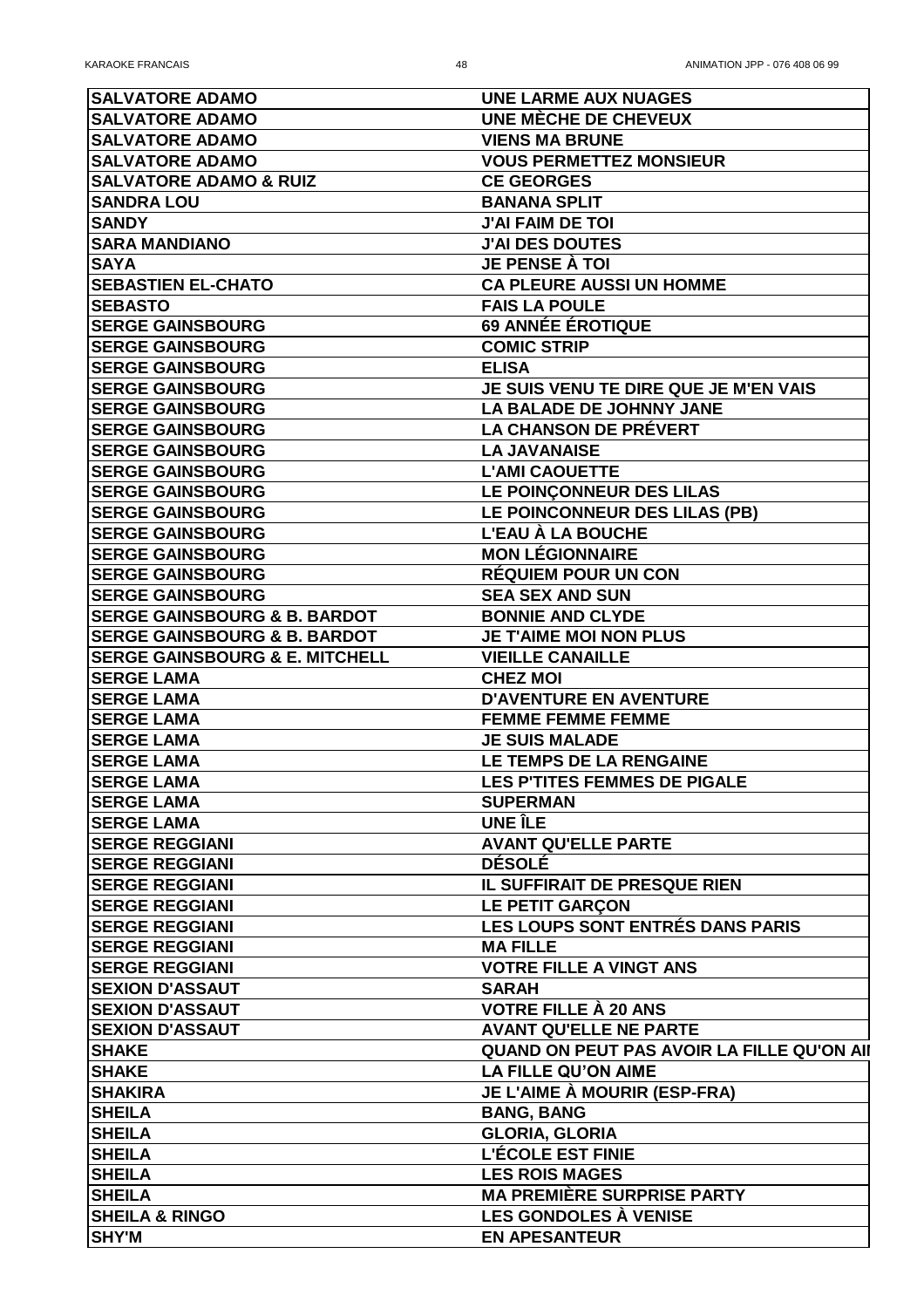| | |
|---|---|
| SALVATORE ADAMO | UNE LARME AUX NUAGES |
| SALVATORE ADAMO | UNE MÈCHE DE CHEVEUX |
| SALVATORE ADAMO | VIENS MA BRUNE |
| SALVATORE ADAMO | VOUS PERMETTEZ MONSIEUR |
| SALVATORE ADAMO & RUIZ | CE GEORGES |
| SANDRA LOU | BANANA SPLIT |
| SANDY | J'AI FAIM DE TOI |
| SARA MANDIANO | J'AI DES DOUTES |
| SAYA | JE PENSE À TOI |
| SEBASTIEN EL-CHATO | CA PLEURE AUSSI UN HOMME |
| SEBASTO | FAIS LA POULE |
| SERGE GAINSBOURG | 69 ANNÉE ÉROTIQUE |
| SERGE GAINSBOURG | COMIC STRIP |
| SERGE GAINSBOURG | ELISA |
| SERGE GAINSBOURG | JE SUIS VENU TE DIRE QUE JE M'EN VAIS |
| SERGE GAINSBOURG | LA BALADE DE JOHNNY JANE |
| SERGE GAINSBOURG | LA CHANSON DE PRÉVERT |
| SERGE GAINSBOURG | LA JAVANAISE |
| SERGE GAINSBOURG | L'AMI CAOUETTE |
| SERGE GAINSBOURG | LE POINÇONNEUR DES LILAS |
| SERGE GAINSBOURG | LE POINCONNEUR DES LILAS (PB) |
| SERGE GAINSBOURG | L'EAU À LA BOUCHE |
| SERGE GAINSBOURG | MON LÉGIONNAIRE |
| SERGE GAINSBOURG | RÉQUIEM POUR UN CON |
| SERGE GAINSBOURG | SEA SEX AND SUN |
| SERGE GAINSBOURG & B. BARDOT | BONNIE AND CLYDE |
| SERGE GAINSBOURG & B. BARDOT | JE T'AIME MOI NON PLUS |
| SERGE GAINSBOURG & E. MITCHELL | VIEILLE CANAILLE |
| SERGE LAMA | CHEZ MOI |
| SERGE LAMA | D'AVENTURE EN AVENTURE |
| SERGE LAMA | FEMME FEMME FEMME |
| SERGE LAMA | JE SUIS MALADE |
| SERGE LAMA | LE TEMPS DE LA RENGAINE |
| SERGE LAMA | LES P'TITES FEMMES DE PIGALE |
| SERGE LAMA | SUPERMAN |
| SERGE LAMA | UNE ÎLE |
| SERGE REGGIANI | AVANT QU'ELLE PARTE |
| SERGE REGGIANI | DÉSOLÉ |
| SERGE REGGIANI | IL SUFFIRAIT DE PRESQUE RIEN |
| SERGE REGGIANI | LE PETIT GARÇON |
| SERGE REGGIANI | LES LOUPS SONT ENTRÉS DANS PARIS |
| SERGE REGGIANI | MA FILLE |
| SERGE REGGIANI | VOTRE FILLE A VINGT ANS |
| SEXION D'ASSAUT | SARAH |
| SEXION D'ASSAUT | VOTRE FILLE À 20 ANS |
| SEXION D'ASSAUT | AVANT QU'ELLE NE PARTE |
| SHAKE | QUAND ON PEUT PAS AVOIR LA FILLE QU'ON AI |
| SHAKE | LA FILLE QU'ON AIME |
| SHAKIRA | JE L'AIME À MOURIR (ESP-FRA) |
| SHEILA | BANG, BANG |
| SHEILA | GLORIA, GLORIA |
| SHEILA | L'ÉCOLE EST FINIE |
| SHEILA | LES ROIS MAGES |
| SHEILA | MA PREMIÈRE SURPRISE PARTY |
| SHEILA & RINGO | LES GONDOLES À VENISE |
| SHY'M | EN APESANTEUR |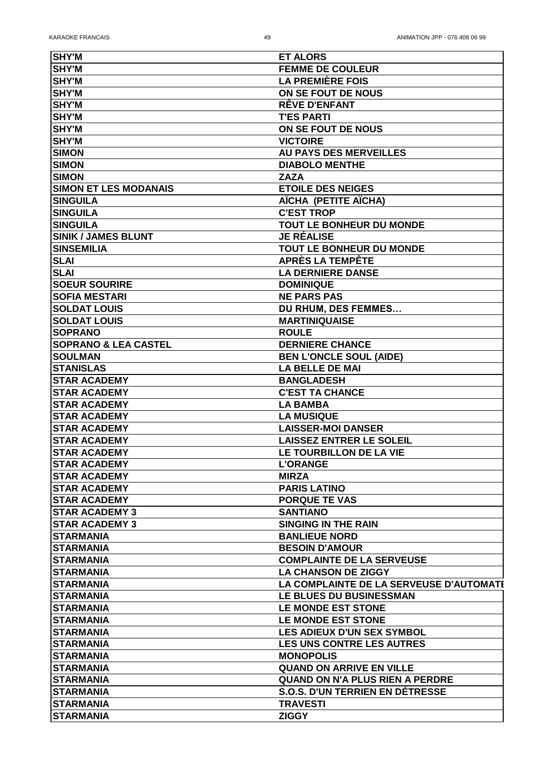| | |
|---|---|
| **SHY'M** | **ET ALORS** |
| **SHY'M** | **FEMME DE COULEUR** |
| **SHY'M** | **LA PREMIÈRE FOIS** |
| **SHY'M** | **ON SE FOUT DE NOUS** |
| **SHY'M** | **RÊVE D'ENFANT** |
| **SHY'M** | **T'ES PARTI** |
| **SHY'M** | **ON SE FOUT DE NOUS** |
| **SHY'M** | **VICTOIRE** |
| **SIMON** | **AU PAYS DES MERVEILLES** |
| **SIMON** | **DIABOLO MENTHE** |
| **SIMON** | **ZAZA** |
| **SIMON ET LES MODANAIS** | **ETOILE DES NEIGES** |
| **SINGUILA** | **AÏCHA (PETITE AÏCHA)** |
| **SINGUILA** | **C'EST TROP** |
| **SINGUILA** | **TOUT LE BONHEUR DU MONDE** |
| **SINIK / JAMES BLUNT** | **JE RÉALISE** |
| **SINSEMILIA** | **TOUT LE BONHEUR DU MONDE** |
| **SLAI** | **APRÈS LA TEMPÊTE** |
| **SLAI** | **LA DERNIERE DANSE** |
| **SOEUR SOURIRE** | **DOMINIQUE** |
| **SOFIA MESTARI** | **NE PARS PAS** |
| **SOLDAT LOUIS** | **DU RHUM, DES FEMMES…** |
| **SOLDAT LOUIS** | **MARTINIQUAISE** |
| **SOPRANO** | **ROULE** |
| **SOPRANO & LEA CASTEL** | **DERNIERE CHANCE** |
| **SOULMAN** | **BEN L'ONCLE SOUL (AIDE)** |
| **STANISLAS** | **LA BELLE DE MAI** |
| **STAR ACADEMY** | **BANGLADESH** |
| **STAR ACADEMY** | **C'EST TA CHANCE** |
| **STAR ACADEMY** | **LA BAMBA** |
| **STAR ACADEMY** | **LA MUSIQUE** |
| **STAR ACADEMY** | **LAISSER-MOI DANSER** |
| **STAR ACADEMY** | **LAISSEZ ENTRER LE SOLEIL** |
| **STAR ACADEMY** | **LE TOURBILLON DE LA VIE** |
| **STAR ACADEMY** | **L'ORANGE** |
| **STAR ACADEMY** | **MIRZA** |
| **STAR ACADEMY** | **PARIS LATINO** |
| **STAR ACADEMY** | **PORQUE TE VAS** |
| **STAR ACADEMY 3** | **SANTIANO** |
| **STAR ACADEMY 3** | **SINGING IN THE RAIN** |
| **STARMANIA** | **BANLIEUE NORD** |
| **STARMANIA** | **BESOIN D'AMOUR** |
| **STARMANIA** | **COMPLAINTE DE LA SERVEUSE** |
| **STARMANIA** | **LA CHANSON DE ZIGGY** |
| **STARMANIA** | **LA COMPLAINTE DE LA SERVEUSE D'AUTOMATE** |
| **STARMANIA** | **LE BLUES DU BUSINESSMAN** |
| **STARMANIA** | **LE MONDE EST STONE** |
| **STARMANIA** | **LE MONDE EST STONE** |
| **STARMANIA** | **LES ADIEUX D'UN SEX SYMBOL** |
| **STARMANIA** | **LES UNS CONTRE LES AUTRES** |
| **STARMANIA** | **MONOPOLIS** |
| **STARMANIA** | **QUAND ON ARRIVE EN VILLE** |
| **STARMANIA** | **QUAND ON N'A PLUS RIEN A PERDRE** |
| **STARMANIA** | **S.O.S. D'UN TERRIEN EN DÉTRESSE** |
| **STARMANIA** | **TRAVESTI** |
| **STARMANIA** | **ZIGGY** |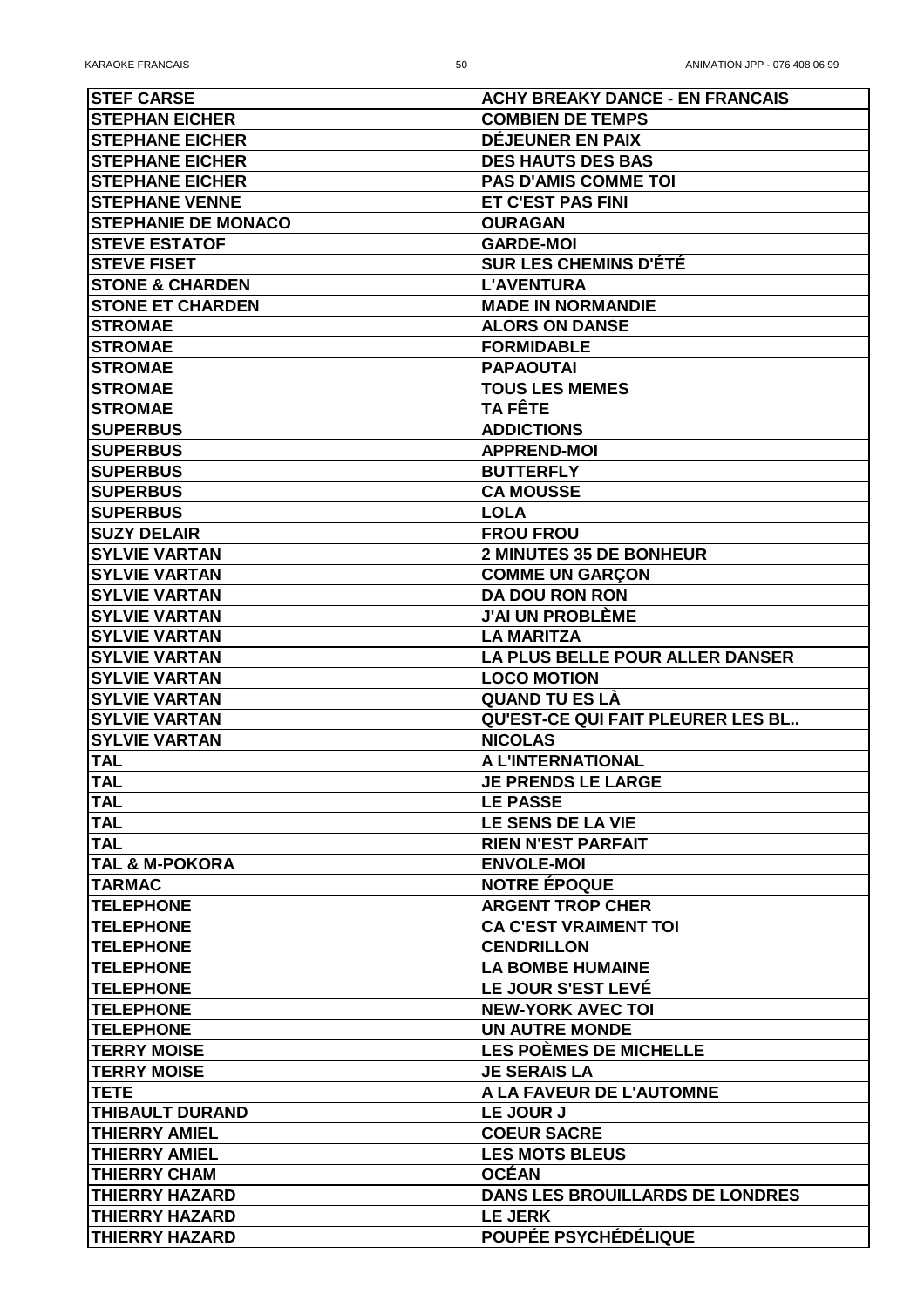| | |
|---|---|
| STEF CARSE | ACHY BREAKY DANCE - EN FRANCAIS |
| STEPHAN EICHER | COMBIEN DE TEMPS |
| STEPHANE EICHER | DÉJEUNER EN PAIX |
| STEPHANE EICHER | DES HAUTS DES BAS |
| STEPHANE EICHER | PAS D'AMIS COMME TOI |
| STEPHANE VENNE | ET C'EST PAS FINI |
| STEPHANIE DE MONACO | OURAGAN |
| STEVE ESTATOF | GARDE-MOI |
| STEVE FISET | SUR LES CHEMINS D'ÉTÉ |
| STONE & CHARDEN | L'AVENTURA |
| STONE ET CHARDEN | MADE IN NORMANDIE |
| STROMAE | ALORS ON DANSE |
| STROMAE | FORMIDABLE |
| STROMAE | PAPAOUTAI |
| STROMAE | TOUS LES MEMES |
| STROMAE | TA FÊTE |
| SUPERBUS | ADDICTIONS |
| SUPERBUS | APPREND-MOI |
| SUPERBUS | BUTTERFLY |
| SUPERBUS | CA MOUSSE |
| SUPERBUS | LOLA |
| SUZY DELAIR | FROU FROU |
| SYLVIE VARTAN | 2 MINUTES 35 DE BONHEUR |
| SYLVIE VARTAN | COMME UN GARÇON |
| SYLVIE VARTAN | DA DOU RON RON |
| SYLVIE VARTAN | J'AI UN PROBLÈME |
| SYLVIE VARTAN | LA MARITZA |
| SYLVIE VARTAN | LA PLUS BELLE POUR ALLER DANSER |
| SYLVIE VARTAN | LOCO MOTION |
| SYLVIE VARTAN | QUAND TU ES LÀ |
| SYLVIE VARTAN | QU'EST-CE QUI FAIT PLEURER LES BL.. |
| SYLVIE VARTAN | NICOLAS |
| TAL | A L'INTERNATIONAL |
| TAL | JE PRENDS LE LARGE |
| TAL | LE PASSE |
| TAL | LE SENS DE LA VIE |
| TAL | RIEN N'EST PARFAIT |
| TAL & M-POKORA | ENVOLE-MOI |
| TARMAC | NOTRE ÉPOQUE |
| TELEPHONE | ARGENT TROP CHER |
| TELEPHONE | CA C'EST VRAIMENT TOI |
| TELEPHONE | CENDRILLON |
| TELEPHONE | LA BOMBE HUMAINE |
| TELEPHONE | LE JOUR S'EST LEVÉ |
| TELEPHONE | NEW-YORK AVEC TOI |
| TELEPHONE | UN AUTRE MONDE |
| TERRY MOISE | LES POÈMES DE MICHELLE |
| TERRY MOISE | JE SERAIS LA |
| TETE | A LA FAVEUR DE L'AUTOMNE |
| THIBAULT DURAND | LE JOUR J |
| THIERRY AMIEL | COEUR SACRE |
| THIERRY AMIEL | LES MOTS BLEUS |
| THIERRY CHAM | OCÉAN |
| THIERRY HAZARD | DANS LES BROUILLARDS DE LONDRES |
| THIERRY HAZARD | LE JERK |
| THIERRY HAZARD | POUPÉE PSYCHÉDÉLIQUE |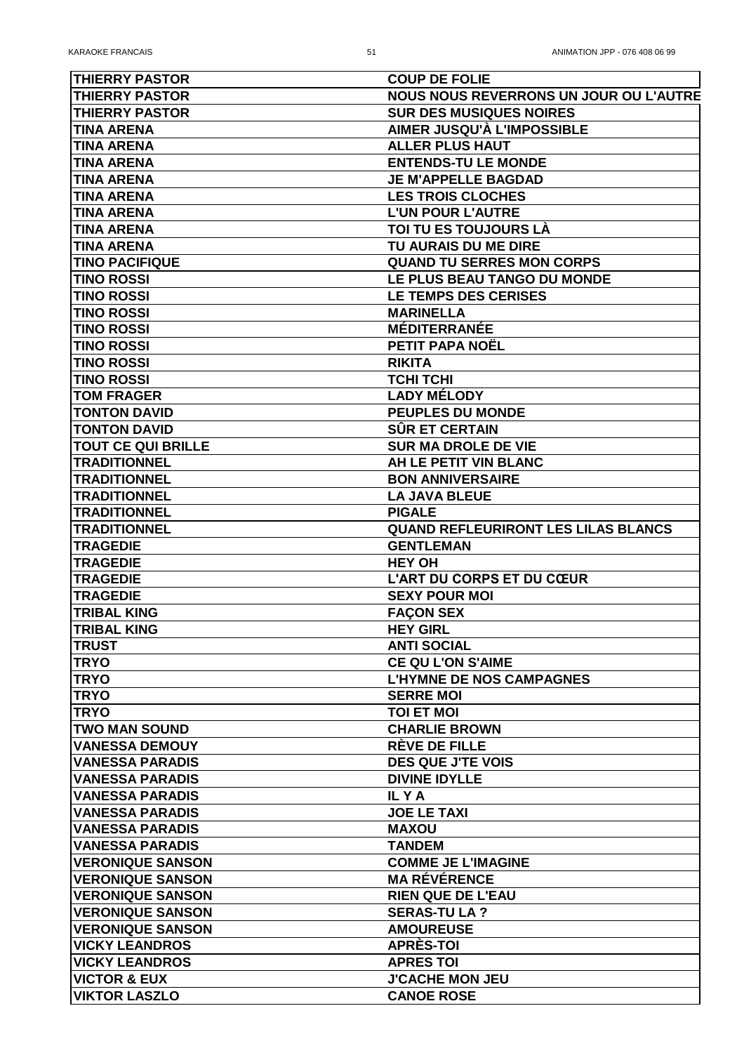| | |
|---|---|
| **THIERRY PASTOR** | **COUP DE FOLIE** |
| **THIERRY PASTOR** | **NOUS NOUS REVERRONS UN JOUR OU L'AUTRE** |
| **THIERRY PASTOR** | **SUR DES MUSIQUES NOIRES** |
| **TINA ARENA** | **AIMER JUSQU'À L'IMPOSSIBLE** |
| **TINA ARENA** | **ALLER PLUS HAUT** |
| **TINA ARENA** | **ENTENDS-TU LE MONDE** |
| **TINA ARENA** | **JE M'APPELLE BAGDAD** |
| **TINA ARENA** | **LES TROIS CLOCHES** |
| **TINA ARENA** | **L'UN POUR L'AUTRE** |
| **TINA ARENA** | **TOI TU ES TOUJOURS LÀ** |
| **TINA ARENA** | **TU AURAIS DU ME DIRE** |
| **TINO PACIFIQUE** | **QUAND TU SERRES MON CORPS** |
| **TINO ROSSI** | **LE PLUS BEAU TANGO DU MONDE** |
| **TINO ROSSI** | **LE TEMPS DES CERISES** |
| **TINO ROSSI** | **MARINELLA** |
| **TINO ROSSI** | **MÉDITERRANÉE** |
| **TINO ROSSI** | **PETIT PAPA NOËL** |
| **TINO ROSSI** | **RIKITA** |
| **TINO ROSSI** | **TCHI TCHI** |
| **TOM FRAGER** | **LADY MÉLODY** |
| **TONTON DAVID** | **PEUPLES DU MONDE** |
| **TONTON DAVID** | **SÛR ET CERTAIN** |
| **TOUT CE QUI BRILLE** | **SUR MA DROLE DE VIE** |
| **TRADITIONNEL** | **AH LE PETIT VIN BLANC** |
| **TRADITIONNEL** | **BON ANNIVERSAIRE** |
| **TRADITIONNEL** | **LA JAVA BLEUE** |
| **TRADITIONNEL** | **PIGALE** |
| **TRADITIONNEL** | **QUAND REFLEURIRONT LES LILAS BLANCS** |
| **TRAGEDIE** | **GENTLEMAN** |
| **TRAGEDIE** | **HEY OH** |
| **TRAGEDIE** | **L'ART DU CORPS ET DU CŒUR** |
| **TRAGEDIE** | **SEXY POUR MOI** |
| **TRIBAL KING** | **FAÇON SEX** |
| **TRIBAL KING** | **HEY GIRL** |
| **TRUST** | **ANTI SOCIAL** |
| **TRYO** | **CE QU L'ON S'AIME** |
| **TRYO** | **L'HYMNE DE NOS CAMPAGNES** |
| **TRYO** | **SERRE MOI** |
| **TRYO** | **TOI ET MOI** |
| **TWO MAN SOUND** | **CHARLIE BROWN** |
| **VANESSA DEMOUY** | **RÈVE DE FILLE** |
| **VANESSA PARADIS** | **DES QUE J'TE VOIS** |
| **VANESSA PARADIS** | **DIVINE IDYLLE** |
| **VANESSA PARADIS** | **IL Y A** |
| **VANESSA PARADIS** | **JOE LE TAXI** |
| **VANESSA PARADIS** | **MAXOU** |
| **VANESSA PARADIS** | **TANDEM** |
| **VERONIQUE SANSON** | **COMME JE L'IMAGINE** |
| **VERONIQUE SANSON** | **MA RÉVÉRENCE** |
| **VERONIQUE SANSON** | **RIEN QUE DE L'EAU** |
| **VERONIQUE SANSON** | **SERAS-TU LA ?** |
| **VERONIQUE SANSON** | **AMOUREUSE** |
| **VICKY LEANDROS** | **APRÈS-TOI** |
| **VICKY LEANDROS** | **APRES TOI** |
| **VICTOR & EUX** | **J'CACHE MON JEU** |
| **VIKTOR LASZLO** | **CANOE ROSE** |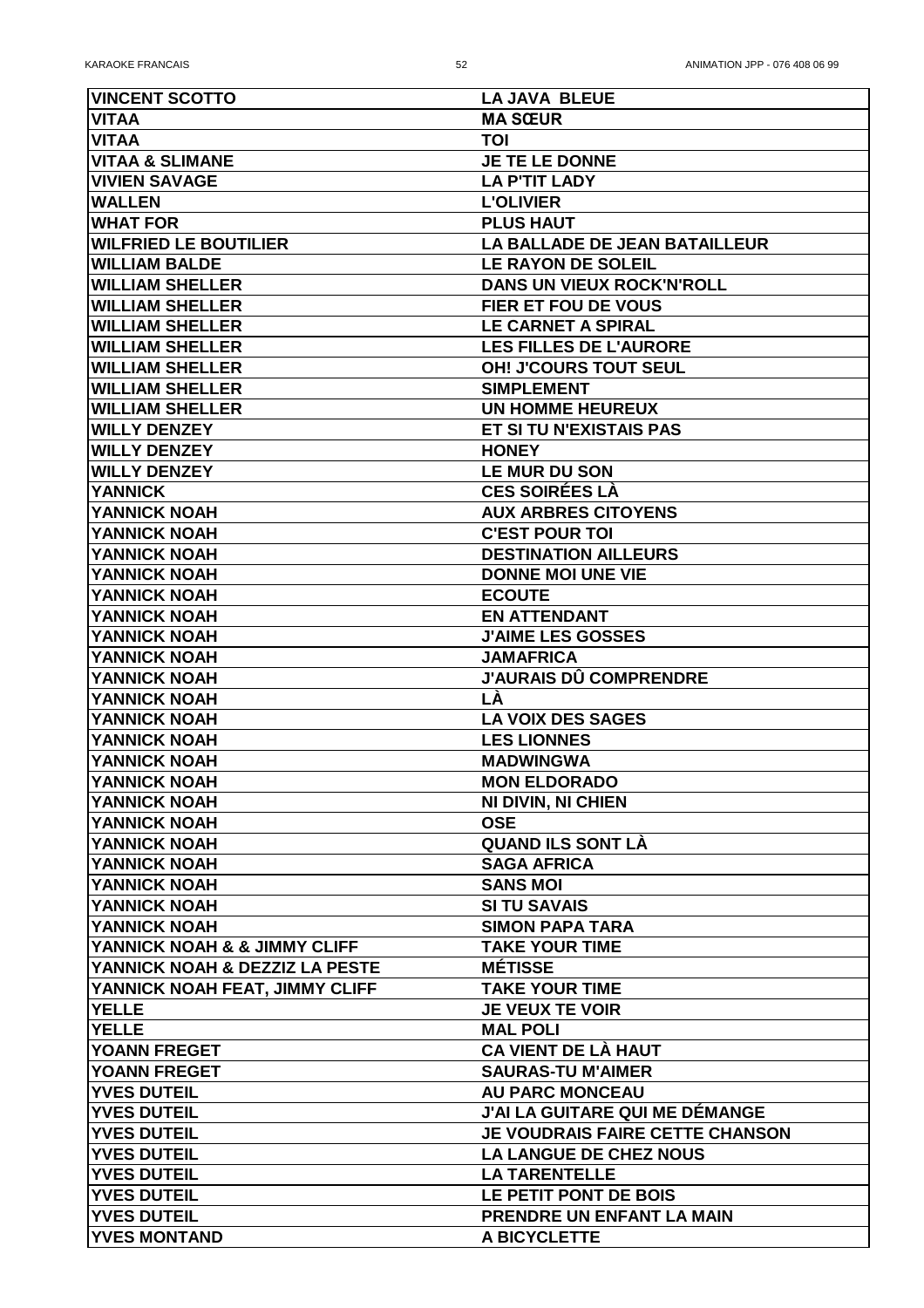| | |
|---|---|
| VINCENT SCOTTO | LA JAVA  BLEUE |
| VITAA | MA SŒUR |
| VITAA | TOI |
| VITAA & SLIMANE | JE TE LE DONNE |
| VIVIEN SAVAGE | LA P'TIT LADY |
| WALLEN | L'OLIVIER |
| WHAT FOR | PLUS HAUT |
| WILFRIED LE BOUTILIER | LA BALLADE DE JEAN BATAILLEUR |
| WILLIAM BALDE | LE RAYON DE SOLEIL |
| WILLIAM SHELLER | DANS UN VIEUX ROCK'N'ROLL |
| WILLIAM SHELLER | FIER ET FOU DE VOUS |
| WILLIAM SHELLER | LE CARNET A SPIRAL |
| WILLIAM SHELLER | LES FILLES DE L'AURORE |
| WILLIAM SHELLER | OH! J'COURS TOUT SEUL |
| WILLIAM SHELLER | SIMPLEMENT |
| WILLIAM SHELLER | UN HOMME HEUREUX |
| WILLY DENZEY | ET SI TU N'EXISTAIS PAS |
| WILLY DENZEY | HONEY |
| WILLY DENZEY | LE MUR DU SON |
| YANNICK | CES SOIRÉES LÀ |
| YANNICK NOAH | AUX ARBRES CITOYENS |
| YANNICK NOAH | C'EST POUR TOI |
| YANNICK NOAH | DESTINATION AILLEURS |
| YANNICK NOAH | DONNE MOI UNE VIE |
| YANNICK NOAH | ECOUTE |
| YANNICK NOAH | EN ATTENDANT |
| YANNICK NOAH | J'AIME LES GOSSES |
| YANNICK NOAH | JAMAFRICA |
| YANNICK NOAH | J'AURAIS DÛ COMPRENDRE |
| YANNICK NOAH | LÀ |
| YANNICK NOAH | LA VOIX DES SAGES |
| YANNICK NOAH | LES LIONNES |
| YANNICK NOAH | MADWINGWA |
| YANNICK NOAH | MON ELDORADO |
| YANNICK NOAH | NI DIVIN, NI CHIEN |
| YANNICK NOAH | OSE |
| YANNICK NOAH | QUAND ILS SONT LÀ |
| YANNICK NOAH | SAGA AFRICA |
| YANNICK NOAH | SANS MOI |
| YANNICK NOAH | SI TU SAVAIS |
| YANNICK NOAH | SIMON PAPA TARA |
| YANNICK NOAH & & JIMMY CLIFF | TAKE YOUR TIME |
| YANNICK NOAH & DEZZIZ LA PESTE | MÉTISSE |
| YANNICK NOAH FEAT, JIMMY CLIFF | TAKE YOUR TIME |
| YELLE | JE VEUX TE VOIR |
| YELLE | MAL POLI |
| YOANN FREGET | CA VIENT DE LÀ HAUT |
| YOANN FREGET | SAURAS-TU M'AIMER |
| YVES DUTEIL | AU PARC MONCEAU |
| YVES DUTEIL | J'AI LA GUITARE QUI ME DÉMANGE |
| YVES DUTEIL | JE VOUDRAIS FAIRE CETTE CHANSON |
| YVES DUTEIL | LA LANGUE DE CHEZ NOUS |
| YVES DUTEIL | LA TARENTELLE |
| YVES DUTEIL | LE PETIT PONT DE BOIS |
| YVES DUTEIL | PRENDRE UN ENFANT LA MAIN |
| YVES MONTAND | A BICYCLETTE |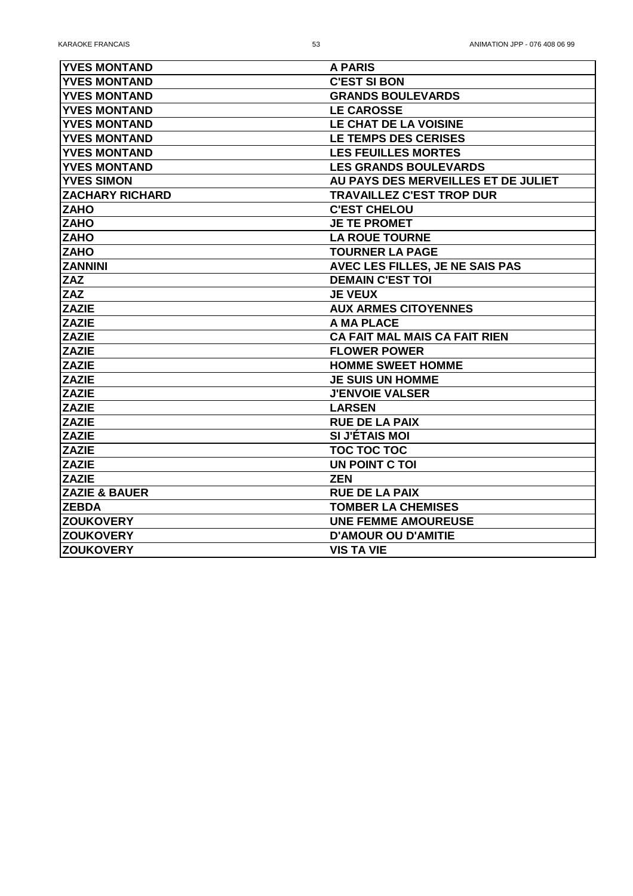| | |
|---|---|
| YVES MONTAND | A PARIS |
| YVES MONTAND | C'EST SI BON |
| YVES MONTAND | GRANDS BOULEVARDS |
| YVES MONTAND | LE CAROSSE |
| YVES MONTAND | LE CHAT DE LA VOISINE |
| YVES MONTAND | LE TEMPS DES CERISES |
| YVES MONTAND | LES FEUILLES MORTES |
| YVES MONTAND | LES GRANDS BOULEVARDS |
| YVES SIMON | AU PAYS DES MERVEILLES ET DE JULIET |
| ZACHARY RICHARD | TRAVAILLEZ C'EST TROP DUR |
| ZAHO | C'EST CHELOU |
| ZAHO | JE TE PROMET |
| ZAHO | LA ROUE TOURNE |
| ZAHO | TOURNER LA PAGE |
| ZANNINI | AVEC LES FILLES, JE NE SAIS PAS |
| ZAZ | DEMAIN C'EST TOI |
| ZAZ | JE VEUX |
| ZAZIE | AUX ARMES CITOYENNES |
| ZAZIE | A MA PLACE |
| ZAZIE | CA FAIT MAL MAIS CA FAIT RIEN |
| ZAZIE | FLOWER POWER |
| ZAZIE | HOMME SWEET HOMME |
| ZAZIE | JE SUIS UN HOMME |
| ZAZIE | J'ENVOIE VALSER |
| ZAZIE | LARSEN |
| ZAZIE | RUE DE LA PAIX |
| ZAZIE | SI J'ÉTAIS MOI |
| ZAZIE | TOC TOC TOC |
| ZAZIE | UN POINT C TOI |
| ZAZIE | ZEN |
| ZAZIE & BAUER | RUE DE LA PAIX |
| ZEBDA | TOMBER LA CHEMISES |
| ZOUKOVERY | UNE FEMME AMOUREUSE |
| ZOUKOVERY | D'AMOUR OU D'AMITIE |
| ZOUKOVERY | VIS TA VIE |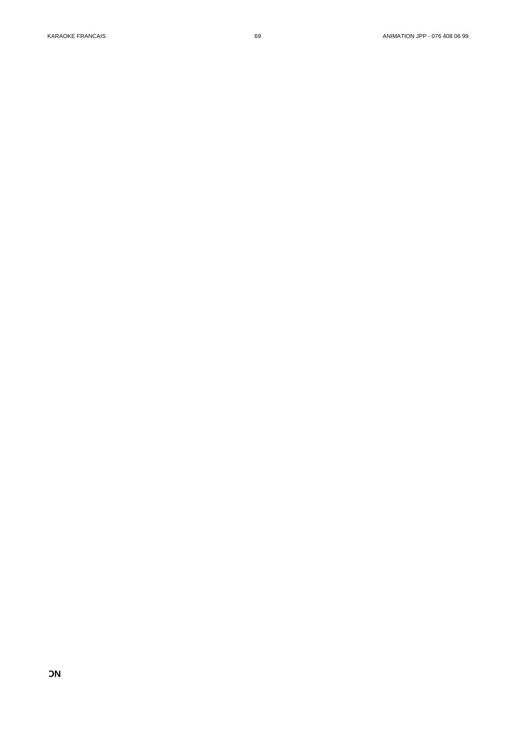ƆN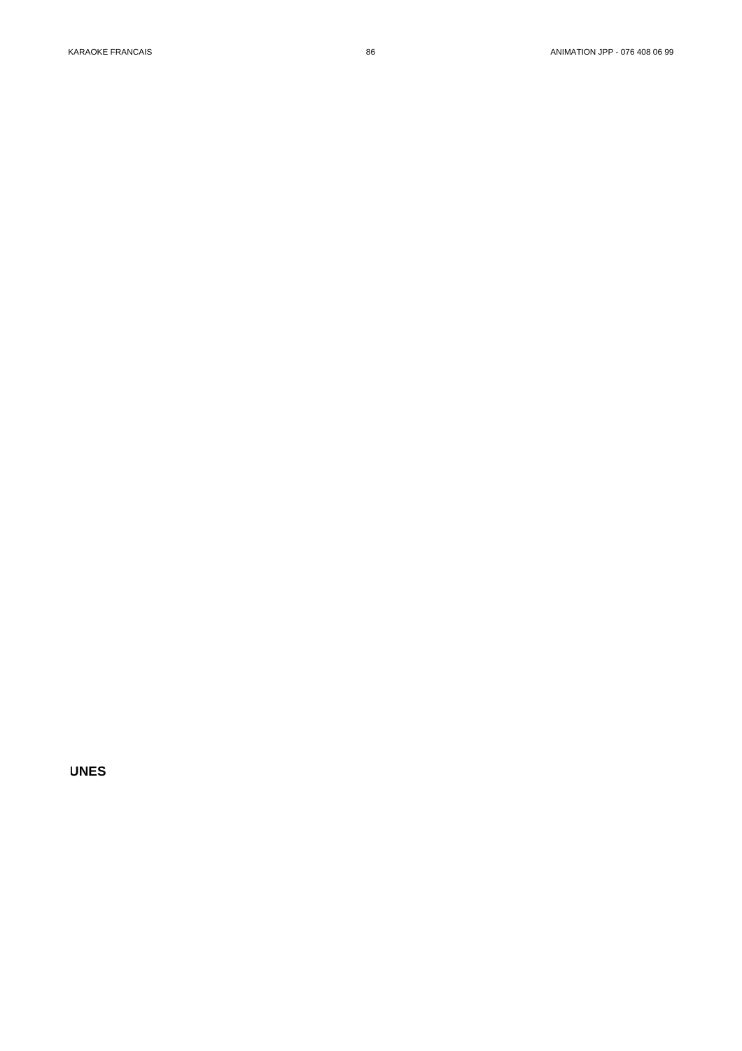**UNES**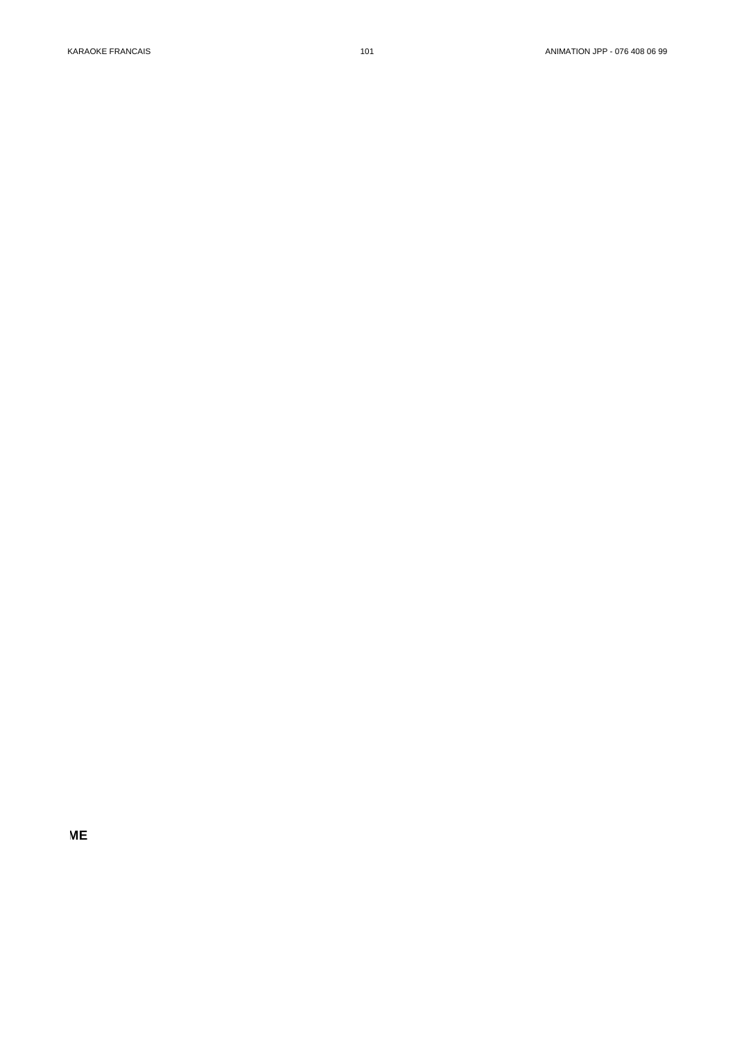**ME**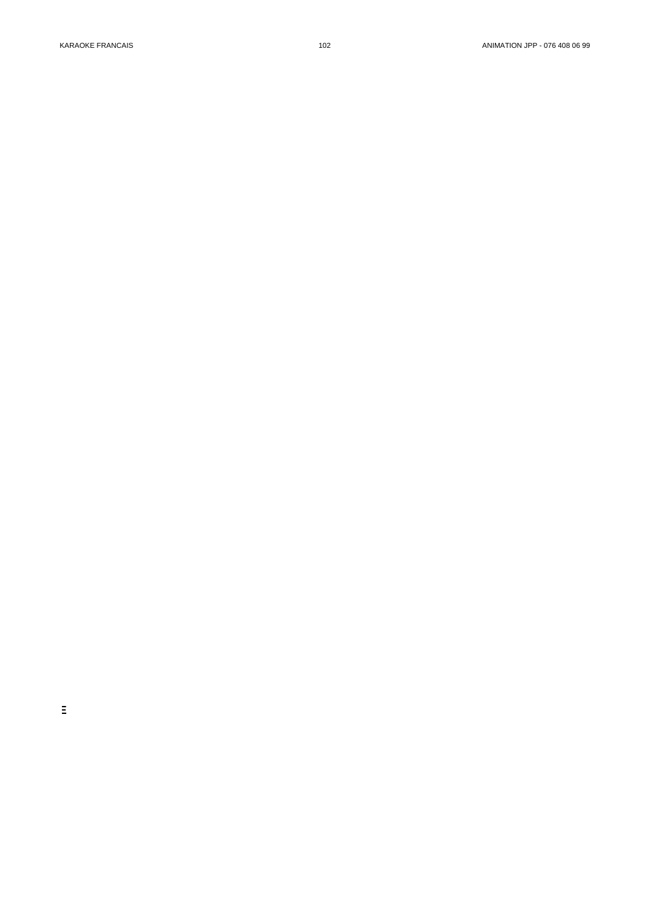Ξ